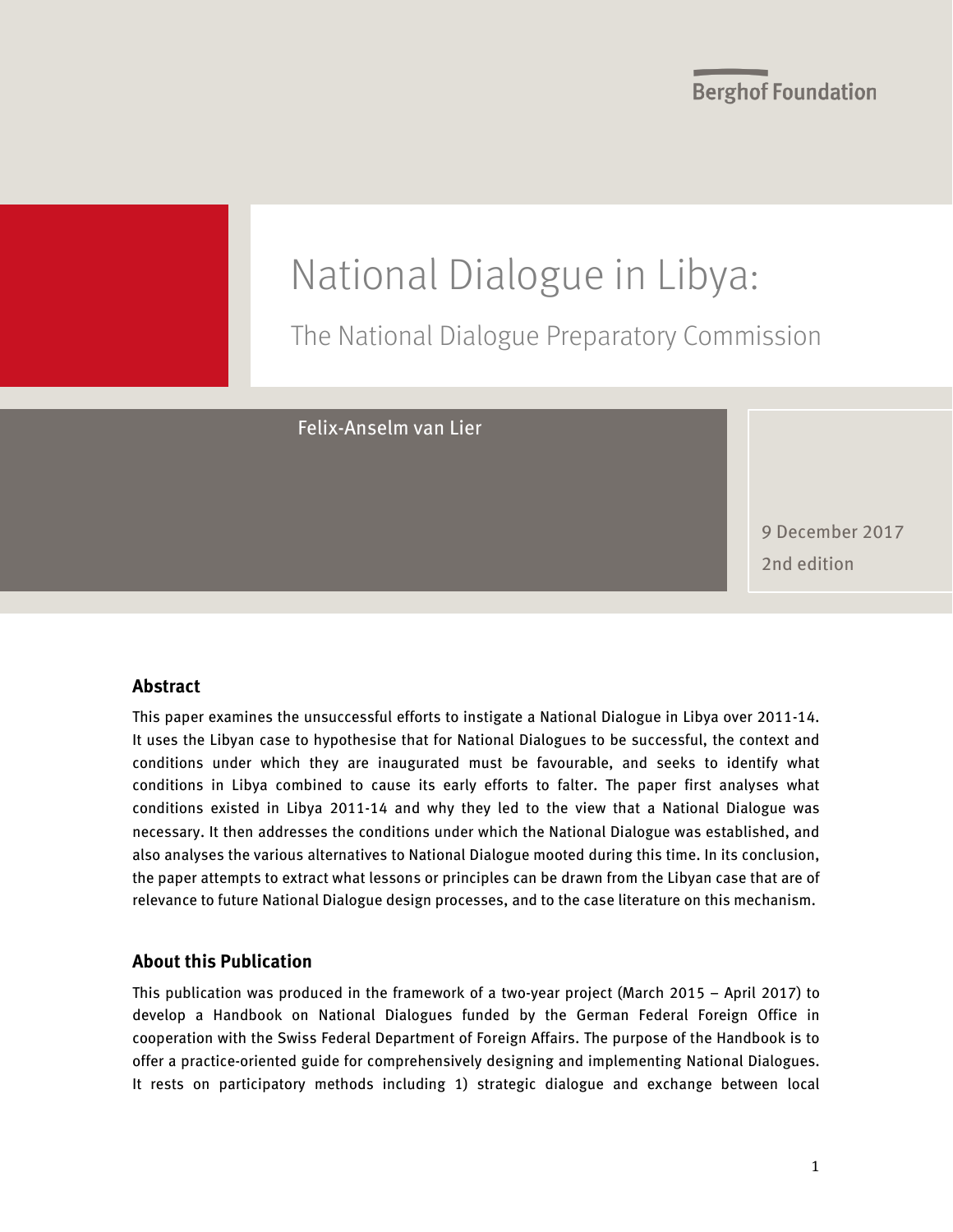Berghof Foundation

# National Dialogue in Libya:

## The National Dialogue Preparatory Commission

Felix-Anselm van Lier

9 December 2017

2nd edition

### Abstract

This paper examines the unsuccessful efforts to instigate a National Dialogue in Libya over 2011-14. It uses the Libyan case to hypothesise that for National Dialogues to be successful, the context and conditions under which they are inaugurated must be favourable, and seeks to identify what conditions in Libya combined to cause its early efforts to falter. The paper first analyses what conditions existed in Libya 2011-14 and why they led to the view that a National Dialogue was necessary. It then addresses the conditions under which the National Dialogue was established, and also analyses the various alternatives to National Dialogue mooted during this time. In its conclusion, the paper attempts to extract what lessons or principles can be drawn from the Libyan case that are of relevance to future National Dialogue design processes, and to the case literature on this mechanism.

### About this Publication

This publication was produced in the framework of a two-year project (March 2015 – April 2017) to develop a Handbook on National Dialogues funded by the German Federal Foreign Office in cooperation with the Swiss Federal Department of Foreign Affairs. The purpose of the Handbook is to offer a practice-oriented guide for comprehensively designing and implementing National Dialogues. It rests on participatory methods including 1) strategic dialogue and exchange between local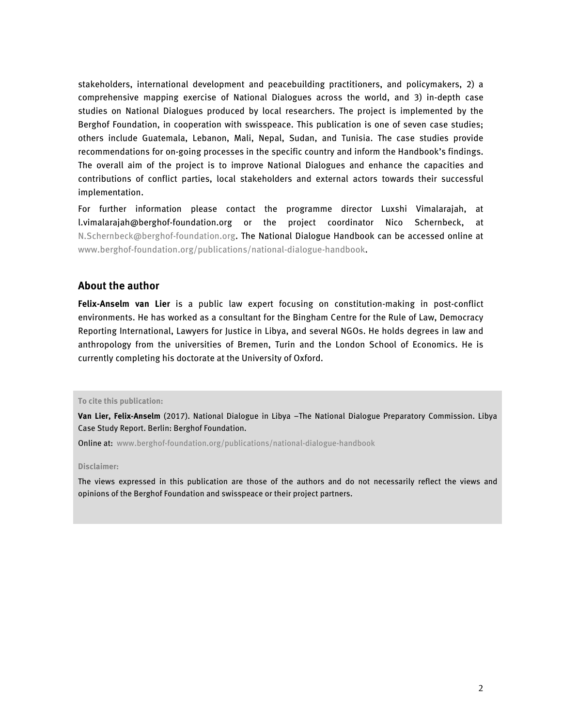stakeholders, international development and peacebuilding practitioners, and policymakers, 2) a comprehensive mapping exercise of National Dialogues across the world, and 3) in-depth case studies on National Dialogues produced by local researchers. The project is implemented by the Berghof Foundation, in cooperation with swisspeace. This publication is one of seven case studies; others include Guatemala, Lebanon, Mali, Nepal, Sudan, and Tunisia. The case studies provide recommendations for on-going processes in the specific country and inform the Handbook's findings. The overall aim of the project is to improve National Dialogues and enhance the capacities and contributions of conflict parties, local stakeholders and external actors towards their successful implementation.

For further information please contact the programme director Luxshi Vimalarajah, at l.vimalarajah@berghof-foundation.org or the project coordinator Nico Schernbeck, at N.Schernbeck@berghof-foundation.org. The National Dialogue Handbook can be accessed online at www.berghof-foundation.org/publications/national-dialogue-handbook.

## About the author

**Felix-Anselm van Lier** is a public law expert focusing on constitution-making in post-conflict environments. He has worked as a consultant for the Bingham Centre for the Rule of Law, Democracy Reporting International, Lawyers for Justice in Libya, and several NGOs. He holds degrees in law and anthropology from the universities of Bremen, Turin and the London School of Economics. He is currently completing his doctorate at the University of Oxford.

**To cite this publication:**

**Van Lier, Felix-Anselm** (2017). National Dialogue in Libya –The National Dialogue Preparatory Commission. Libya Case Study Report. Berlin: Berghof Foundation.

Online at: www.berghof-foundation.org/publications/national-dialogue-handbook

**Disclaimer:**

The views expressed in this publication are those of the authors and do not necessarily reflect the views and opinions of the Berghof Foundation and swisspeace or their project partners.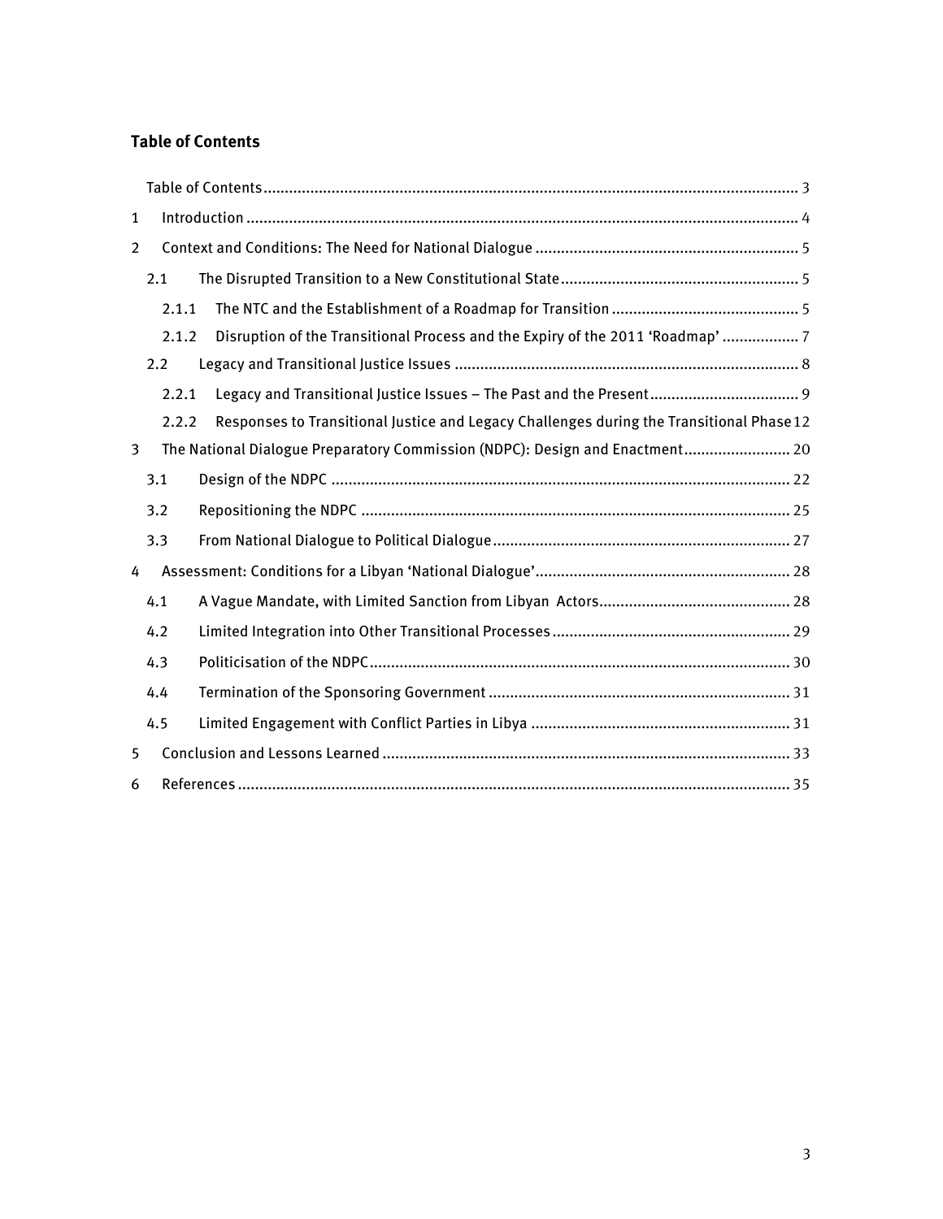## Table of Contents

Table of Contents ........ 3

1 Introduction ........ 4

2 Context and Conditions: The Need for National Dialogue ........ 5

- 2.1 The Disrupted Transition to a New Constitutional State ........ 5
  - 2.1.1 The NTC and the Establishment of a Roadmap for Transition ........ 5
  - 2.1.2 Disruption of the Transitional Process and the Expiry of the 2011 'Roadmap' ........ 7
- 2.2 Legacy and Transitional Justice Issues ........ 8
  - 2.2.1 Legacy and Transitional Justice Issues – The Past and the Present ........ 9
  - 2.2.2 Responses to Transitional Justice and Legacy Challenges during the Transitional Phase 12

3 The National Dialogue Preparatory Commission (NDPC): Design and Enactment ........ 20

- 3.1 Design of the NDPC ........ 22
- 3.2 Repositioning the NDPC ........ 25
- 3.3 From National Dialogue to Political Dialogue ........ 27

4 Assessment: Conditions for a Libyan 'National Dialogue' ........ 28

- 4.1 A Vague Mandate, with Limited Sanction from Libyan Actors ........ 28
- 4.2 Limited Integration into Other Transitional Processes ........ 29
- 4.3 Politicisation of the NDPC ........ 30
- 4.4 Termination of the Sponsoring Government ........ 31
- 4.5 Limited Engagement with Conflict Parties in Libya ........ 31

5 Conclusion and Lessons Learned ........ 33

6 References ........ 35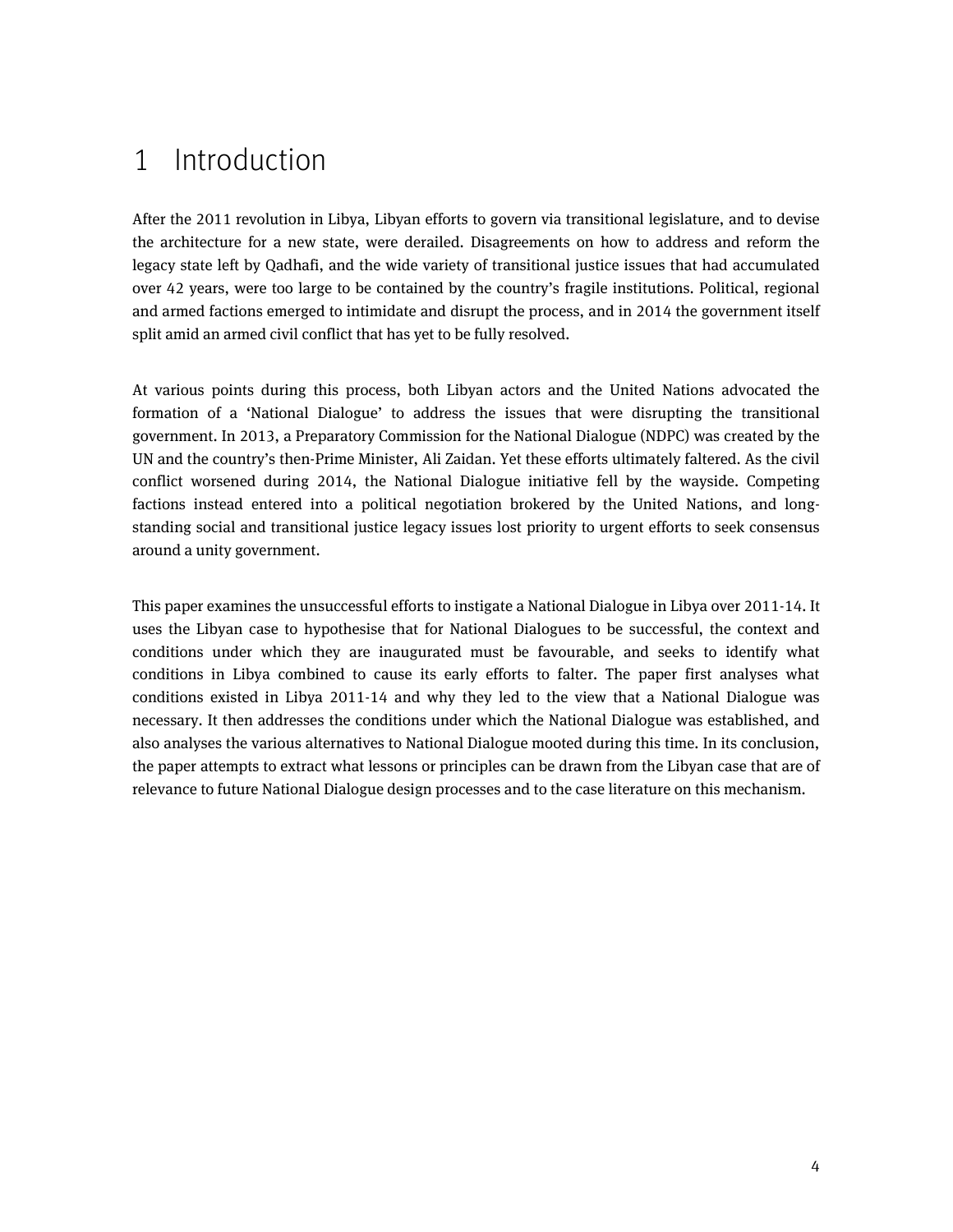# 1 Introduction

After the 2011 revolution in Libya, Libyan efforts to govern via transitional legislature, and to devise the architecture for a new state, were derailed. Disagreements on how to address and reform the legacy state left by Qadhafi, and the wide variety of transitional justice issues that had accumulated over 42 years, were too large to be contained by the country's fragile institutions. Political, regional and armed factions emerged to intimidate and disrupt the process, and in 2014 the government itself split amid an armed civil conflict that has yet to be fully resolved.

At various points during this process, both Libyan actors and the United Nations advocated the formation of a 'National Dialogue' to address the issues that were disrupting the transitional government. In 2013, a Preparatory Commission for the National Dialogue (NDPC) was created by the UN and the country's then-Prime Minister, Ali Zaidan. Yet these efforts ultimately faltered. As the civil conflict worsened during 2014, the National Dialogue initiative fell by the wayside. Competing factions instead entered into a political negotiation brokered by the United Nations, and long-standing social and transitional justice legacy issues lost priority to urgent efforts to seek consensus around a unity government.

This paper examines the unsuccessful efforts to instigate a National Dialogue in Libya over 2011-14. It uses the Libyan case to hypothesise that for National Dialogues to be successful, the context and conditions under which they are inaugurated must be favourable, and seeks to identify what conditions in Libya combined to cause its early efforts to falter. The paper first analyses what conditions existed in Libya 2011-14 and why they led to the view that a National Dialogue was necessary. It then addresses the conditions under which the National Dialogue was established, and also analyses the various alternatives to National Dialogue mooted during this time. In its conclusion, the paper attempts to extract what lessons or principles can be drawn from the Libyan case that are of relevance to future National Dialogue design processes and to the case literature on this mechanism.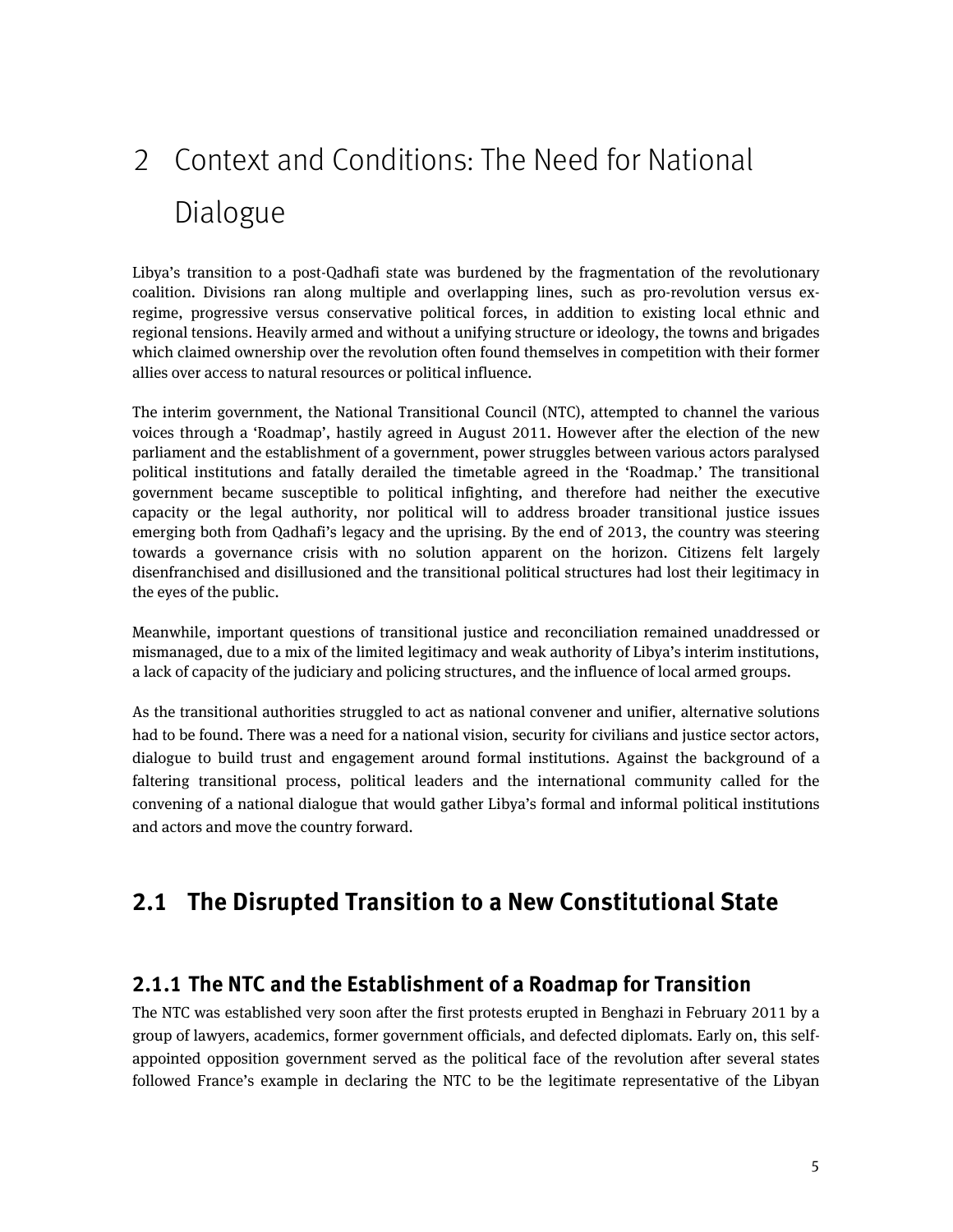# 2 Context and Conditions: The Need for National Dialogue

Libya's transition to a post-Qadhafi state was burdened by the fragmentation of the revolutionary coalition. Divisions ran along multiple and overlapping lines, such as pro-revolution versus ex-regime, progressive versus conservative political forces, in addition to existing local ethnic and regional tensions. Heavily armed and without a unifying structure or ideology, the towns and brigades which claimed ownership over the revolution often found themselves in competition with their former allies over access to natural resources or political influence.

The interim government, the National Transitional Council (NTC), attempted to channel the various voices through a 'Roadmap', hastily agreed in August 2011. However after the election of the new parliament and the establishment of a government, power struggles between various actors paralysed political institutions and fatally derailed the timetable agreed in the 'Roadmap.' The transitional government became susceptible to political infighting, and therefore had neither the executive capacity or the legal authority, nor political will to address broader transitional justice issues emerging both from Qadhafi's legacy and the uprising. By the end of 2013, the country was steering towards a governance crisis with no solution apparent on the horizon. Citizens felt largely disenfranchised and disillusioned and the transitional political structures had lost their legitimacy in the eyes of the public.

Meanwhile, important questions of transitional justice and reconciliation remained unaddressed or mismanaged, due to a mix of the limited legitimacy and weak authority of Libya's interim institutions, a lack of capacity of the judiciary and policing structures, and the influence of local armed groups.

As the transitional authorities struggled to act as national convener and unifier, alternative solutions had to be found. There was a need for a national vision, security for civilians and justice sector actors, dialogue to build trust and engagement around formal institutions. Against the background of a faltering transitional process, political leaders and the international community called for the convening of a national dialogue that would gather Libya's formal and informal political institutions and actors and move the country forward.

## 2.1 The Disrupted Transition to a New Constitutional State

### 2.1.1 The NTC and the Establishment of a Roadmap for Transition

The NTC was established very soon after the first protests erupted in Benghazi in February 2011 by a group of lawyers, academics, former government officials, and defected diplomats. Early on, this self-appointed opposition government served as the political face of the revolution after several states followed France's example in declaring the NTC to be the legitimate representative of the Libyan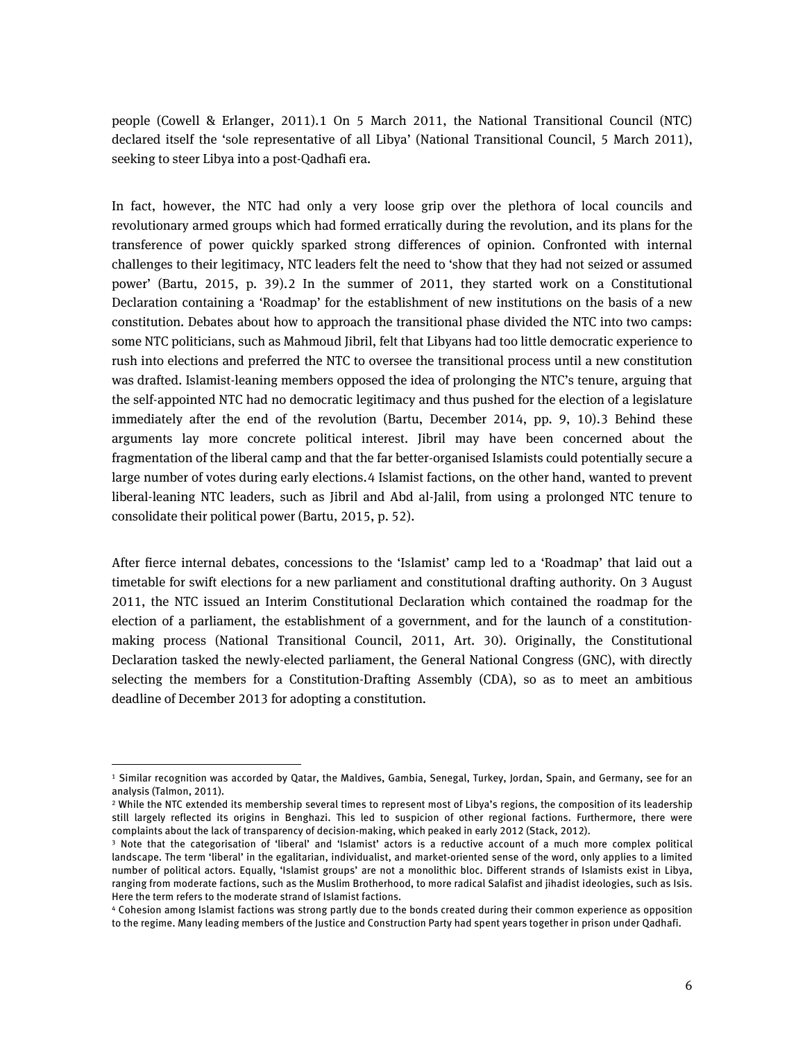people (Cowell & Erlanger, 2011).[1] On 5 March 2011, the National Transitional Council (NTC) declared itself the 'sole representative of all Libya' (National Transitional Council, 5 March 2011), seeking to steer Libya into a post-Qadhafi era.

In fact, however, the NTC had only a very loose grip over the plethora of local councils and revolutionary armed groups which had formed erratically during the revolution, and its plans for the transference of power quickly sparked strong differences of opinion. Confronted with internal challenges to their legitimacy, NTC leaders felt the need to 'show that they had not seized or assumed power' (Bartu, 2015, p. 39).[2] In the summer of 2011, they started work on a Constitutional Declaration containing a 'Roadmap' for the establishment of new institutions on the basis of a new constitution. Debates about how to approach the transitional phase divided the NTC into two camps: some NTC politicians, such as Mahmoud Jibril, felt that Libyans had too little democratic experience to rush into elections and preferred the NTC to oversee the transitional process until a new constitution was drafted. Islamist-leaning members opposed the idea of prolonging the NTC's tenure, arguing that the self-appointed NTC had no democratic legitimacy and thus pushed for the election of a legislature immediately after the end of the revolution (Bartu, December 2014, pp. 9, 10).[3] Behind these arguments lay more concrete political interest. Jibril may have been concerned about the fragmentation of the liberal camp and that the far better-organised Islamists could potentially secure a large number of votes during early elections.[4] Islamist factions, on the other hand, wanted to prevent liberal-leaning NTC leaders, such as Jibril and Abd al-Jalil, from using a prolonged NTC tenure to consolidate their political power (Bartu, 2015, p. 52).

After fierce internal debates, concessions to the 'Islamist' camp led to a 'Roadmap' that laid out a timetable for swift elections for a new parliament and constitutional drafting authority. On 3 August 2011, the NTC issued an Interim Constitutional Declaration which contained the roadmap for the election of a parliament, the establishment of a government, and for the launch of a constitution-making process (National Transitional Council, 2011, Art. 30). Originally, the Constitutional Declaration tasked the newly-elected parliament, the General National Congress (GNC), with directly selecting the members for a Constitution-Drafting Assembly (CDA), so as to meet an ambitious deadline of December 2013 for adopting a constitution.

---

[1] Similar recognition was accorded by Qatar, the Maldives, Gambia, Senegal, Turkey, Jordan, Spain, and Germany, see for an analysis (Talmon, 2011).

[2] While the NTC extended its membership several times to represent most of Libya's regions, the composition of its leadership still largely reflected its origins in Benghazi. This led to suspicion of other regional factions. Furthermore, there were complaints about the lack of transparency of decision-making, which peaked in early 2012 (Stack, 2012).

[3] Note that the categorisation of 'liberal' and 'Islamist' actors is a reductive account of a much more complex political landscape. The term 'liberal' in the egalitarian, individualist, and market-oriented sense of the word, only applies to a limited number of political actors. Equally, 'Islamist groups' are not a monolithic bloc. Different strands of Islamists exist in Libya, ranging from moderate factions, such as the Muslim Brotherhood, to more radical Salafist and jihadist ideologies, such as Isis. Here the term refers to the moderate strand of Islamist factions.

[4] Cohesion among Islamist factions was strong partly due to the bonds created during their common experience as opposition to the regime. Many leading members of the Justice and Construction Party had spent years together in prison under Qadhafi.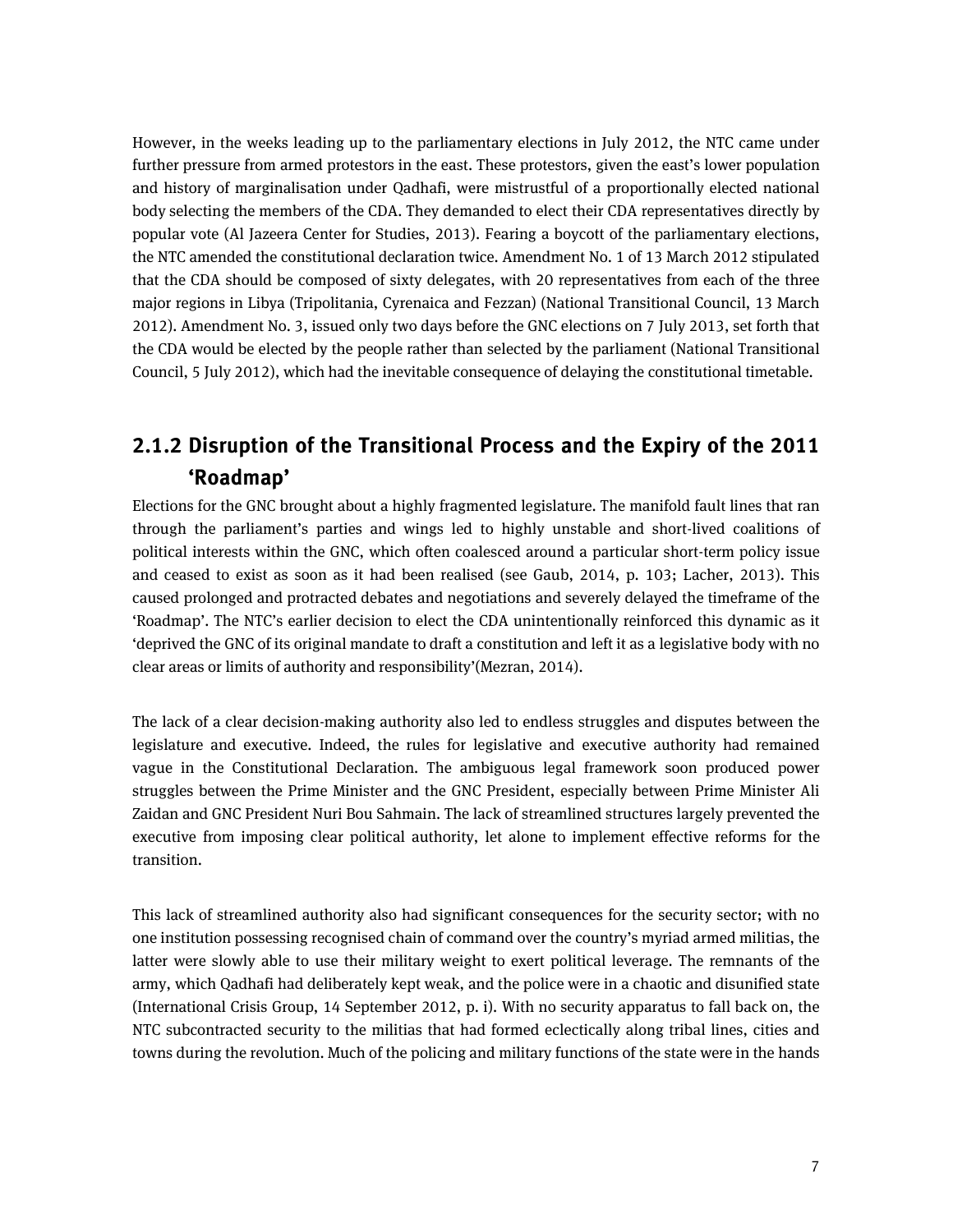However, in the weeks leading up to the parliamentary elections in July 2012, the NTC came under further pressure from armed protestors in the east. These protestors, given the east's lower population and history of marginalisation under Qadhafi, were mistrustful of a proportionally elected national body selecting the members of the CDA. They demanded to elect their CDA representatives directly by popular vote (Al Jazeera Center for Studies, 2013). Fearing a boycott of the parliamentary elections, the NTC amended the constitutional declaration twice. Amendment No. 1 of 13 March 2012 stipulated that the CDA should be composed of sixty delegates, with 20 representatives from each of the three major regions in Libya (Tripolitania, Cyrenaica and Fezzan) (National Transitional Council, 13 March 2012). Amendment No. 3, issued only two days before the GNC elections on 7 July 2013, set forth that the CDA would be elected by the people rather than selected by the parliament (National Transitional Council, 5 July 2012), which had the inevitable consequence of delaying the constitutional timetable.

### 2.1.2 Disruption of the Transitional Process and the Expiry of the 2011 'Roadmap'

Elections for the GNC brought about a highly fragmented legislature. The manifold fault lines that ran through the parliament's parties and wings led to highly unstable and short-lived coalitions of political interests within the GNC, which often coalesced around a particular short-term policy issue and ceased to exist as soon as it had been realised (see Gaub, 2014, p. 103; Lacher, 2013). This caused prolonged and protracted debates and negotiations and severely delayed the timeframe of the 'Roadmap'. The NTC's earlier decision to elect the CDA unintentionally reinforced this dynamic as it 'deprived the GNC of its original mandate to draft a constitution and left it as a legislative body with no clear areas or limits of authority and responsibility'(Mezran, 2014).

The lack of a clear decision-making authority also led to endless struggles and disputes between the legislature and executive. Indeed, the rules for legislative and executive authority had remained vague in the Constitutional Declaration. The ambiguous legal framework soon produced power struggles between the Prime Minister and the GNC President, especially between Prime Minister Ali Zaidan and GNC President Nuri Bou Sahmain. The lack of streamlined structures largely prevented the executive from imposing clear political authority, let alone to implement effective reforms for the transition.

This lack of streamlined authority also had significant consequences for the security sector; with no one institution possessing recognised chain of command over the country's myriad armed militias, the latter were slowly able to use their military weight to exert political leverage. The remnants of the army, which Qadhafi had deliberately kept weak, and the police were in a chaotic and disunified state (International Crisis Group, 14 September 2012, p. i). With no security apparatus to fall back on, the NTC subcontracted security to the militias that had formed eclectically along tribal lines, cities and towns during the revolution. Much of the policing and military functions of the state were in the hands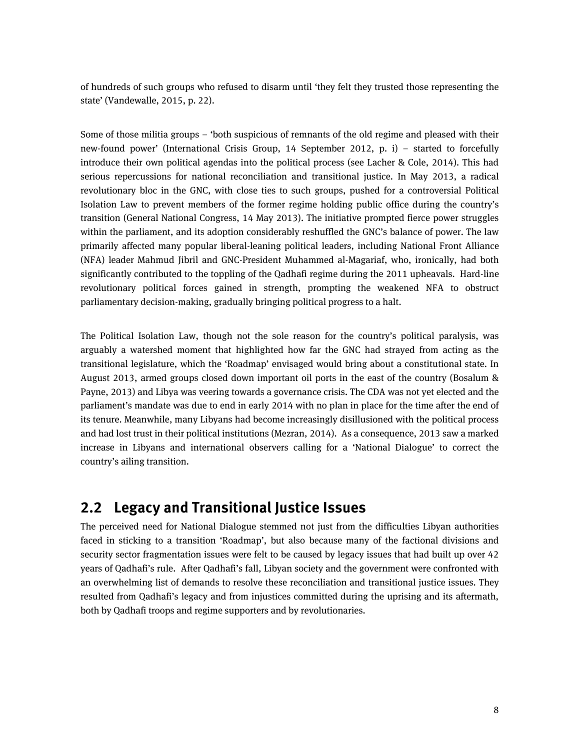of hundreds of such groups who refused to disarm until 'they felt they trusted those representing the state' (Vandewalle, 2015, p. 22).

Some of those militia groups – 'both suspicious of remnants of the old regime and pleased with their new-found power' (International Crisis Group, 14 September 2012, p. i) – started to forcefully introduce their own political agendas into the political process (see Lacher & Cole, 2014). This had serious repercussions for national reconciliation and transitional justice. In May 2013, a radical revolutionary bloc in the GNC, with close ties to such groups, pushed for a controversial Political Isolation Law to prevent members of the former regime holding public office during the country's transition (General National Congress, 14 May 2013). The initiative prompted fierce power struggles within the parliament, and its adoption considerably reshuffled the GNC's balance of power. The law primarily affected many popular liberal-leaning political leaders, including National Front Alliance (NFA) leader Mahmud Jibril and GNC-President Muhammed al-Magariaf, who, ironically, had both significantly contributed to the toppling of the Qadhafi regime during the 2011 upheavals. Hard-line revolutionary political forces gained in strength, prompting the weakened NFA to obstruct parliamentary decision-making, gradually bringing political progress to a halt.

The Political Isolation Law, though not the sole reason for the country's political paralysis, was arguably a watershed moment that highlighted how far the GNC had strayed from acting as the transitional legislature, which the 'Roadmap' envisaged would bring about a constitutional state. In August 2013, armed groups closed down important oil ports in the east of the country (Bosalum & Payne, 2013) and Libya was veering towards a governance crisis. The CDA was not yet elected and the parliament's mandate was due to end in early 2014 with no plan in place for the time after the end of its tenure. Meanwhile, many Libyans had become increasingly disillusioned with the political process and had lost trust in their political institutions (Mezran, 2014). As a consequence, 2013 saw a marked increase in Libyans and international observers calling for a 'National Dialogue' to correct the country's ailing transition.

## 2.2 Legacy and Transitional Justice Issues

The perceived need for National Dialogue stemmed not just from the difficulties Libyan authorities faced in sticking to a transition 'Roadmap', but also because many of the factional divisions and security sector fragmentation issues were felt to be caused by legacy issues that had built up over 42 years of Qadhafi's rule. After Qadhafi's fall, Libyan society and the government were confronted with an overwhelming list of demands to resolve these reconciliation and transitional justice issues. They resulted from Qadhafi's legacy and from injustices committed during the uprising and its aftermath, both by Qadhafi troops and regime supporters and by revolutionaries.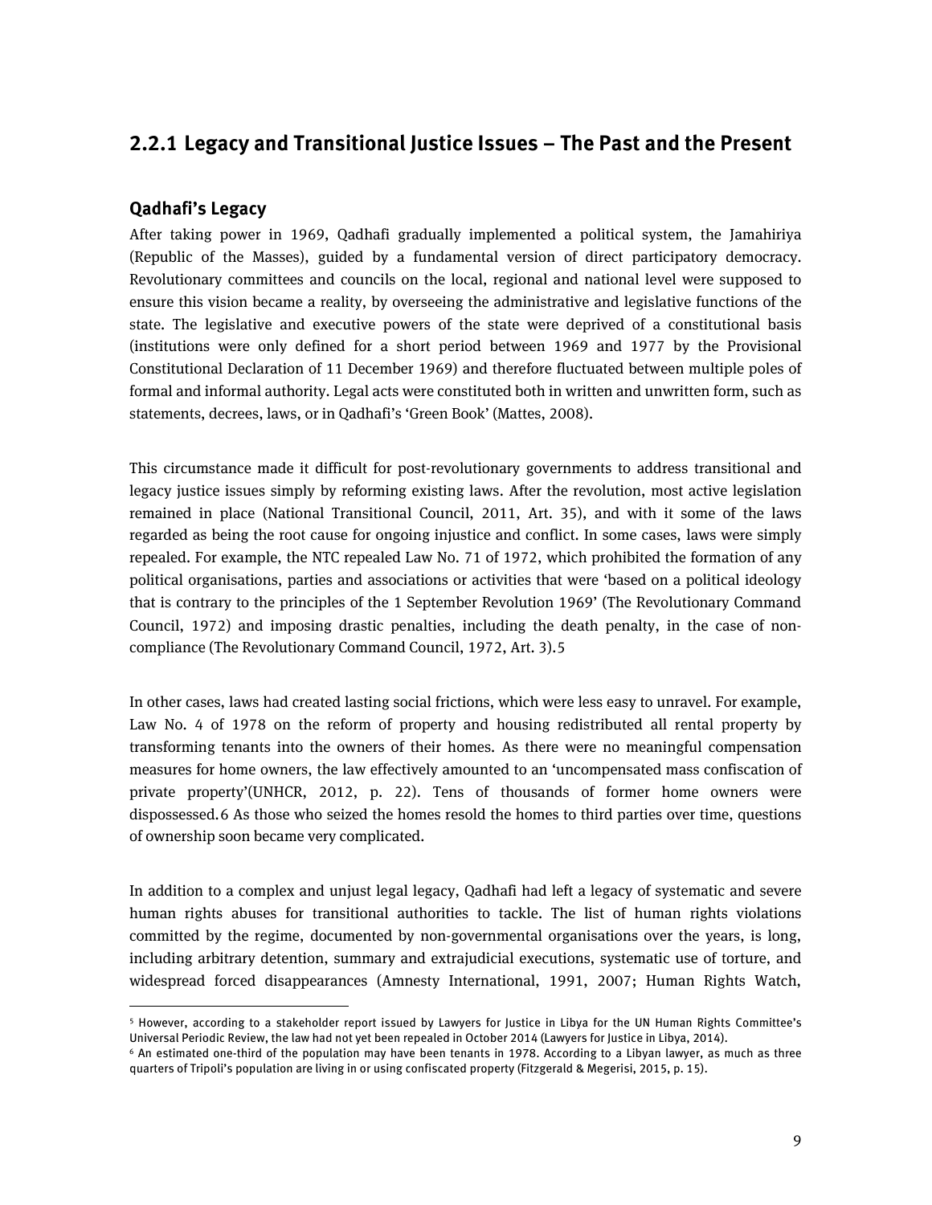### 2.2.1 Legacy and Transitional Justice Issues – The Past and the Present

#### Qadhafi's Legacy

After taking power in 1969, Qadhafi gradually implemented a political system, the Jamahiriya (Republic of the Masses), guided by a fundamental version of direct participatory democracy. Revolutionary committees and councils on the local, regional and national level were supposed to ensure this vision became a reality, by overseeing the administrative and legislative functions of the state. The legislative and executive powers of the state were deprived of a constitutional basis (institutions were only defined for a short period between 1969 and 1977 by the Provisional Constitutional Declaration of 11 December 1969) and therefore fluctuated between multiple poles of formal and informal authority. Legal acts were constituted both in written and unwritten form, such as statements, decrees, laws, or in Qadhafi's 'Green Book' (Mattes, 2008).

This circumstance made it difficult for post-revolutionary governments to address transitional and legacy justice issues simply by reforming existing laws. After the revolution, most active legislation remained in place (National Transitional Council, 2011, Art. 35), and with it some of the laws regarded as being the root cause for ongoing injustice and conflict. In some cases, laws were simply repealed. For example, the NTC repealed Law No. 71 of 1972, which prohibited the formation of any political organisations, parties and associations or activities that were 'based on a political ideology that is contrary to the principles of the 1 September Revolution 1969' (The Revolutionary Command Council, 1972) and imposing drastic penalties, including the death penalty, in the case of non-compliance (The Revolutionary Command Council, 1972, Art. 3).[5]

In other cases, laws had created lasting social frictions, which were less easy to unravel. For example, Law No. 4 of 1978 on the reform of property and housing redistributed all rental property by transforming tenants into the owners of their homes. As there were no meaningful compensation measures for home owners, the law effectively amounted to an 'uncompensated mass confiscation of private property'(UNHCR, 2012, p. 22). Tens of thousands of former home owners were dispossessed.[6] As those who seized the homes resold the homes to third parties over time, questions of ownership soon became very complicated.

In addition to a complex and unjust legal legacy, Qadhafi had left a legacy of systematic and severe human rights abuses for transitional authorities to tackle. The list of human rights violations committed by the regime, documented by non-governmental organisations over the years, is long, including arbitrary detention, summary and extrajudicial executions, systematic use of torture, and widespread forced disappearances (Amnesty International, 1991, 2007; Human Rights Watch,

---

[5] However, according to a stakeholder report issued by Lawyers for Justice in Libya for the UN Human Rights Committee's Universal Periodic Review, the law had not yet been repealed in October 2014 (Lawyers for Justice in Libya, 2014).

[6] An estimated one-third of the population may have been tenants in 1978. According to a Libyan lawyer, as much as three quarters of Tripoli's population are living in or using confiscated property (Fitzgerald & Megerisi, 2015, p. 15).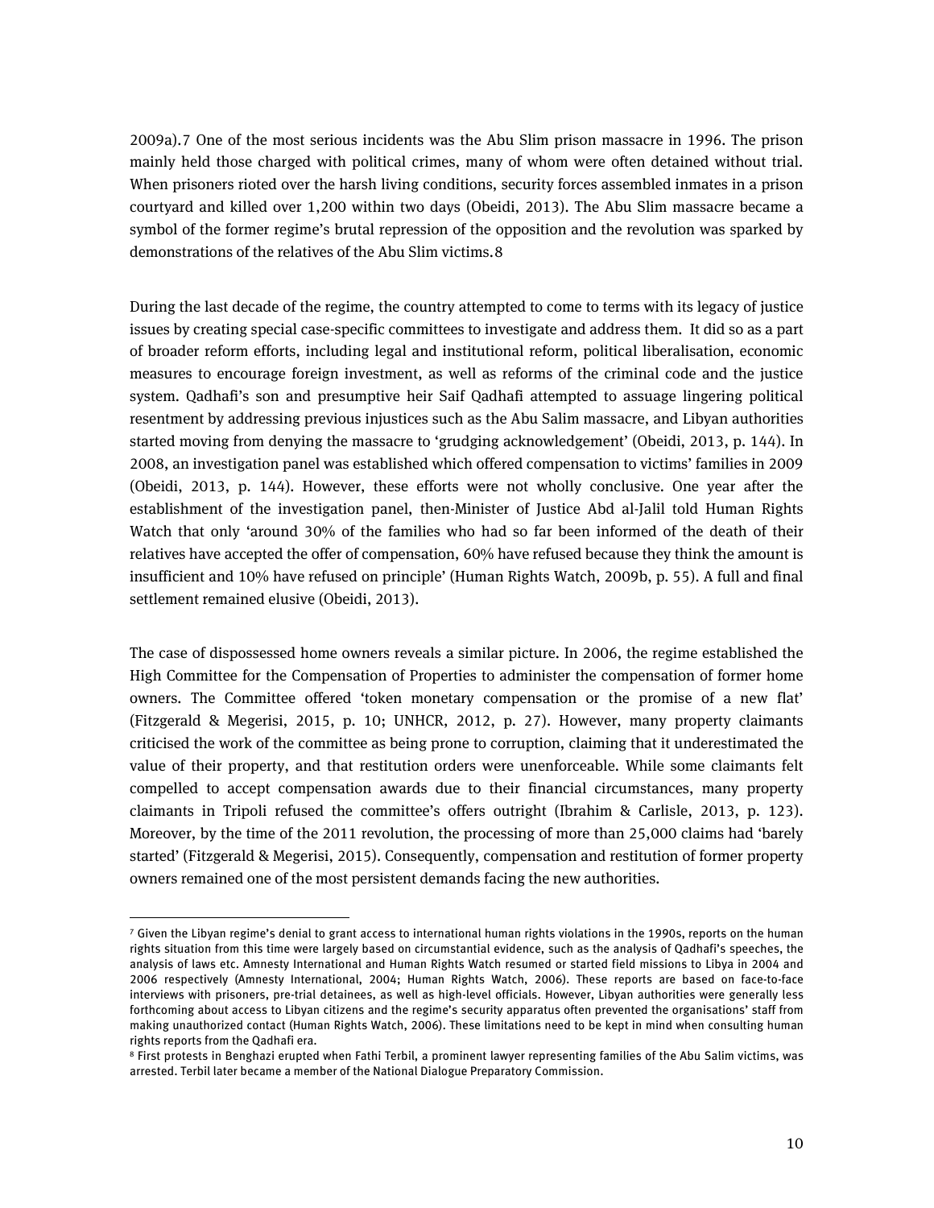2009a).[7] One of the most serious incidents was the Abu Slim prison massacre in 1996. The prison mainly held those charged with political crimes, many of whom were often detained without trial. When prisoners rioted over the harsh living conditions, security forces assembled inmates in a prison courtyard and killed over 1,200 within two days (Obeidi, 2013). The Abu Slim massacre became a symbol of the former regime's brutal repression of the opposition and the revolution was sparked by demonstrations of the relatives of the Abu Slim victims.[8]

During the last decade of the regime, the country attempted to come to terms with its legacy of justice issues by creating special case-specific committees to investigate and address them. It did so as a part of broader reform efforts, including legal and institutional reform, political liberalisation, economic measures to encourage foreign investment, as well as reforms of the criminal code and the justice system. Qadhafi's son and presumptive heir Saif Qadhafi attempted to assuage lingering political resentment by addressing previous injustices such as the Abu Salim massacre, and Libyan authorities started moving from denying the massacre to 'grudging acknowledgement' (Obeidi, 2013, p. 144). In 2008, an investigation panel was established which offered compensation to victims' families in 2009 (Obeidi, 2013, p. 144). However, these efforts were not wholly conclusive. One year after the establishment of the investigation panel, then-Minister of Justice Abd al-Jalil told Human Rights Watch that only 'around 30% of the families who had so far been informed of the death of their relatives have accepted the offer of compensation, 60% have refused because they think the amount is insufficient and 10% have refused on principle' (Human Rights Watch, 2009b, p. 55). A full and final settlement remained elusive (Obeidi, 2013).

The case of dispossessed home owners reveals a similar picture. In 2006, the regime established the High Committee for the Compensation of Properties to administer the compensation of former home owners. The Committee offered 'token monetary compensation or the promise of a new flat' (Fitzgerald & Megerisi, 2015, p. 10; UNHCR, 2012, p. 27). However, many property claimants criticised the work of the committee as being prone to corruption, claiming that it underestimated the value of their property, and that restitution orders were unenforceable. While some claimants felt compelled to accept compensation awards due to their financial circumstances, many property claimants in Tripoli refused the committee's offers outright (Ibrahim & Carlisle, 2013, p. 123). Moreover, by the time of the 2011 revolution, the processing of more than 25,000 claims had 'barely started' (Fitzgerald & Megerisi, 2015). Consequently, compensation and restitution of former property owners remained one of the most persistent demands facing the new authorities.

---

[7] Given the Libyan regime's denial to grant access to international human rights violations in the 1990s, reports on the human rights situation from this time were largely based on circumstantial evidence, such as the analysis of Qadhafi's speeches, the analysis of laws etc. Amnesty International and Human Rights Watch resumed or started field missions to Libya in 2004 and 2006 respectively (Amnesty International, 2004; Human Rights Watch, 2006). These reports are based on face-to-face interviews with prisoners, pre-trial detainees, as well as high-level officials. However, Libyan authorities were generally less forthcoming about access to Libyan citizens and the regime's security apparatus often prevented the organisations' staff from making unauthorized contact (Human Rights Watch, 2006). These limitations need to be kept in mind when consulting human rights reports from the Qadhafi era.

[8] First protests in Benghazi erupted when Fathi Terbil, a prominent lawyer representing families of the Abu Salim victims, was arrested. Terbil later became a member of the National Dialogue Preparatory Commission.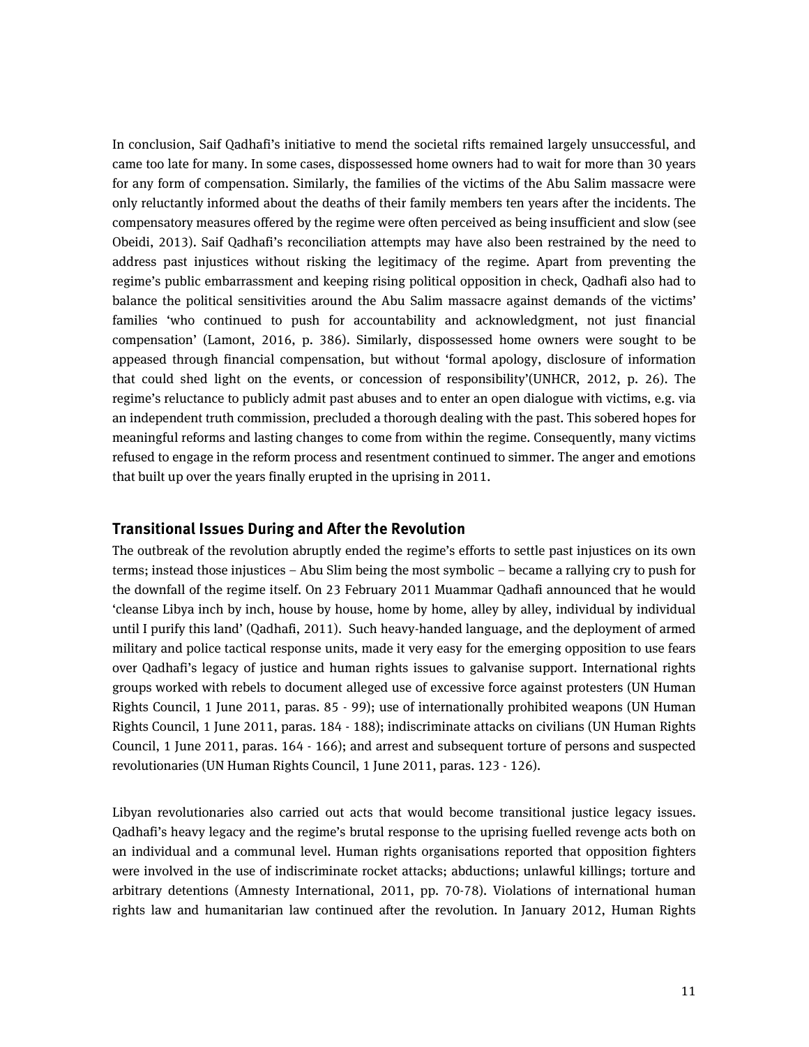In conclusion, Saif Qadhafi's initiative to mend the societal rifts remained largely unsuccessful, and came too late for many. In some cases, dispossessed home owners had to wait for more than 30 years for any form of compensation. Similarly, the families of the victims of the Abu Salim massacre were only reluctantly informed about the deaths of their family members ten years after the incidents. The compensatory measures offered by the regime were often perceived as being insufficient and slow (see Obeidi, 2013). Saif Qadhafi's reconciliation attempts may have also been restrained by the need to address past injustices without risking the legitimacy of the regime. Apart from preventing the regime's public embarrassment and keeping rising political opposition in check, Qadhafi also had to balance the political sensitivities around the Abu Salim massacre against demands of the victims' families 'who continued to push for accountability and acknowledgment, not just financial compensation' (Lamont, 2016, p. 386). Similarly, dispossessed home owners were sought to be appeased through financial compensation, but without 'formal apology, disclosure of information that could shed light on the events, or concession of responsibility'(UNHCR, 2012, p. 26). The regime's reluctance to publicly admit past abuses and to enter an open dialogue with victims, e.g. via an independent truth commission, precluded a thorough dealing with the past. This sobered hopes for meaningful reforms and lasting changes to come from within the regime. Consequently, many victims refused to engage in the reform process and resentment continued to simmer. The anger and emotions that built up over the years finally erupted in the uprising in 2011.

## Transitional Issues During and After the Revolution

The outbreak of the revolution abruptly ended the regime's efforts to settle past injustices on its own terms; instead those injustices – Abu Slim being the most symbolic – became a rallying cry to push for the downfall of the regime itself. On 23 February 2011 Muammar Qadhafi announced that he would 'cleanse Libya inch by inch, house by house, home by home, alley by alley, individual by individual until I purify this land' (Qadhafi, 2011). Such heavy-handed language, and the deployment of armed military and police tactical response units, made it very easy for the emerging opposition to use fears over Qadhafi's legacy of justice and human rights issues to galvanise support. International rights groups worked with rebels to document alleged use of excessive force against protesters (UN Human Rights Council, 1 June 2011, paras. 85 - 99); use of internationally prohibited weapons (UN Human Rights Council, 1 June 2011, paras. 184 - 188); indiscriminate attacks on civilians (UN Human Rights Council, 1 June 2011, paras. 164 - 166); and arrest and subsequent torture of persons and suspected revolutionaries (UN Human Rights Council, 1 June 2011, paras. 123 - 126).

Libyan revolutionaries also carried out acts that would become transitional justice legacy issues. Qadhafi's heavy legacy and the regime's brutal response to the uprising fuelled revenge acts both on an individual and a communal level. Human rights organisations reported that opposition fighters were involved in the use of indiscriminate rocket attacks; abductions; unlawful killings; torture and arbitrary detentions (Amnesty International, 2011, pp. 70-78). Violations of international human rights law and humanitarian law continued after the revolution. In January 2012, Human Rights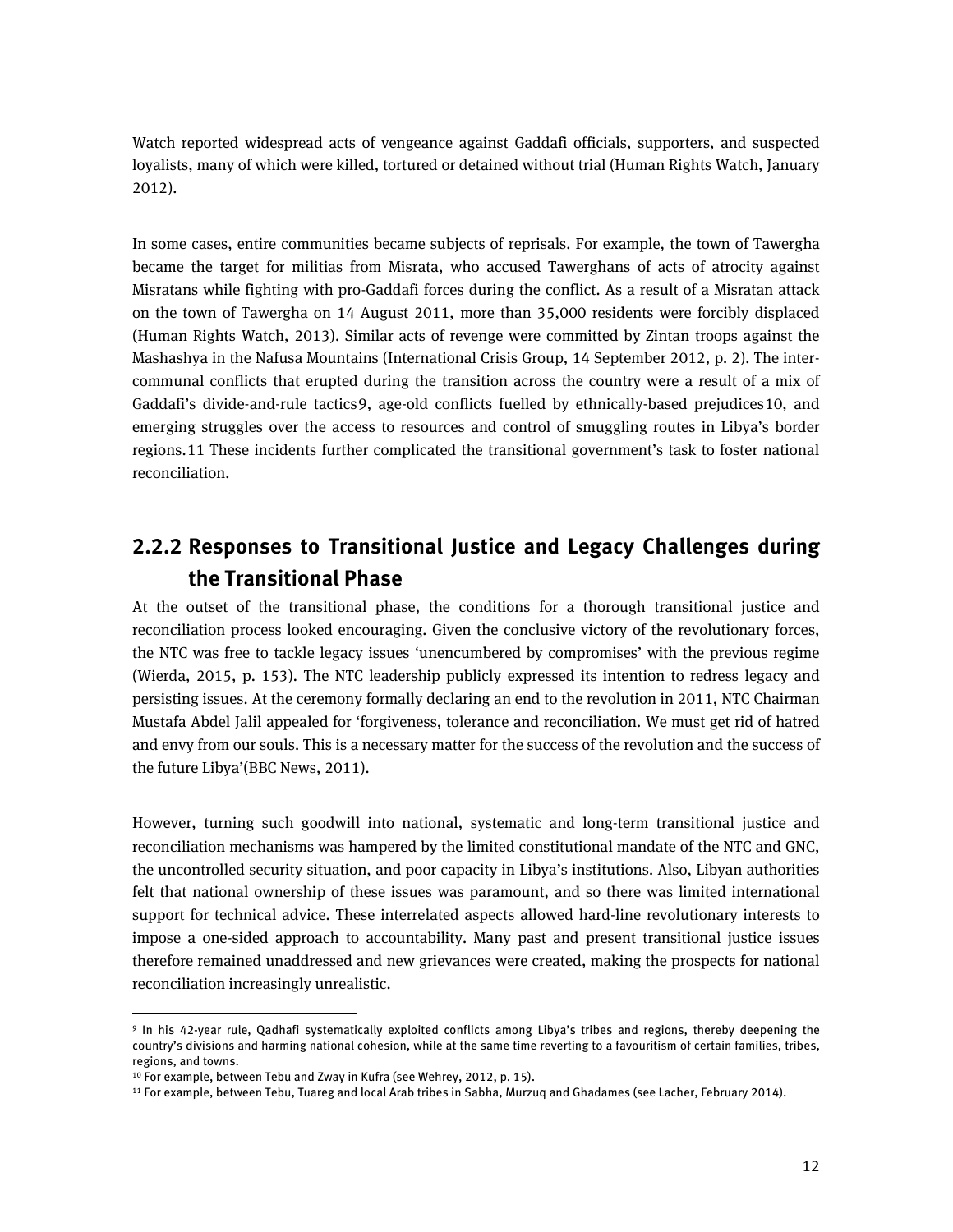Watch reported widespread acts of vengeance against Gaddafi officials, supporters, and suspected loyalists, many of which were killed, tortured or detained without trial (Human Rights Watch, January 2012).

In some cases, entire communities became subjects of reprisals. For example, the town of Tawergha became the target for militias from Misrata, who accused Tawerghans of acts of atrocity against Misratans while fighting with pro-Gaddafi forces during the conflict. As a result of a Misratan attack on the town of Tawergha on 14 August 2011, more than 35,000 residents were forcibly displaced (Human Rights Watch, 2013). Similar acts of revenge were committed by Zintan troops against the Mashashya in the Nafusa Mountains (International Crisis Group, 14 September 2012, p. 2). The inter-communal conflicts that erupted during the transition across the country were a result of a mix of Gaddafi's divide-and-rule tactics[9], age-old conflicts fuelled by ethnically-based prejudices[10], and emerging struggles over the access to resources and control of smuggling routes in Libya's border regions.[11] These incidents further complicated the transitional government's task to foster national reconciliation.

### 2.2.2 Responses to Transitional Justice and Legacy Challenges during the Transitional Phase

At the outset of the transitional phase, the conditions for a thorough transitional justice and reconciliation process looked encouraging. Given the conclusive victory of the revolutionary forces, the NTC was free to tackle legacy issues 'unencumbered by compromises' with the previous regime (Wierda, 2015, p. 153). The NTC leadership publicly expressed its intention to redress legacy and persisting issues. At the ceremony formally declaring an end to the revolution in 2011, NTC Chairman Mustafa Abdel Jalil appealed for 'forgiveness, tolerance and reconciliation. We must get rid of hatred and envy from our souls. This is a necessary matter for the success of the revolution and the success of the future Libya'(BBC News, 2011).

However, turning such goodwill into national, systematic and long-term transitional justice and reconciliation mechanisms was hampered by the limited constitutional mandate of the NTC and GNC, the uncontrolled security situation, and poor capacity in Libya's institutions. Also, Libyan authorities felt that national ownership of these issues was paramount, and so there was limited international support for technical advice. These interrelated aspects allowed hard-line revolutionary interests to impose a one-sided approach to accountability. Many past and present transitional justice issues therefore remained unaddressed and new grievances were created, making the prospects for national reconciliation increasingly unrealistic.

---

[9] In his 42-year rule, Qadhafi systematically exploited conflicts among Libya's tribes and regions, thereby deepening the country's divisions and harming national cohesion, while at the same time reverting to a favouritism of certain families, tribes, regions, and towns.

[10] For example, between Tebu and Zway in Kufra (see Wehrey, 2012, p. 15).

[11] For example, between Tebu, Tuareg and local Arab tribes in Sabha, Murzuq and Ghadames (see Lacher, February 2014).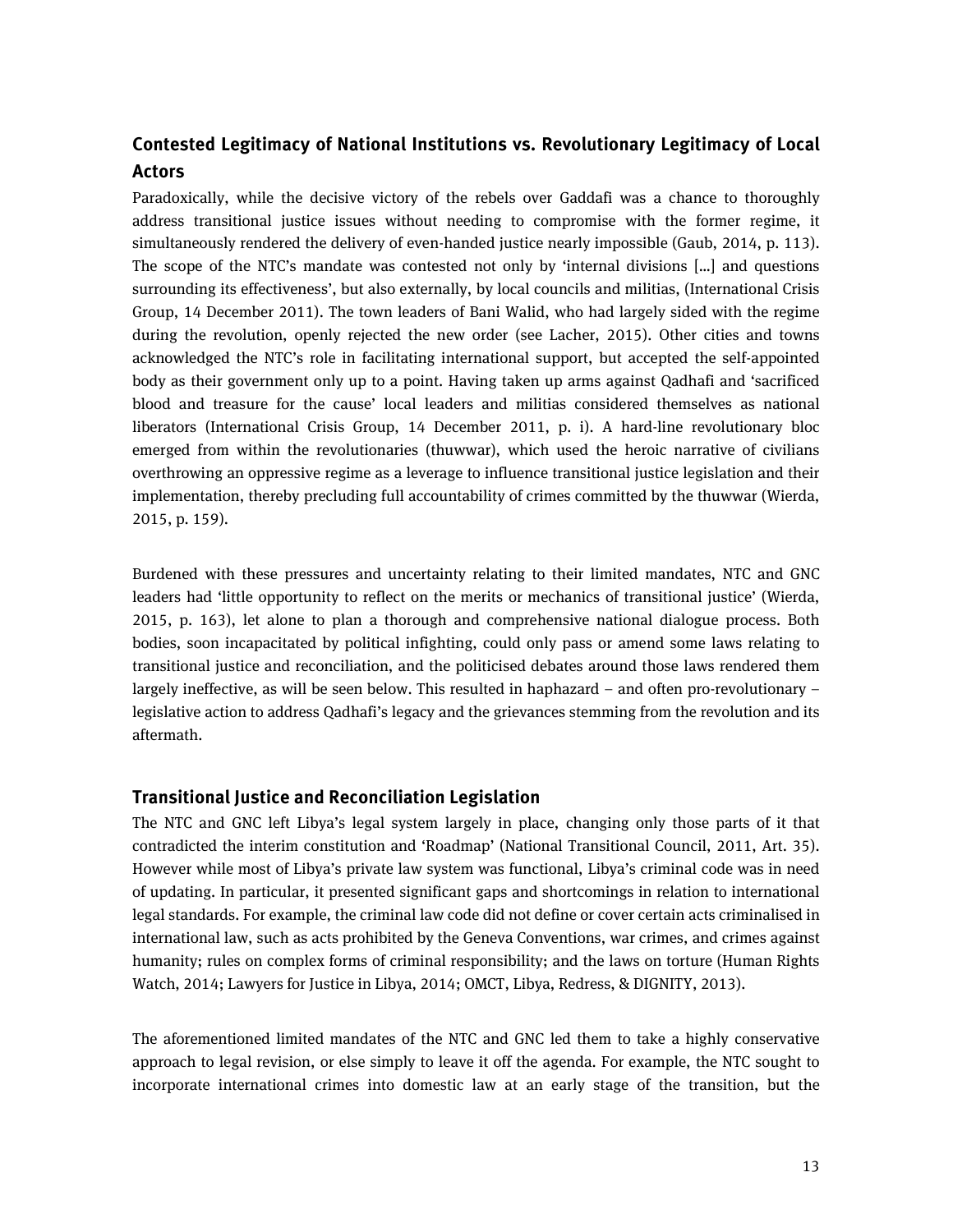## Contested Legitimacy of National Institutions vs. Revolutionary Legitimacy of Local Actors

Paradoxically, while the decisive victory of the rebels over Gaddafi was a chance to thoroughly address transitional justice issues without needing to compromise with the former regime, it simultaneously rendered the delivery of even-handed justice nearly impossible (Gaub, 2014, p. 113). The scope of the NTC's mandate was contested not only by 'internal divisions [...] and questions surrounding its effectiveness', but also externally, by local councils and militias, (International Crisis Group, 14 December 2011). The town leaders of Bani Walid, who had largely sided with the regime during the revolution, openly rejected the new order (see Lacher, 2015). Other cities and towns acknowledged the NTC's role in facilitating international support, but accepted the self-appointed body as their government only up to a point. Having taken up arms against Qadhafi and 'sacrificed blood and treasure for the cause' local leaders and militias considered themselves as national liberators (International Crisis Group, 14 December 2011, p. i). A hard-line revolutionary bloc emerged from within the revolutionaries (thuwwar), which used the heroic narrative of civilians overthrowing an oppressive regime as a leverage to influence transitional justice legislation and their implementation, thereby precluding full accountability of crimes committed by the thuwwar (Wierda, 2015, p. 159).

Burdened with these pressures and uncertainty relating to their limited mandates, NTC and GNC leaders had 'little opportunity to reflect on the merits or mechanics of transitional justice' (Wierda, 2015, p. 163), let alone to plan a thorough and comprehensive national dialogue process. Both bodies, soon incapacitated by political infighting, could only pass or amend some laws relating to transitional justice and reconciliation, and the politicised debates around those laws rendered them largely ineffective, as will be seen below. This resulted in haphazard – and often pro-revolutionary – legislative action to address Qadhafi's legacy and the grievances stemming from the revolution and its aftermath.

## Transitional Justice and Reconciliation Legislation

The NTC and GNC left Libya's legal system largely in place, changing only those parts of it that contradicted the interim constitution and 'Roadmap' (National Transitional Council, 2011, Art. 35). However while most of Libya's private law system was functional, Libya's criminal code was in need of updating. In particular, it presented significant gaps and shortcomings in relation to international legal standards. For example, the criminal law code did not define or cover certain acts criminalised in international law, such as acts prohibited by the Geneva Conventions, war crimes, and crimes against humanity; rules on complex forms of criminal responsibility; and the laws on torture (Human Rights Watch, 2014; Lawyers for Justice in Libya, 2014; OMCT, Libya, Redress, & DIGNITY, 2013).

The aforementioned limited mandates of the NTC and GNC led them to take a highly conservative approach to legal revision, or else simply to leave it off the agenda. For example, the NTC sought to incorporate international crimes into domestic law at an early stage of the transition, but the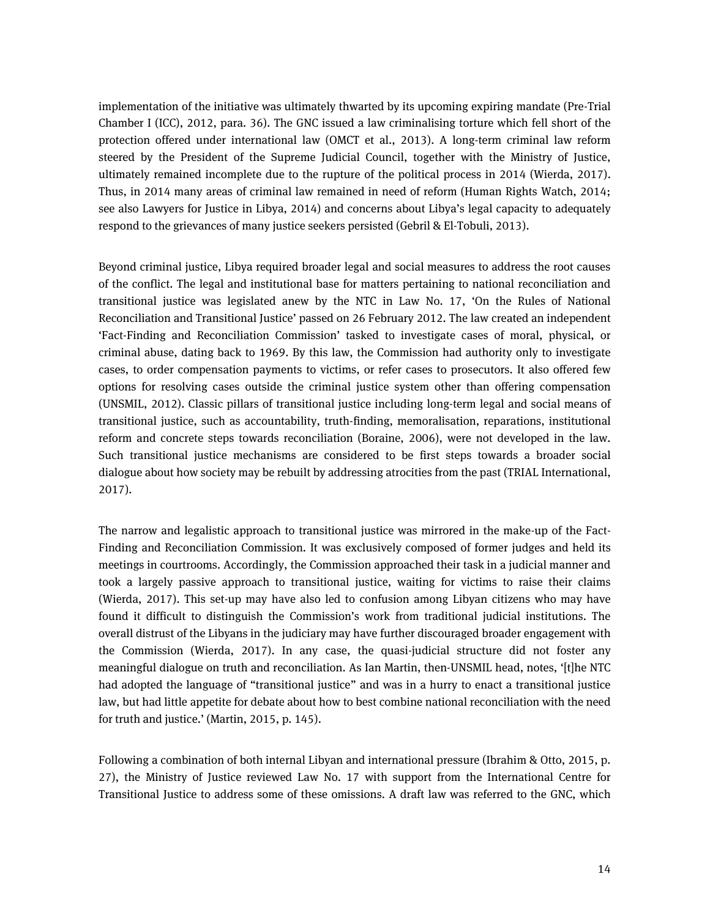implementation of the initiative was ultimately thwarted by its upcoming expiring mandate (Pre-Trial Chamber I (ICC), 2012, para. 36). The GNC issued a law criminalising torture which fell short of the protection offered under international law (OMCT et al., 2013). A long-term criminal law reform steered by the President of the Supreme Judicial Council, together with the Ministry of Justice, ultimately remained incomplete due to the rupture of the political process in 2014 (Wierda, 2017). Thus, in 2014 many areas of criminal law remained in need of reform (Human Rights Watch, 2014; see also Lawyers for Justice in Libya, 2014) and concerns about Libya's legal capacity to adequately respond to the grievances of many justice seekers persisted (Gebril & El-Tobuli, 2013).

Beyond criminal justice, Libya required broader legal and social measures to address the root causes of the conflict. The legal and institutional base for matters pertaining to national reconciliation and transitional justice was legislated anew by the NTC in Law No. 17, 'On the Rules of National Reconciliation and Transitional Justice' passed on 26 February 2012. The law created an independent 'Fact-Finding and Reconciliation Commission' tasked to investigate cases of moral, physical, or criminal abuse, dating back to 1969. By this law, the Commission had authority only to investigate cases, to order compensation payments to victims, or refer cases to prosecutors. It also offered few options for resolving cases outside the criminal justice system other than offering compensation (UNSMIL, 2012). Classic pillars of transitional justice including long-term legal and social means of transitional justice, such as accountability, truth-finding, memoralisation, reparations, institutional reform and concrete steps towards reconciliation (Boraine, 2006), were not developed in the law. Such transitional justice mechanisms are considered to be first steps towards a broader social dialogue about how society may be rebuilt by addressing atrocities from the past (TRIAL International, 2017).

The narrow and legalistic approach to transitional justice was mirrored in the make-up of the Fact-Finding and Reconciliation Commission. It was exclusively composed of former judges and held its meetings in courtrooms. Accordingly, the Commission approached their task in a judicial manner and took a largely passive approach to transitional justice, waiting for victims to raise their claims (Wierda, 2017). This set-up may have also led to confusion among Libyan citizens who may have found it difficult to distinguish the Commission's work from traditional judicial institutions. The overall distrust of the Libyans in the judiciary may have further discouraged broader engagement with the Commission (Wierda, 2017). In any case, the quasi-judicial structure did not foster any meaningful dialogue on truth and reconciliation. As Ian Martin, then-UNSMIL head, notes, '[t]he NTC had adopted the language of "transitional justice" and was in a hurry to enact a transitional justice law, but had little appetite for debate about how to best combine national reconciliation with the need for truth and justice.' (Martin, 2015, p. 145).

Following a combination of both internal Libyan and international pressure (Ibrahim & Otto, 2015, p. 27), the Ministry of Justice reviewed Law No. 17 with support from the International Centre for Transitional Justice to address some of these omissions. A draft law was referred to the GNC, which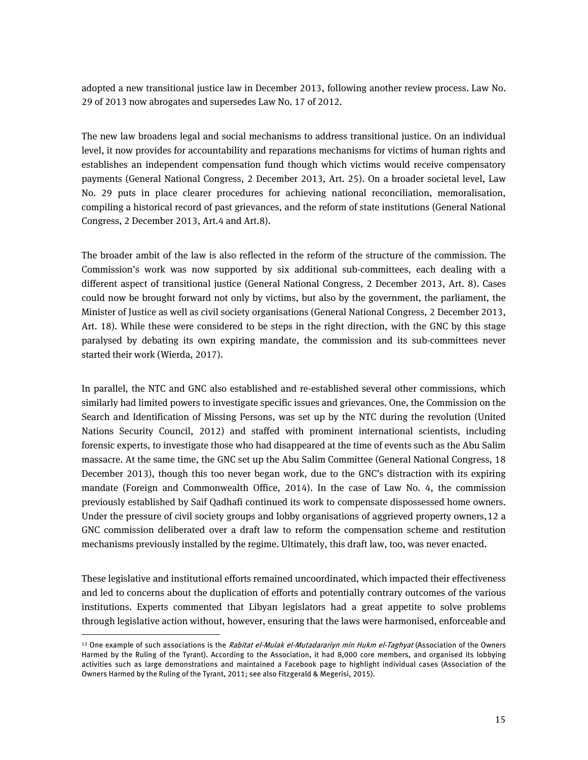adopted a new transitional justice law in December 2013, following another review process. Law No. 29 of 2013 now abrogates and supersedes Law No. 17 of 2012.

The new law broadens legal and social mechanisms to address transitional justice. On an individual level, it now provides for accountability and reparations mechanisms for victims of human rights and establishes an independent compensation fund though which victims would receive compensatory payments (General National Congress, 2 December 2013, Art. 25). On a broader societal level, Law No. 29 puts in place clearer procedures for achieving national reconciliation, memoralisation, compiling a historical record of past grievances, and the reform of state institutions (General National Congress, 2 December 2013, Art.4 and Art.8).

The broader ambit of the law is also reflected in the reform of the structure of the commission. The Commission's work was now supported by six additional sub-committees, each dealing with a different aspect of transitional justice (General National Congress, 2 December 2013, Art. 8). Cases could now be brought forward not only by victims, but also by the government, the parliament, the Minister of Justice as well as civil society organisations (General National Congress, 2 December 2013, Art. 18). While these were considered to be steps in the right direction, with the GNC by this stage paralysed by debating its own expiring mandate, the commission and its sub-committees never started their work (Wierda, 2017).

In parallel, the NTC and GNC also established and re-established several other commissions, which similarly had limited powers to investigate specific issues and grievances. One, the Commission on the Search and Identification of Missing Persons, was set up by the NTC during the revolution (United Nations Security Council, 2012) and staffed with prominent international scientists, including forensic experts, to investigate those who had disappeared at the time of events such as the Abu Salim massacre. At the same time, the GNC set up the Abu Salim Committee (General National Congress, 18 December 2013), though this too never began work, due to the GNC's distraction with its expiring mandate (Foreign and Commonwealth Office, 2014). In the case of Law No. 4, the commission previously established by Saif Qadhafi continued its work to compensate dispossessed home owners. Under the pressure of civil society groups and lobby organisations of aggrieved property owners,[12] a GNC commission deliberated over a draft law to reform the compensation scheme and restitution mechanisms previously installed by the regime. Ultimately, this draft law, too, was never enacted.

These legislative and institutional efforts remained uncoordinated, which impacted their effectiveness and led to concerns about the duplication of efforts and potentially contrary outcomes of the various institutions. Experts commented that Libyan legislators had a great appetite to solve problems through legislative action without, however, ensuring that the laws were harmonised, enforceable and

---

[12] One example of such associations is the *Rabitat el-Mulak el-Mutadarariyn min Hukm el-Taghyat* (Association of the Owners Harmed by the Ruling of the Tyrant). According to the Association, it had 8,000 core members, and organised its lobbying activities such as large demonstrations and maintained a Facebook page to highlight individual cases (Association of the Owners Harmed by the Ruling of the Tyrant, 2011; see also Fitzgerald & Megerisi, 2015).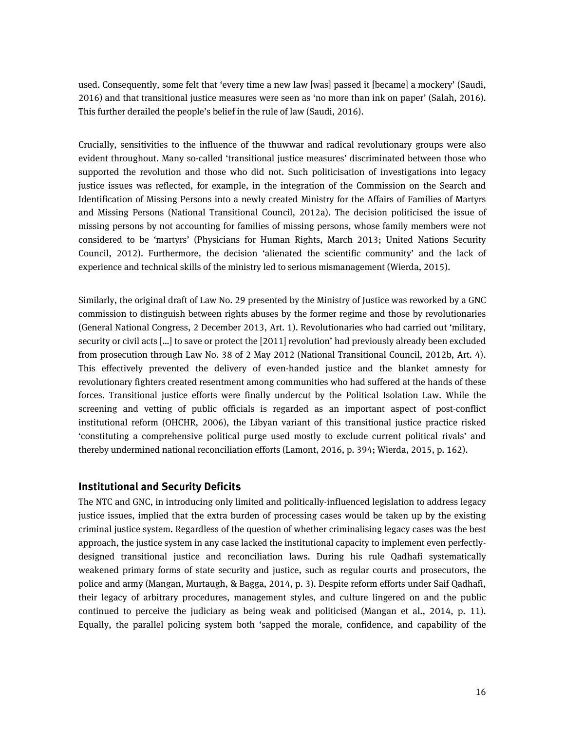used. Consequently, some felt that 'every time a new law [was] passed it [became] a mockery' (Saudi, 2016) and that transitional justice measures were seen as 'no more than ink on paper' (Salah, 2016). This further derailed the people's belief in the rule of law (Saudi, 2016).

Crucially, sensitivities to the influence of the thuwwar and radical revolutionary groups were also evident throughout. Many so-called 'transitional justice measures' discriminated between those who supported the revolution and those who did not. Such politicisation of investigations into legacy justice issues was reflected, for example, in the integration of the Commission on the Search and Identification of Missing Persons into a newly created Ministry for the Affairs of Families of Martyrs and Missing Persons (National Transitional Council, 2012a). The decision politicised the issue of missing persons by not accounting for families of missing persons, whose family members were not considered to be 'martyrs' (Physicians for Human Rights, March 2013; United Nations Security Council, 2012). Furthermore, the decision 'alienated the scientific community' and the lack of experience and technical skills of the ministry led to serious mismanagement (Wierda, 2015).

Similarly, the original draft of Law No. 29 presented by the Ministry of Justice was reworked by a GNC commission to distinguish between rights abuses by the former regime and those by revolutionaries (General National Congress, 2 December 2013, Art. 1). Revolutionaries who had carried out 'military, security or civil acts [...] to save or protect the [2011] revolution' had previously already been excluded from prosecution through Law No. 38 of 2 May 2012 (National Transitional Council, 2012b, Art. 4). This effectively prevented the delivery of even-handed justice and the blanket amnesty for revolutionary fighters created resentment among communities who had suffered at the hands of these forces. Transitional justice efforts were finally undercut by the Political Isolation Law. While the screening and vetting of public officials is regarded as an important aspect of post-conflict institutional reform (OHCHR, 2006), the Libyan variant of this transitional justice practice risked 'constituting a comprehensive political purge used mostly to exclude current political rivals' and thereby undermined national reconciliation efforts (Lamont, 2016, p. 394; Wierda, 2015, p. 162).

## Institutional and Security Deficits

The NTC and GNC, in introducing only limited and politically-influenced legislation to address legacy justice issues, implied that the extra burden of processing cases would be taken up by the existing criminal justice system. Regardless of the question of whether criminalising legacy cases was the best approach, the justice system in any case lacked the institutional capacity to implement even perfectly-designed transitional justice and reconciliation laws. During his rule Qadhafi systematically weakened primary forms of state security and justice, such as regular courts and prosecutors, the police and army (Mangan, Murtaugh, & Bagga, 2014, p. 3). Despite reform efforts under Saif Qadhafi, their legacy of arbitrary procedures, management styles, and culture lingered on and the public continued to perceive the judiciary as being weak and politicised (Mangan et al., 2014, p. 11). Equally, the parallel policing system both 'sapped the morale, confidence, and capability of the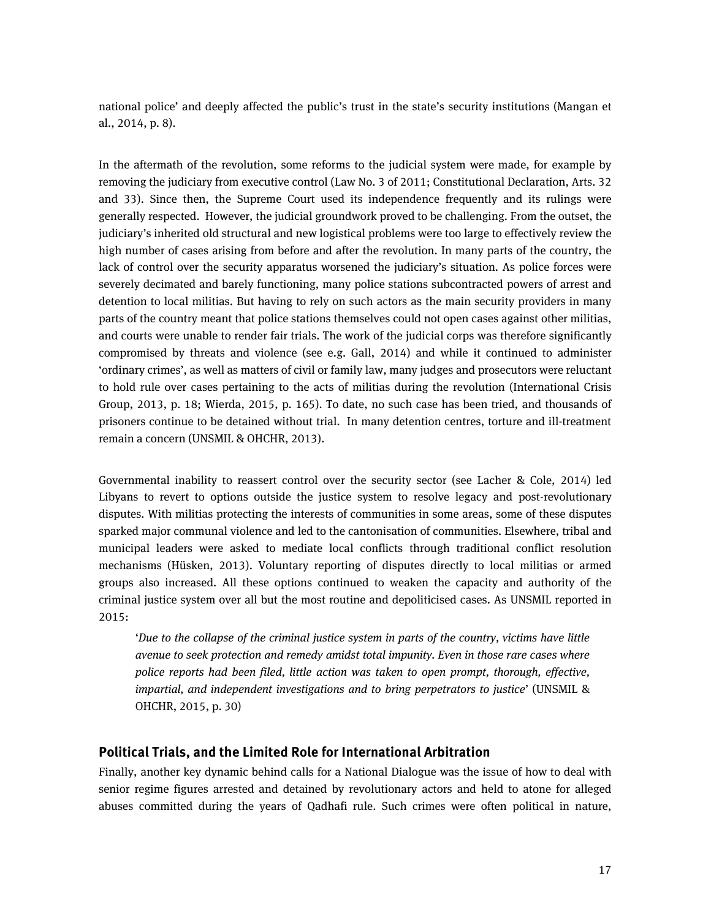national police' and deeply affected the public's trust in the state's security institutions (Mangan et al., 2014, p. 8).

In the aftermath of the revolution, some reforms to the judicial system were made, for example by removing the judiciary from executive control (Law No. 3 of 2011; Constitutional Declaration, Arts. 32 and 33). Since then, the Supreme Court used its independence frequently and its rulings were generally respected. However, the judicial groundwork proved to be challenging. From the outset, the judiciary's inherited old structural and new logistical problems were too large to effectively review the high number of cases arising from before and after the revolution. In many parts of the country, the lack of control over the security apparatus worsened the judiciary's situation. As police forces were severely decimated and barely functioning, many police stations subcontracted powers of arrest and detention to local militias. But having to rely on such actors as the main security providers in many parts of the country meant that police stations themselves could not open cases against other militias, and courts were unable to render fair trials. The work of the judicial corps was therefore significantly compromised by threats and violence (see e.g. Gall, 2014) and while it continued to administer 'ordinary crimes', as well as matters of civil or family law, many judges and prosecutors were reluctant to hold rule over cases pertaining to the acts of militias during the revolution (International Crisis Group, 2013, p. 18; Wierda, 2015, p. 165). To date, no such case has been tried, and thousands of prisoners continue to be detained without trial. In many detention centres, torture and ill-treatment remain a concern (UNSMIL & OHCHR, 2013).

Governmental inability to reassert control over the security sector (see Lacher & Cole, 2014) led Libyans to revert to options outside the justice system to resolve legacy and post-revolutionary disputes. With militias protecting the interests of communities in some areas, some of these disputes sparked major communal violence and led to the cantonisation of communities. Elsewhere, tribal and municipal leaders were asked to mediate local conflicts through traditional conflict resolution mechanisms (Hüsken, 2013). Voluntary reporting of disputes directly to local militias or armed groups also increased. All these options continued to weaken the capacity and authority of the criminal justice system over all but the most routine and depoliticised cases. As UNSMIL reported in 2015:

> '*Due to the collapse of the criminal justice system in parts of the country, victims have little avenue to seek protection and remedy amidst total impunity. Even in those rare cases where police reports had been filed, little action was taken to open prompt, thorough, effective, impartial, and independent investigations and to bring perpetrators to justice*' (UNSMIL & OHCHR, 2015, p. 30)

### Political Trials, and the Limited Role for International Arbitration

Finally, another key dynamic behind calls for a National Dialogue was the issue of how to deal with senior regime figures arrested and detained by revolutionary actors and held to atone for alleged abuses committed during the years of Qadhafi rule. Such crimes were often political in nature,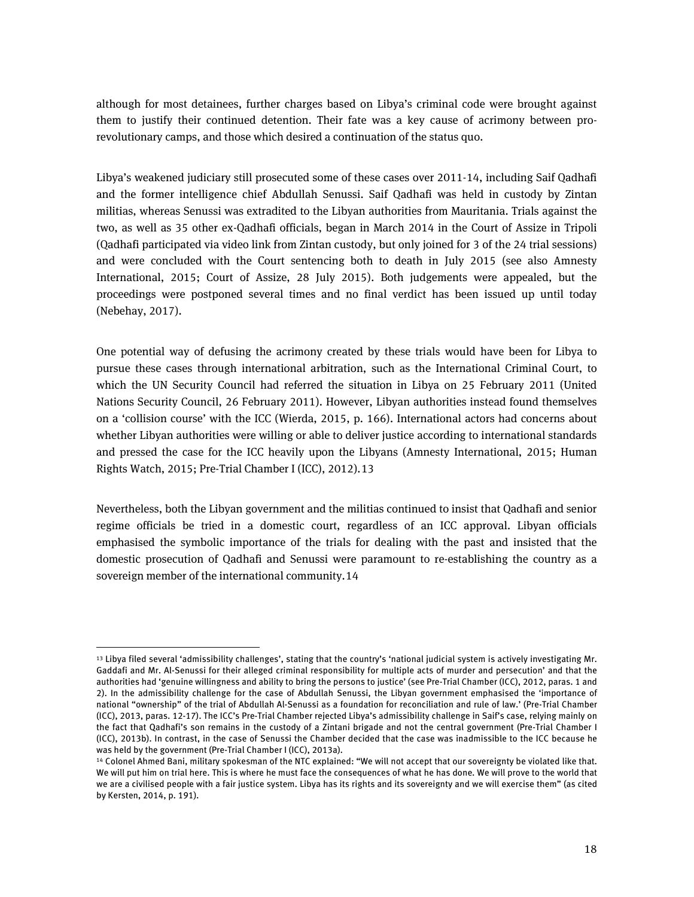although for most detainees, further charges based on Libya's criminal code were brought against them to justify their continued detention. Their fate was a key cause of acrimony between pro-revolutionary camps, and those which desired a continuation of the status quo.

Libya's weakened judiciary still prosecuted some of these cases over 2011-14, including Saif Qadhafi and the former intelligence chief Abdullah Senussi. Saif Qadhafi was held in custody by Zintan militias, whereas Senussi was extradited to the Libyan authorities from Mauritania. Trials against the two, as well as 35 other ex-Qadhafi officials, began in March 2014 in the Court of Assize in Tripoli (Qadhafi participated via video link from Zintan custody, but only joined for 3 of the 24 trial sessions) and were concluded with the Court sentencing both to death in July 2015 (see also Amnesty International, 2015; Court of Assize, 28 July 2015). Both judgements were appealed, but the proceedings were postponed several times and no final verdict has been issued up until today (Nebehay, 2017).

One potential way of defusing the acrimony created by these trials would have been for Libya to pursue these cases through international arbitration, such as the International Criminal Court, to which the UN Security Council had referred the situation in Libya on 25 February 2011 (United Nations Security Council, 26 February 2011). However, Libyan authorities instead found themselves on a 'collision course' with the ICC (Wierda, 2015, p. 166). International actors had concerns about whether Libyan authorities were willing or able to deliver justice according to international standards and pressed the case for the ICC heavily upon the Libyans (Amnesty International, 2015; Human Rights Watch, 2015; Pre-Trial Chamber I (ICC), 2012).[13]

Nevertheless, both the Libyan government and the militias continued to insist that Qadhafi and senior regime officials be tried in a domestic court, regardless of an ICC approval. Libyan officials emphasised the symbolic importance of the trials for dealing with the past and insisted that the domestic prosecution of Qadhafi and Senussi were paramount to re-establishing the country as a sovereign member of the international community.[14]

---

[13] Libya filed several 'admissibility challenges', stating that the country's 'national judicial system is actively investigating Mr. Gaddafi and Mr. Al-Senussi for their alleged criminal responsibility for multiple acts of murder and persecution' and that the authorities had 'genuine willingness and ability to bring the persons to justice' (see Pre-Trial Chamber (ICC), 2012, paras. 1 and 2). In the admissibility challenge for the case of Abdullah Senussi, the Libyan government emphasised the 'importance of national "ownership" of the trial of Abdullah Al-Senussi as a foundation for reconciliation and rule of law.' (Pre-Trial Chamber (ICC), 2013, paras. 12-17). The ICC's Pre-Trial Chamber rejected Libya's admissibility challenge in Saif's case, relying mainly on the fact that Qadhafi's son remains in the custody of a Zintani brigade and not the central government (Pre-Trial Chamber I (ICC), 2013b). In contrast, in the case of Senussi the Chamber decided that the case was inadmissible to the ICC because he was held by the government (Pre-Trial Chamber I (ICC), 2013a).

[14] Colonel Ahmed Bani, military spokesman of the NTC explained: "We will not accept that our sovereignty be violated like that. We will put him on trial here. This is where he must face the consequences of what he has done. We will prove to the world that we are a civilised people with a fair justice system. Libya has its rights and its sovereignty and we will exercise them" (as cited by Kersten, 2014, p. 191).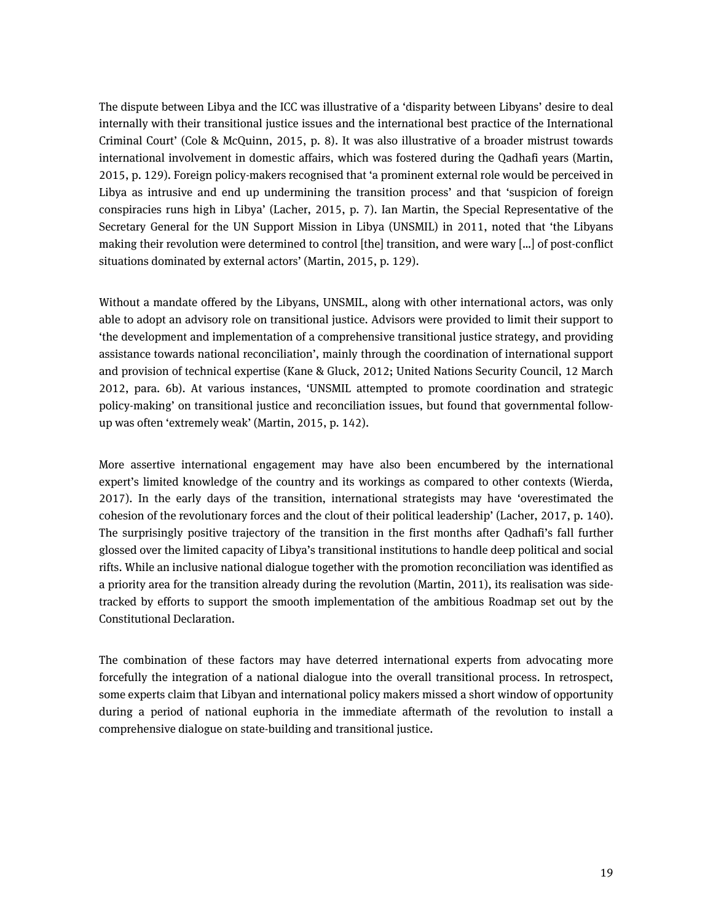The dispute between Libya and the ICC was illustrative of a 'disparity between Libyans' desire to deal internally with their transitional justice issues and the international best practice of the International Criminal Court' (Cole & McQuinn, 2015, p. 8). It was also illustrative of a broader mistrust towards international involvement in domestic affairs, which was fostered during the Qadhafi years (Martin, 2015, p. 129). Foreign policy-makers recognised that 'a prominent external role would be perceived in Libya as intrusive and end up undermining the transition process' and that 'suspicion of foreign conspiracies runs high in Libya' (Lacher, 2015, p. 7). Ian Martin, the Special Representative of the Secretary General for the UN Support Mission in Libya (UNSMIL) in 2011, noted that 'the Libyans making their revolution were determined to control [the] transition, and were wary [...] of post-conflict situations dominated by external actors' (Martin, 2015, p. 129).

Without a mandate offered by the Libyans, UNSMIL, along with other international actors, was only able to adopt an advisory role on transitional justice. Advisors were provided to limit their support to 'the development and implementation of a comprehensive transitional justice strategy, and providing assistance towards national reconciliation', mainly through the coordination of international support and provision of technical expertise (Kane & Gluck, 2012; United Nations Security Council, 12 March 2012, para. 6b). At various instances, 'UNSMIL attempted to promote coordination and strategic policy-making' on transitional justice and reconciliation issues, but found that governmental follow-up was often 'extremely weak' (Martin, 2015, p. 142).

More assertive international engagement may have also been encumbered by the international expert's limited knowledge of the country and its workings as compared to other contexts (Wierda, 2017). In the early days of the transition, international strategists may have 'overestimated the cohesion of the revolutionary forces and the clout of their political leadership' (Lacher, 2017, p. 140). The surprisingly positive trajectory of the transition in the first months after Qadhafi's fall further glossed over the limited capacity of Libya's transitional institutions to handle deep political and social rifts. While an inclusive national dialogue together with the promotion reconciliation was identified as a priority area for the transition already during the revolution (Martin, 2011), its realisation was side-tracked by efforts to support the smooth implementation of the ambitious Roadmap set out by the Constitutional Declaration.

The combination of these factors may have deterred international experts from advocating more forcefully the integration of a national dialogue into the overall transitional process. In retrospect, some experts claim that Libyan and international policy makers missed a short window of opportunity during a period of national euphoria in the immediate aftermath of the revolution to install a comprehensive dialogue on state-building and transitional justice.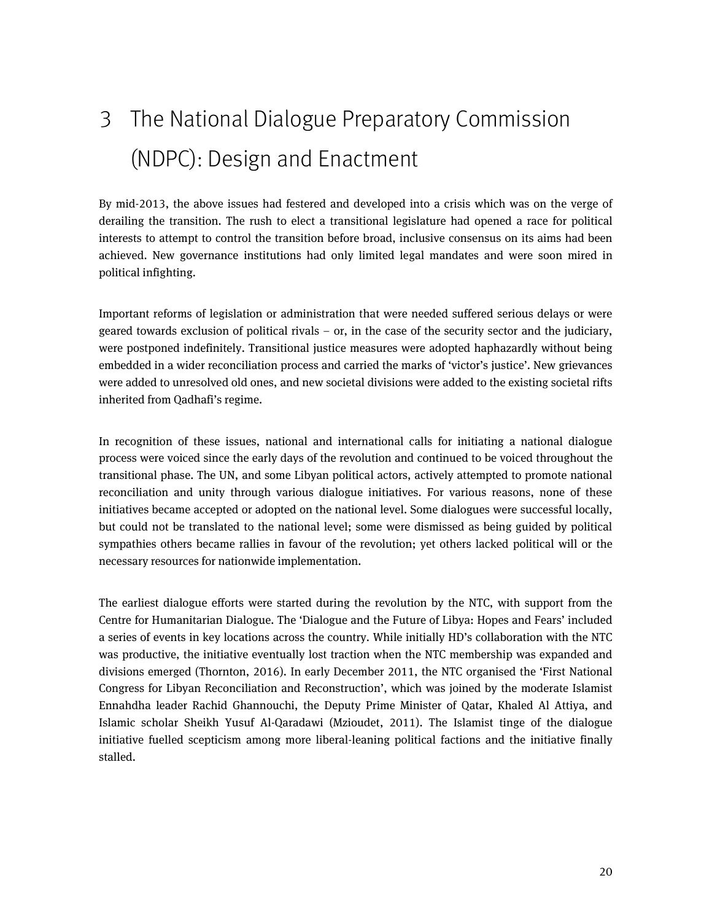# 3 The National Dialogue Preparatory Commission (NDPC): Design and Enactment

By mid-2013, the above issues had festered and developed into a crisis which was on the verge of derailing the transition. The rush to elect a transitional legislature had opened a race for political interests to attempt to control the transition before broad, inclusive consensus on its aims had been achieved. New governance institutions had only limited legal mandates and were soon mired in political infighting.

Important reforms of legislation or administration that were needed suffered serious delays or were geared towards exclusion of political rivals – or, in the case of the security sector and the judiciary, were postponed indefinitely. Transitional justice measures were adopted haphazardly without being embedded in a wider reconciliation process and carried the marks of 'victor's justice'. New grievances were added to unresolved old ones, and new societal divisions were added to the existing societal rifts inherited from Qadhafi's regime.

In recognition of these issues, national and international calls for initiating a national dialogue process were voiced since the early days of the revolution and continued to be voiced throughout the transitional phase. The UN, and some Libyan political actors, actively attempted to promote national reconciliation and unity through various dialogue initiatives. For various reasons, none of these initiatives became accepted or adopted on the national level. Some dialogues were successful locally, but could not be translated to the national level; some were dismissed as being guided by political sympathies others became rallies in favour of the revolution; yet others lacked political will or the necessary resources for nationwide implementation.

The earliest dialogue efforts were started during the revolution by the NTC, with support from the Centre for Humanitarian Dialogue. The 'Dialogue and the Future of Libya: Hopes and Fears' included a series of events in key locations across the country. While initially HD's collaboration with the NTC was productive, the initiative eventually lost traction when the NTC membership was expanded and divisions emerged (Thornton, 2016). In early December 2011, the NTC organised the 'First National Congress for Libyan Reconciliation and Reconstruction', which was joined by the moderate Islamist Ennahdha leader Rachid Ghannouchi, the Deputy Prime Minister of Qatar, Khaled Al Attiya, and Islamic scholar Sheikh Yusuf Al-Qaradawi (Mzioudet, 2011). The Islamist tinge of the dialogue initiative fuelled scepticism among more liberal-leaning political factions and the initiative finally stalled.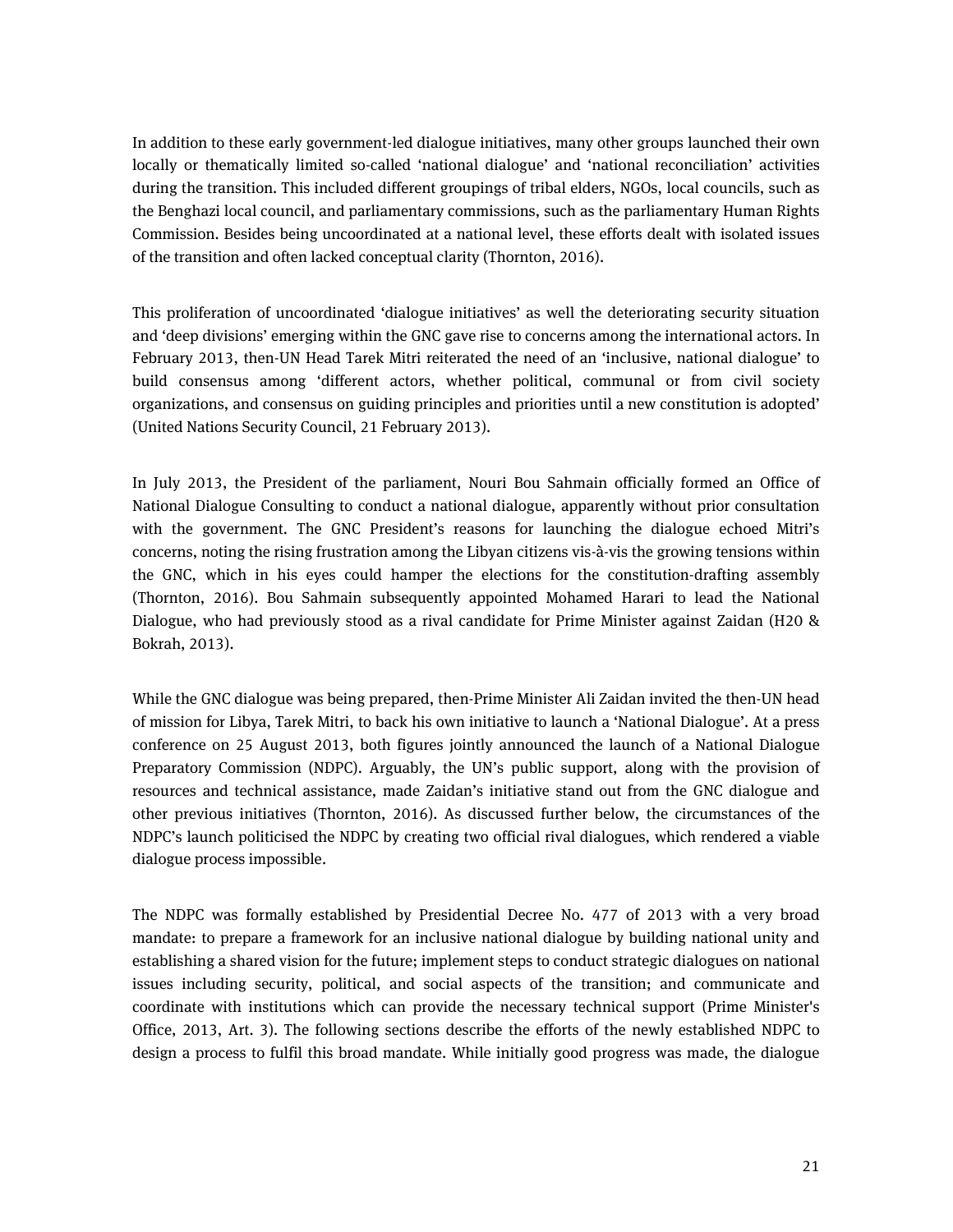In addition to these early government-led dialogue initiatives, many other groups launched their own locally or thematically limited so-called 'national dialogue' and 'national reconciliation' activities during the transition. This included different groupings of tribal elders, NGOs, local councils, such as the Benghazi local council, and parliamentary commissions, such as the parliamentary Human Rights Commission. Besides being uncoordinated at a national level, these efforts dealt with isolated issues of the transition and often lacked conceptual clarity (Thornton, 2016).

This proliferation of uncoordinated 'dialogue initiatives' as well the deteriorating security situation and 'deep divisions' emerging within the GNC gave rise to concerns among the international actors. In February 2013, then-UN Head Tarek Mitri reiterated the need of an 'inclusive, national dialogue' to build consensus among 'different actors, whether political, communal or from civil society organizations, and consensus on guiding principles and priorities until a new constitution is adopted' (United Nations Security Council, 21 February 2013).

In July 2013, the President of the parliament, Nouri Bou Sahmain officially formed an Office of National Dialogue Consulting to conduct a national dialogue, apparently without prior consultation with the government. The GNC President's reasons for launching the dialogue echoed Mitri's concerns, noting the rising frustration among the Libyan citizens vis-à-vis the growing tensions within the GNC, which in his eyes could hamper the elections for the constitution-drafting assembly (Thornton, 2016). Bou Sahmain subsequently appointed Mohamed Harari to lead the National Dialogue, who had previously stood as a rival candidate for Prime Minister against Zaidan (H20 & Bokrah, 2013).

While the GNC dialogue was being prepared, then-Prime Minister Ali Zaidan invited the then-UN head of mission for Libya, Tarek Mitri, to back his own initiative to launch a 'National Dialogue'. At a press conference on 25 August 2013, both figures jointly announced the launch of a National Dialogue Preparatory Commission (NDPC). Arguably, the UN's public support, along with the provision of resources and technical assistance, made Zaidan's initiative stand out from the GNC dialogue and other previous initiatives (Thornton, 2016). As discussed further below, the circumstances of the NDPC's launch politicised the NDPC by creating two official rival dialogues, which rendered a viable dialogue process impossible.

The NDPC was formally established by Presidential Decree No. 477 of 2013 with a very broad mandate: to prepare a framework for an inclusive national dialogue by building national unity and establishing a shared vision for the future; implement steps to conduct strategic dialogues on national issues including security, political, and social aspects of the transition; and communicate and coordinate with institutions which can provide the necessary technical support (Prime Minister's Office, 2013, Art. 3). The following sections describe the efforts of the newly established NDPC to design a process to fulfil this broad mandate. While initially good progress was made, the dialogue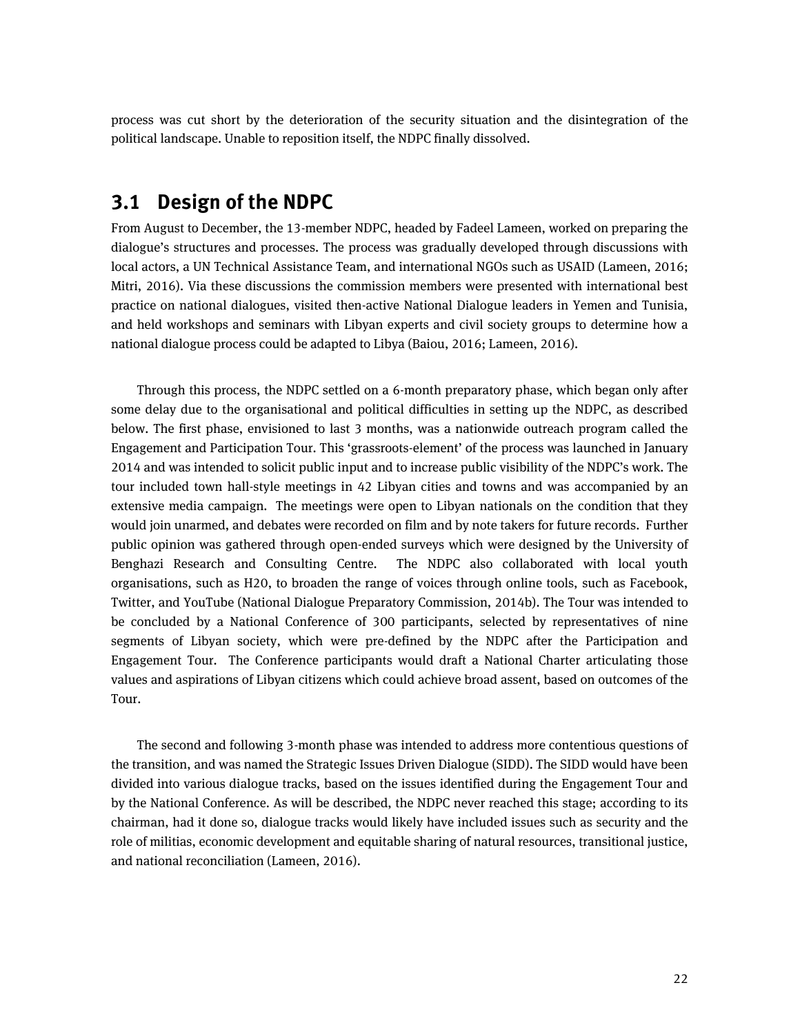process was cut short by the deterioration of the security situation and the disintegration of the political landscape. Unable to reposition itself, the NDPC finally dissolved.

## 3.1 Design of the NDPC

From August to December, the 13-member NDPC, headed by Fadeel Lameen, worked on preparing the dialogue's structures and processes. The process was gradually developed through discussions with local actors, a UN Technical Assistance Team, and international NGOs such as USAID (Lameen, 2016; Mitri, 2016). Via these discussions the commission members were presented with international best practice on national dialogues, visited then-active National Dialogue leaders in Yemen and Tunisia, and held workshops and seminars with Libyan experts and civil society groups to determine how a national dialogue process could be adapted to Libya (Baiou, 2016; Lameen, 2016).

Through this process, the NDPC settled on a 6-month preparatory phase, which began only after some delay due to the organisational and political difficulties in setting up the NDPC, as described below. The first phase, envisioned to last 3 months, was a nationwide outreach program called the Engagement and Participation Tour. This 'grassroots-element' of the process was launched in January 2014 and was intended to solicit public input and to increase public visibility of the NDPC's work. The tour included town hall-style meetings in 42 Libyan cities and towns and was accompanied by an extensive media campaign. The meetings were open to Libyan nationals on the condition that they would join unarmed, and debates were recorded on film and by note takers for future records. Further public opinion was gathered through open-ended surveys which were designed by the University of Benghazi Research and Consulting Centre. The NDPC also collaborated with local youth organisations, such as H2O, to broaden the range of voices through online tools, such as Facebook, Twitter, and YouTube (National Dialogue Preparatory Commission, 2014b). The Tour was intended to be concluded by a National Conference of 300 participants, selected by representatives of nine segments of Libyan society, which were pre-defined by the NDPC after the Participation and Engagement Tour. The Conference participants would draft a National Charter articulating those values and aspirations of Libyan citizens which could achieve broad assent, based on outcomes of the Tour.

The second and following 3-month phase was intended to address more contentious questions of the transition, and was named the Strategic Issues Driven Dialogue (SIDD). The SIDD would have been divided into various dialogue tracks, based on the issues identified during the Engagement Tour and by the National Conference. As will be described, the NDPC never reached this stage; according to its chairman, had it done so, dialogue tracks would likely have included issues such as security and the role of militias, economic development and equitable sharing of natural resources, transitional justice, and national reconciliation (Lameen, 2016).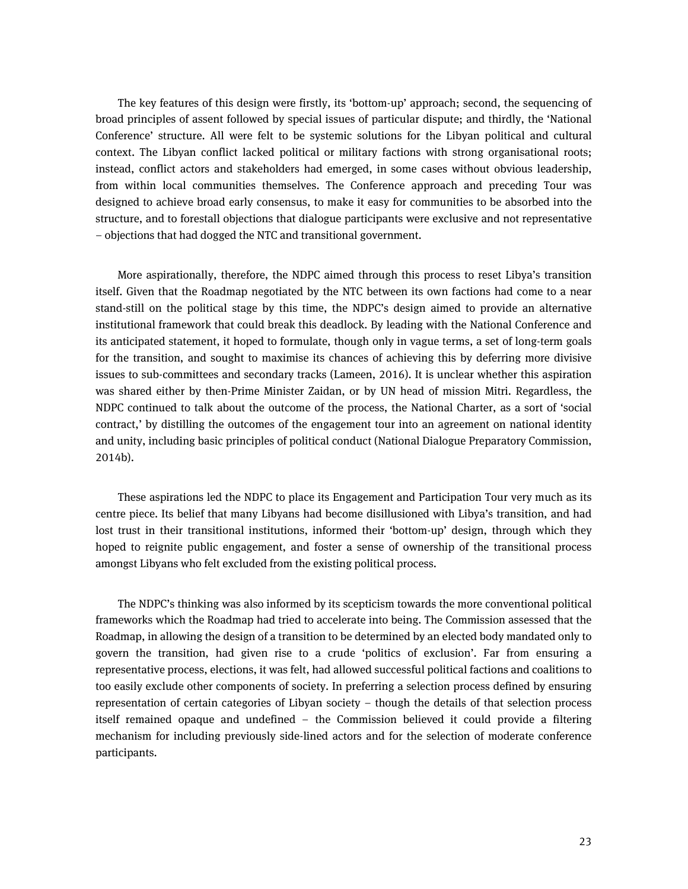The key features of this design were firstly, its 'bottom-up' approach; second, the sequencing of broad principles of assent followed by special issues of particular dispute; and thirdly, the 'National Conference' structure. All were felt to be systemic solutions for the Libyan political and cultural context. The Libyan conflict lacked political or military factions with strong organisational roots; instead, conflict actors and stakeholders had emerged, in some cases without obvious leadership, from within local communities themselves. The Conference approach and preceding Tour was designed to achieve broad early consensus, to make it easy for communities to be absorbed into the structure, and to forestall objections that dialogue participants were exclusive and not representative – objections that had dogged the NTC and transitional government.

More aspirationally, therefore, the NDPC aimed through this process to reset Libya's transition itself. Given that the Roadmap negotiated by the NTC between its own factions had come to a near stand-still on the political stage by this time, the NDPC's design aimed to provide an alternative institutional framework that could break this deadlock. By leading with the National Conference and its anticipated statement, it hoped to formulate, though only in vague terms, a set of long-term goals for the transition, and sought to maximise its chances of achieving this by deferring more divisive issues to sub-committees and secondary tracks (Lameen, 2016). It is unclear whether this aspiration was shared either by then-Prime Minister Zaidan, or by UN head of mission Mitri. Regardless, the NDPC continued to talk about the outcome of the process, the National Charter, as a sort of 'social contract,' by distilling the outcomes of the engagement tour into an agreement on national identity and unity, including basic principles of political conduct (National Dialogue Preparatory Commission, 2014b).

These aspirations led the NDPC to place its Engagement and Participation Tour very much as its centre piece. Its belief that many Libyans had become disillusioned with Libya's transition, and had lost trust in their transitional institutions, informed their 'bottom-up' design, through which they hoped to reignite public engagement, and foster a sense of ownership of the transitional process amongst Libyans who felt excluded from the existing political process.

The NDPC's thinking was also informed by its scepticism towards the more conventional political frameworks which the Roadmap had tried to accelerate into being. The Commission assessed that the Roadmap, in allowing the design of a transition to be determined by an elected body mandated only to govern the transition, had given rise to a crude 'politics of exclusion'. Far from ensuring a representative process, elections, it was felt, had allowed successful political factions and coalitions to too easily exclude other components of society. In preferring a selection process defined by ensuring representation of certain categories of Libyan society – though the details of that selection process itself remained opaque and undefined – the Commission believed it could provide a filtering mechanism for including previously side-lined actors and for the selection of moderate conference participants.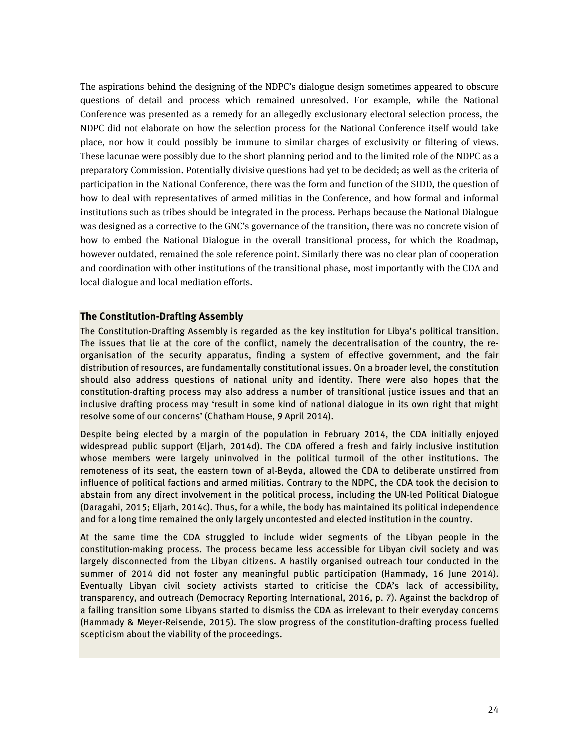The aspirations behind the designing of the NDPC's dialogue design sometimes appeared to obscure questions of detail and process which remained unresolved. For example, while the National Conference was presented as a remedy for an allegedly exclusionary electoral selection process, the NDPC did not elaborate on how the selection process for the National Conference itself would take place, nor how it could possibly be immune to similar charges of exclusivity or filtering of views. These lacunae were possibly due to the short planning period and to the limited role of the NDPC as a preparatory Commission. Potentially divisive questions had yet to be decided; as well as the criteria of participation in the National Conference, there was the form and function of the SIDD, the question of how to deal with representatives of armed militias in the Conference, and how formal and informal institutions such as tribes should be integrated in the process. Perhaps because the National Dialogue was designed as a corrective to the GNC's governance of the transition, there was no concrete vision of how to embed the National Dialogue in the overall transitional process, for which the Roadmap, however outdated, remained the sole reference point. Similarly there was no clear plan of cooperation and coordination with other institutions of the transitional phase, most importantly with the CDA and local dialogue and local mediation efforts.

### The Constitution-Drafting Assembly

The Constitution-Drafting Assembly is regarded as the key institution for Libya's political transition. The issues that lie at the core of the conflict, namely the decentralisation of the country, the re-organisation of the security apparatus, finding a system of effective government, and the fair distribution of resources, are fundamentally constitutional issues. On a broader level, the constitution should also address questions of national unity and identity. There were also hopes that the constitution-drafting process may also address a number of transitional justice issues and that an inclusive drafting process may 'result in some kind of national dialogue in its own right that might resolve some of our concerns' (Chatham House, 9 April 2014).

Despite being elected by a margin of the population in February 2014, the CDA initially enjoyed widespread public support (Eljarh, 2014d). The CDA offered a fresh and fairly inclusive institution whose members were largely uninvolved in the political turmoil of the other institutions. The remoteness of its seat, the eastern town of al-Beyda, allowed the CDA to deliberate unstirred from influence of political factions and armed militias. Contrary to the NDPC, the CDA took the decision to abstain from any direct involvement in the political process, including the UN-led Political Dialogue (Daragahi, 2015; Eljarh, 2014c). Thus, for a while, the body has maintained its political independence and for a long time remained the only largely uncontested and elected institution in the country.

At the same time the CDA struggled to include wider segments of the Libyan people in the constitution-making process. The process became less accessible for Libyan civil society and was largely disconnected from the Libyan citizens. A hastily organised outreach tour conducted in the summer of 2014 did not foster any meaningful public participation (Hammady, 16 June 2014). Eventually Libyan civil society activists started to criticise the CDA's lack of accessibility, transparency, and outreach (Democracy Reporting International, 2016, p. 7). Against the backdrop of a failing transition some Libyans started to dismiss the CDA as irrelevant to their everyday concerns (Hammady & Meyer-Reisende, 2015). The slow progress of the constitution-drafting process fuelled scepticism about the viability of the proceedings.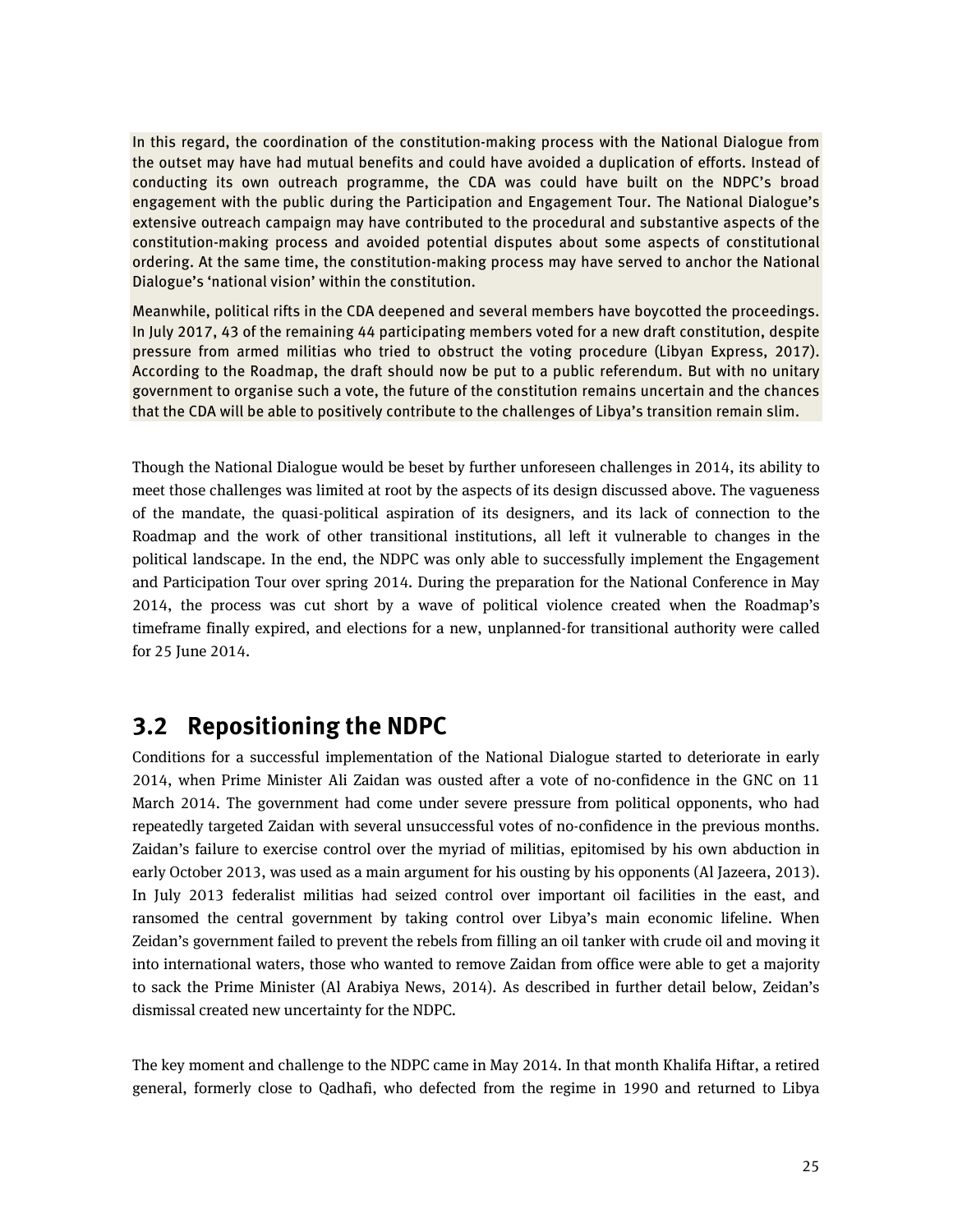In this regard, the coordination of the constitution-making process with the National Dialogue from the outset may have had mutual benefits and could have avoided a duplication of efforts. Instead of conducting its own outreach programme, the CDA was could have built on the NDPC's broad engagement with the public during the Participation and Engagement Tour. The National Dialogue's extensive outreach campaign may have contributed to the procedural and substantive aspects of the constitution-making process and avoided potential disputes about some aspects of constitutional ordering. At the same time, the constitution-making process may have served to anchor the National Dialogue's 'national vision' within the constitution.

Meanwhile, political rifts in the CDA deepened and several members have boycotted the proceedings. In July 2017, 43 of the remaining 44 participating members voted for a new draft constitution, despite pressure from armed militias who tried to obstruct the voting procedure (Libyan Express, 2017). According to the Roadmap, the draft should now be put to a public referendum. But with no unitary government to organise such a vote, the future of the constitution remains uncertain and the chances that the CDA will be able to positively contribute to the challenges of Libya's transition remain slim.

Though the National Dialogue would be beset by further unforeseen challenges in 2014, its ability to meet those challenges was limited at root by the aspects of its design discussed above. The vagueness of the mandate, the quasi-political aspiration of its designers, and its lack of connection to the Roadmap and the work of other transitional institutions, all left it vulnerable to changes in the political landscape. In the end, the NDPC was only able to successfully implement the Engagement and Participation Tour over spring 2014. During the preparation for the National Conference in May 2014, the process was cut short by a wave of political violence created when the Roadmap's timeframe finally expired, and elections for a new, unplanned-for transitional authority were called for 25 June 2014.

## 3.2 Repositioning the NDPC

Conditions for a successful implementation of the National Dialogue started to deteriorate in early 2014, when Prime Minister Ali Zaidan was ousted after a vote of no-confidence in the GNC on 11 March 2014. The government had come under severe pressure from political opponents, who had repeatedly targeted Zaidan with several unsuccessful votes of no-confidence in the previous months. Zaidan's failure to exercise control over the myriad of militias, epitomised by his own abduction in early October 2013, was used as a main argument for his ousting by his opponents (Al Jazeera, 2013). In July 2013 federalist militias had seized control over important oil facilities in the east, and ransomed the central government by taking control over Libya's main economic lifeline. When Zeidan's government failed to prevent the rebels from filling an oil tanker with crude oil and moving it into international waters, those who wanted to remove Zaidan from office were able to get a majority to sack the Prime Minister (Al Arabiya News, 2014). As described in further detail below, Zeidan's dismissal created new uncertainty for the NDPC.

The key moment and challenge to the NDPC came in May 2014. In that month Khalifa Hiftar, a retired general, formerly close to Qadhafi, who defected from the regime in 1990 and returned to Libya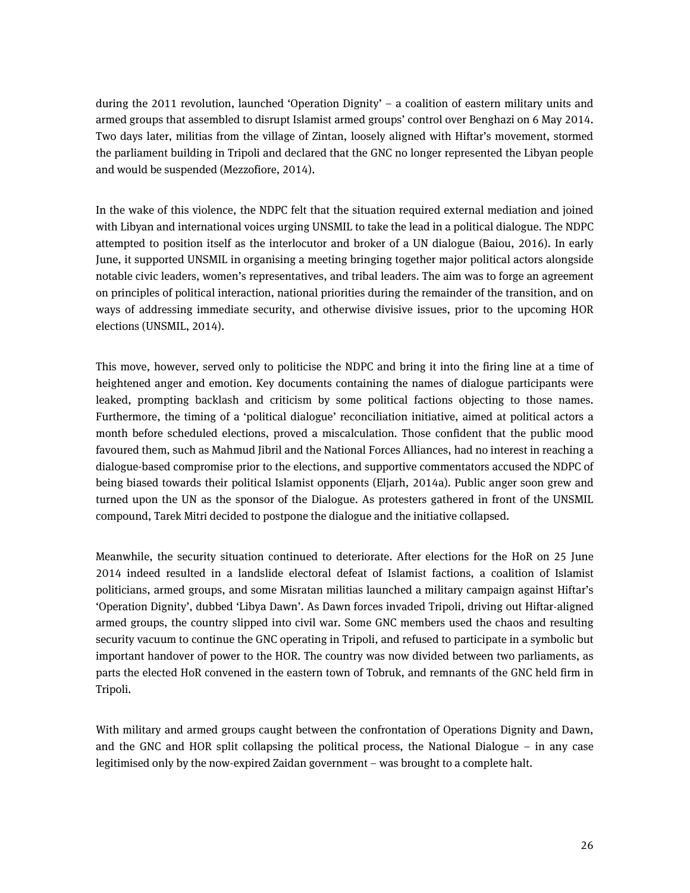during the 2011 revolution, launched 'Operation Dignity' – a coalition of eastern military units and armed groups that assembled to disrupt Islamist armed groups' control over Benghazi on 6 May 2014. Two days later, militias from the village of Zintan, loosely aligned with Hiftar's movement, stormed the parliament building in Tripoli and declared that the GNC no longer represented the Libyan people and would be suspended (Mezzofiore, 2014).

In the wake of this violence, the NDPC felt that the situation required external mediation and joined with Libyan and international voices urging UNSMIL to take the lead in a political dialogue. The NDPC attempted to position itself as the interlocutor and broker of a UN dialogue (Baiou, 2016). In early June, it supported UNSMIL in organising a meeting bringing together major political actors alongside notable civic leaders, women's representatives, and tribal leaders. The aim was to forge an agreement on principles of political interaction, national priorities during the remainder of the transition, and on ways of addressing immediate security, and otherwise divisive issues, prior to the upcoming HOR elections (UNSMIL, 2014).

This move, however, served only to politicise the NDPC and bring it into the firing line at a time of heightened anger and emotion. Key documents containing the names of dialogue participants were leaked, prompting backlash and criticism by some political factions objecting to those names. Furthermore, the timing of a 'political dialogue' reconciliation initiative, aimed at political actors a month before scheduled elections, proved a miscalculation. Those confident that the public mood favoured them, such as Mahmud Jibril and the National Forces Alliances, had no interest in reaching a dialogue-based compromise prior to the elections, and supportive commentators accused the NDPC of being biased towards their political Islamist opponents (Eljarh, 2014a). Public anger soon grew and turned upon the UN as the sponsor of the Dialogue. As protesters gathered in front of the UNSMIL compound, Tarek Mitri decided to postpone the dialogue and the initiative collapsed.

Meanwhile, the security situation continued to deteriorate. After elections for the HoR on 25 June 2014 indeed resulted in a landslide electoral defeat of Islamist factions, a coalition of Islamist politicians, armed groups, and some Misratan militias launched a military campaign against Hiftar's 'Operation Dignity', dubbed 'Libya Dawn'. As Dawn forces invaded Tripoli, driving out Hiftar-aligned armed groups, the country slipped into civil war. Some GNC members used the chaos and resulting security vacuum to continue the GNC operating in Tripoli, and refused to participate in a symbolic but important handover of power to the HOR. The country was now divided between two parliaments, as parts the elected HoR convened in the eastern town of Tobruk, and remnants of the GNC held firm in Tripoli.

With military and armed groups caught between the confrontation of Operations Dignity and Dawn, and the GNC and HOR split collapsing the political process, the National Dialogue – in any case legitimised only by the now-expired Zaidan government – was brought to a complete halt.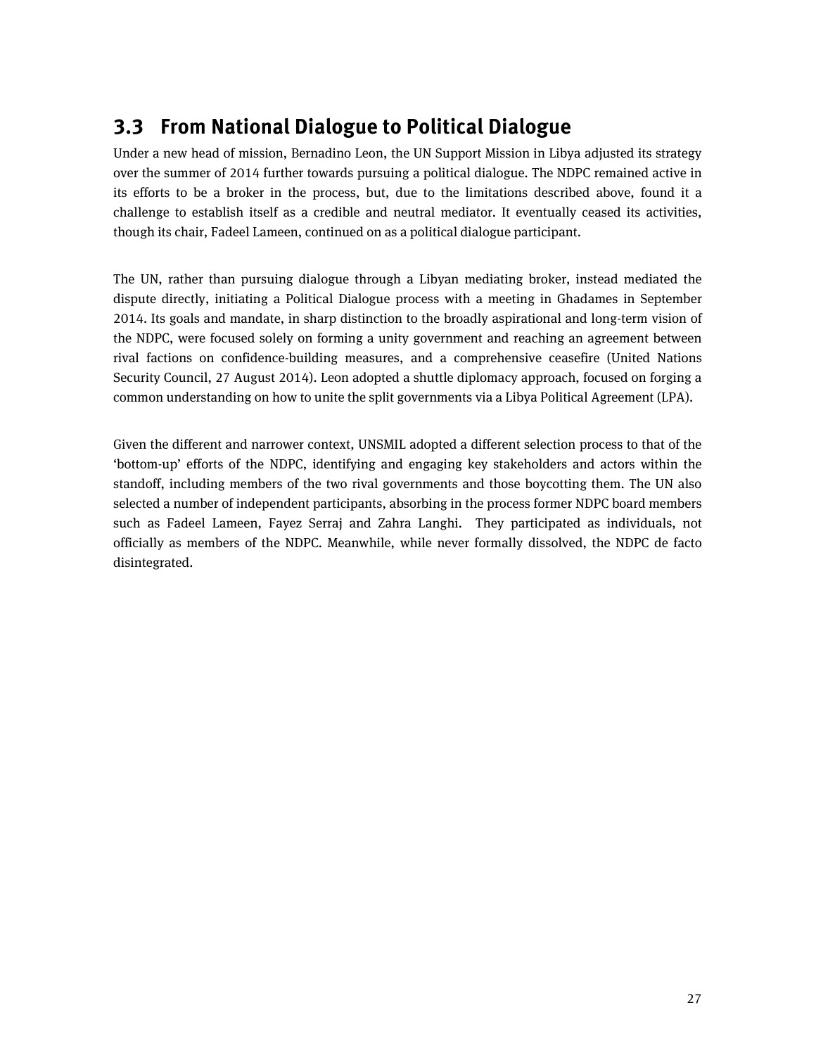## 3.3 From National Dialogue to Political Dialogue

Under a new head of mission, Bernadino Leon, the UN Support Mission in Libya adjusted its strategy over the summer of 2014 further towards pursuing a political dialogue. The NDPC remained active in its efforts to be a broker in the process, but, due to the limitations described above, found it a challenge to establish itself as a credible and neutral mediator. It eventually ceased its activities, though its chair, Fadeel Lameen, continued on as a political dialogue participant.

The UN, rather than pursuing dialogue through a Libyan mediating broker, instead mediated the dispute directly, initiating a Political Dialogue process with a meeting in Ghadames in September 2014. Its goals and mandate, in sharp distinction to the broadly aspirational and long-term vision of the NDPC, were focused solely on forming a unity government and reaching an agreement between rival factions on confidence-building measures, and a comprehensive ceasefire (United Nations Security Council, 27 August 2014). Leon adopted a shuttle diplomacy approach, focused on forging a common understanding on how to unite the split governments via a Libya Political Agreement (LPA).

Given the different and narrower context, UNSMIL adopted a different selection process to that of the 'bottom-up' efforts of the NDPC, identifying and engaging key stakeholders and actors within the standoff, including members of the two rival governments and those boycotting them. The UN also selected a number of independent participants, absorbing in the process former NDPC board members such as Fadeel Lameen, Fayez Serraj and Zahra Langhi. They participated as individuals, not officially as members of the NDPC. Meanwhile, while never formally dissolved, the NDPC de facto disintegrated.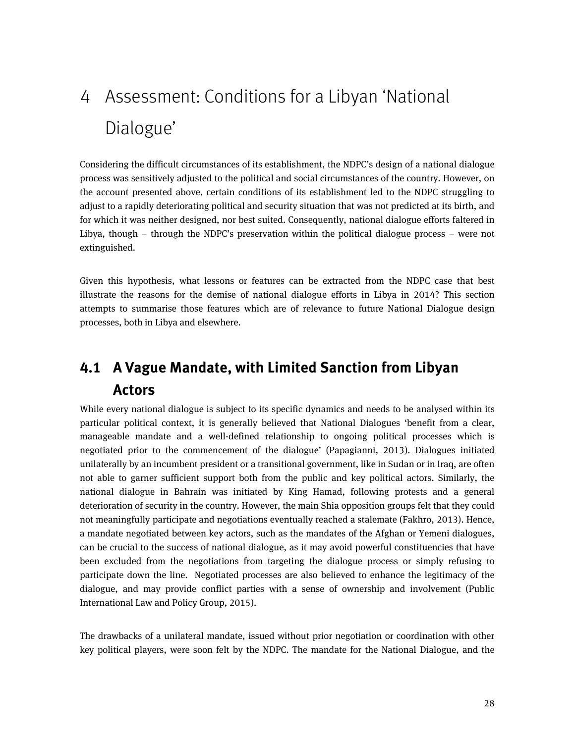# 4 Assessment: Conditions for a Libyan 'National Dialogue'

Considering the difficult circumstances of its establishment, the NDPC's design of a national dialogue process was sensitively adjusted to the political and social circumstances of the country. However, on the account presented above, certain conditions of its establishment led to the NDPC struggling to adjust to a rapidly deteriorating political and security situation that was not predicted at its birth, and for which it was neither designed, nor best suited. Consequently, national dialogue efforts faltered in Libya, though – through the NDPC's preservation within the political dialogue process – were not extinguished.

Given this hypothesis, what lessons or features can be extracted from the NDPC case that best illustrate the reasons for the demise of national dialogue efforts in Libya in 2014? This section attempts to summarise those features which are of relevance to future National Dialogue design processes, both in Libya and elsewhere.

## 4.1 A Vague Mandate, with Limited Sanction from Libyan Actors

While every national dialogue is subject to its specific dynamics and needs to be analysed within its particular political context, it is generally believed that National Dialogues 'benefit from a clear, manageable mandate and a well-defined relationship to ongoing political processes which is negotiated prior to the commencement of the dialogue' (Papagianni, 2013). Dialogues initiated unilaterally by an incumbent president or a transitional government, like in Sudan or in Iraq, are often not able to garner sufficient support both from the public and key political actors. Similarly, the national dialogue in Bahrain was initiated by King Hamad, following protests and a general deterioration of security in the country. However, the main Shia opposition groups felt that they could not meaningfully participate and negotiations eventually reached a stalemate (Fakhro, 2013). Hence, a mandate negotiated between key actors, such as the mandates of the Afghan or Yemeni dialogues, can be crucial to the success of national dialogue, as it may avoid powerful constituencies that have been excluded from the negotiations from targeting the dialogue process or simply refusing to participate down the line. Negotiated processes are also believed to enhance the legitimacy of the dialogue, and may provide conflict parties with a sense of ownership and involvement (Public International Law and Policy Group, 2015).

The drawbacks of a unilateral mandate, issued without prior negotiation or coordination with other key political players, were soon felt by the NDPC. The mandate for the National Dialogue, and the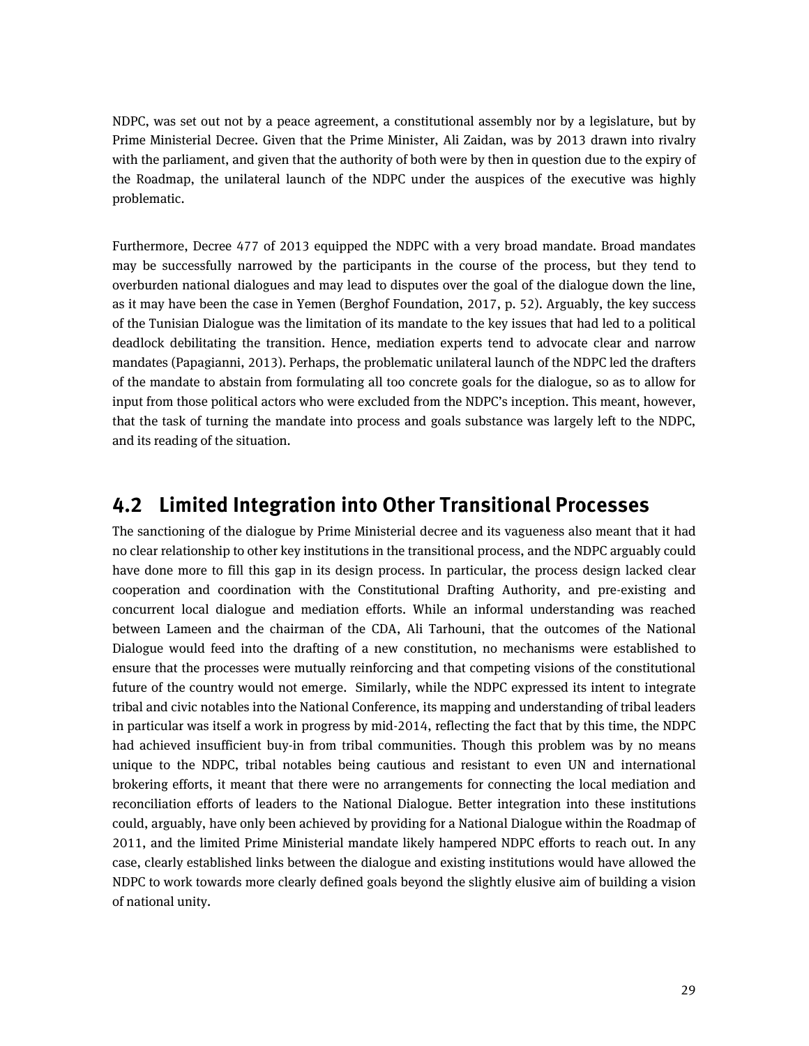NDPC, was set out not by a peace agreement, a constitutional assembly nor by a legislature, but by Prime Ministerial Decree. Given that the Prime Minister, Ali Zaidan, was by 2013 drawn into rivalry with the parliament, and given that the authority of both were by then in question due to the expiry of the Roadmap, the unilateral launch of the NDPC under the auspices of the executive was highly problematic.

Furthermore, Decree 477 of 2013 equipped the NDPC with a very broad mandate. Broad mandates may be successfully narrowed by the participants in the course of the process, but they tend to overburden national dialogues and may lead to disputes over the goal of the dialogue down the line, as it may have been the case in Yemen (Berghof Foundation, 2017, p. 52). Arguably, the key success of the Tunisian Dialogue was the limitation of its mandate to the key issues that had led to a political deadlock debilitating the transition. Hence, mediation experts tend to advocate clear and narrow mandates (Papagianni, 2013). Perhaps, the problematic unilateral launch of the NDPC led the drafters of the mandate to abstain from formulating all too concrete goals for the dialogue, so as to allow for input from those political actors who were excluded from the NDPC's inception. This meant, however, that the task of turning the mandate into process and goals substance was largely left to the NDPC, and its reading of the situation.

## 4.2 Limited Integration into Other Transitional Processes

The sanctioning of the dialogue by Prime Ministerial decree and its vagueness also meant that it had no clear relationship to other key institutions in the transitional process, and the NDPC arguably could have done more to fill this gap in its design process. In particular, the process design lacked clear cooperation and coordination with the Constitutional Drafting Authority, and pre-existing and concurrent local dialogue and mediation efforts. While an informal understanding was reached between Lameen and the chairman of the CDA, Ali Tarhouni, that the outcomes of the National Dialogue would feed into the drafting of a new constitution, no mechanisms were established to ensure that the processes were mutually reinforcing and that competing visions of the constitutional future of the country would not emerge. Similarly, while the NDPC expressed its intent to integrate tribal and civic notables into the National Conference, its mapping and understanding of tribal leaders in particular was itself a work in progress by mid-2014, reflecting the fact that by this time, the NDPC had achieved insufficient buy-in from tribal communities. Though this problem was by no means unique to the NDPC, tribal notables being cautious and resistant to even UN and international brokering efforts, it meant that there were no arrangements for connecting the local mediation and reconciliation efforts of leaders to the National Dialogue. Better integration into these institutions could, arguably, have only been achieved by providing for a National Dialogue within the Roadmap of 2011, and the limited Prime Ministerial mandate likely hampered NDPC efforts to reach out. In any case, clearly established links between the dialogue and existing institutions would have allowed the NDPC to work towards more clearly defined goals beyond the slightly elusive aim of building a vision of national unity.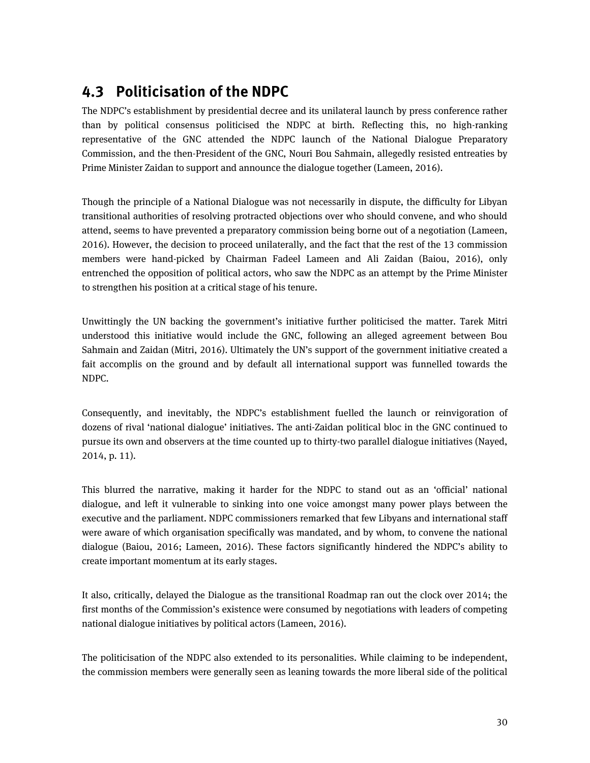## 4.3 Politicisation of the NDPC

The NDPC's establishment by presidential decree and its unilateral launch by press conference rather than by political consensus politicised the NDPC at birth. Reflecting this, no high-ranking representative of the GNC attended the NDPC launch of the National Dialogue Preparatory Commission, and the then-President of the GNC, Nouri Bou Sahmain, allegedly resisted entreaties by Prime Minister Zaidan to support and announce the dialogue together (Lameen, 2016).

Though the principle of a National Dialogue was not necessarily in dispute, the difficulty for Libyan transitional authorities of resolving protracted objections over who should convene, and who should attend, seems to have prevented a preparatory commission being borne out of a negotiation (Lameen, 2016). However, the decision to proceed unilaterally, and the fact that the rest of the 13 commission members were hand-picked by Chairman Fadeel Lameen and Ali Zaidan (Baiou, 2016), only entrenched the opposition of political actors, who saw the NDPC as an attempt by the Prime Minister to strengthen his position at a critical stage of his tenure.

Unwittingly the UN backing the government's initiative further politicised the matter. Tarek Mitri understood this initiative would include the GNC, following an alleged agreement between Bou Sahmain and Zaidan (Mitri, 2016). Ultimately the UN's support of the government initiative created a fait accomplis on the ground and by default all international support was funnelled towards the NDPC.

Consequently, and inevitably, the NDPC's establishment fuelled the launch or reinvigoration of dozens of rival 'national dialogue' initiatives. The anti-Zaidan political bloc in the GNC continued to pursue its own and observers at the time counted up to thirty-two parallel dialogue initiatives (Nayed, 2014, p. 11).

This blurred the narrative, making it harder for the NDPC to stand out as an 'official' national dialogue, and left it vulnerable to sinking into one voice amongst many power plays between the executive and the parliament. NDPC commissioners remarked that few Libyans and international staff were aware of which organisation specifically was mandated, and by whom, to convene the national dialogue (Baiou, 2016; Lameen, 2016). These factors significantly hindered the NDPC's ability to create important momentum at its early stages.

It also, critically, delayed the Dialogue as the transitional Roadmap ran out the clock over 2014; the first months of the Commission's existence were consumed by negotiations with leaders of competing national dialogue initiatives by political actors (Lameen, 2016).

The politicisation of the NDPC also extended to its personalities. While claiming to be independent, the commission members were generally seen as leaning towards the more liberal side of the political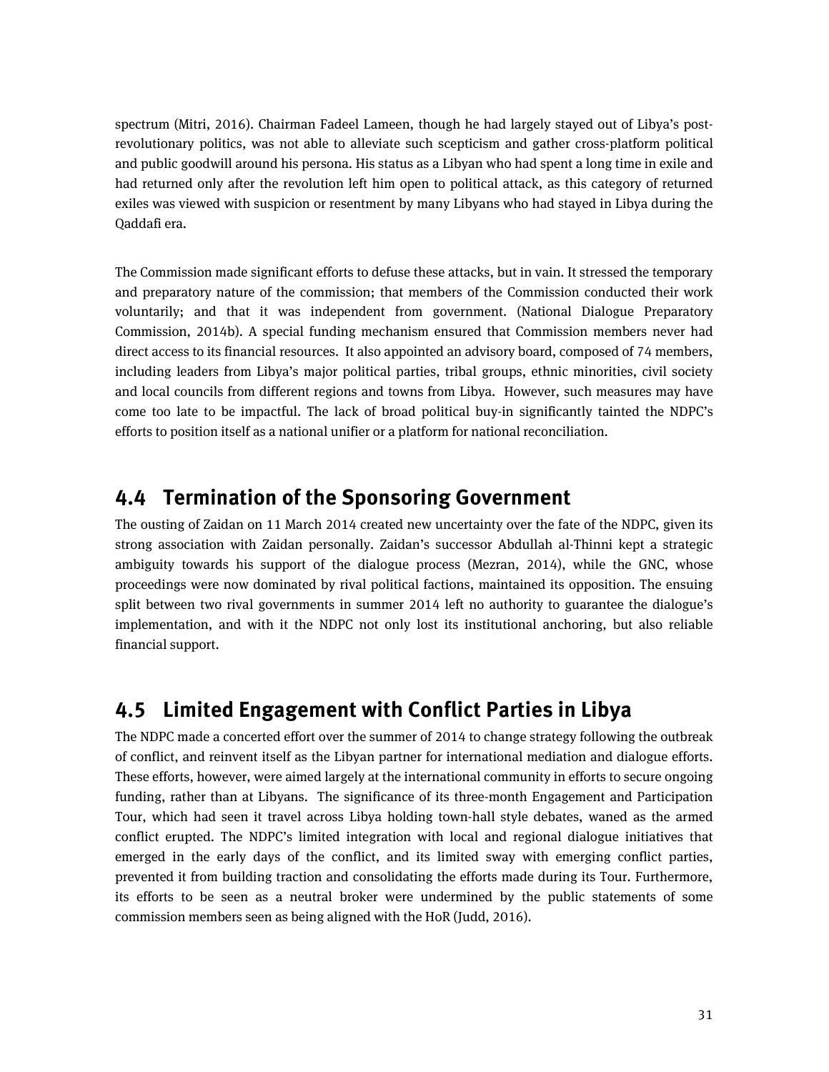spectrum (Mitri, 2016). Chairman Fadeel Lameen, though he had largely stayed out of Libya's post-revolutionary politics, was not able to alleviate such scepticism and gather cross-platform political and public goodwill around his persona. His status as a Libyan who had spent a long time in exile and had returned only after the revolution left him open to political attack, as this category of returned exiles was viewed with suspicion or resentment by many Libyans who had stayed in Libya during the Qaddafi era.

The Commission made significant efforts to defuse these attacks, but in vain. It stressed the temporary and preparatory nature of the commission; that members of the Commission conducted their work voluntarily; and that it was independent from government. (National Dialogue Preparatory Commission, 2014b). A special funding mechanism ensured that Commission members never had direct access to its financial resources. It also appointed an advisory board, composed of 74 members, including leaders from Libya's major political parties, tribal groups, ethnic minorities, civil society and local councils from different regions and towns from Libya. However, such measures may have come too late to be impactful. The lack of broad political buy-in significantly tainted the NDPC's efforts to position itself as a national unifier or a platform for national reconciliation.

## 4.4 Termination of the Sponsoring Government

The ousting of Zaidan on 11 March 2014 created new uncertainty over the fate of the NDPC, given its strong association with Zaidan personally. Zaidan's successor Abdullah al-Thinni kept a strategic ambiguity towards his support of the dialogue process (Mezran, 2014), while the GNC, whose proceedings were now dominated by rival political factions, maintained its opposition. The ensuing split between two rival governments in summer 2014 left no authority to guarantee the dialogue's implementation, and with it the NDPC not only lost its institutional anchoring, but also reliable financial support.

## 4.5 Limited Engagement with Conflict Parties in Libya

The NDPC made a concerted effort over the summer of 2014 to change strategy following the outbreak of conflict, and reinvent itself as the Libyan partner for international mediation and dialogue efforts. These efforts, however, were aimed largely at the international community in efforts to secure ongoing funding, rather than at Libyans. The significance of its three-month Engagement and Participation Tour, which had seen it travel across Libya holding town-hall style debates, waned as the armed conflict erupted. The NDPC's limited integration with local and regional dialogue initiatives that emerged in the early days of the conflict, and its limited sway with emerging conflict parties, prevented it from building traction and consolidating the efforts made during its Tour. Furthermore, its efforts to be seen as a neutral broker were undermined by the public statements of some commission members seen as being aligned with the HoR (Judd, 2016).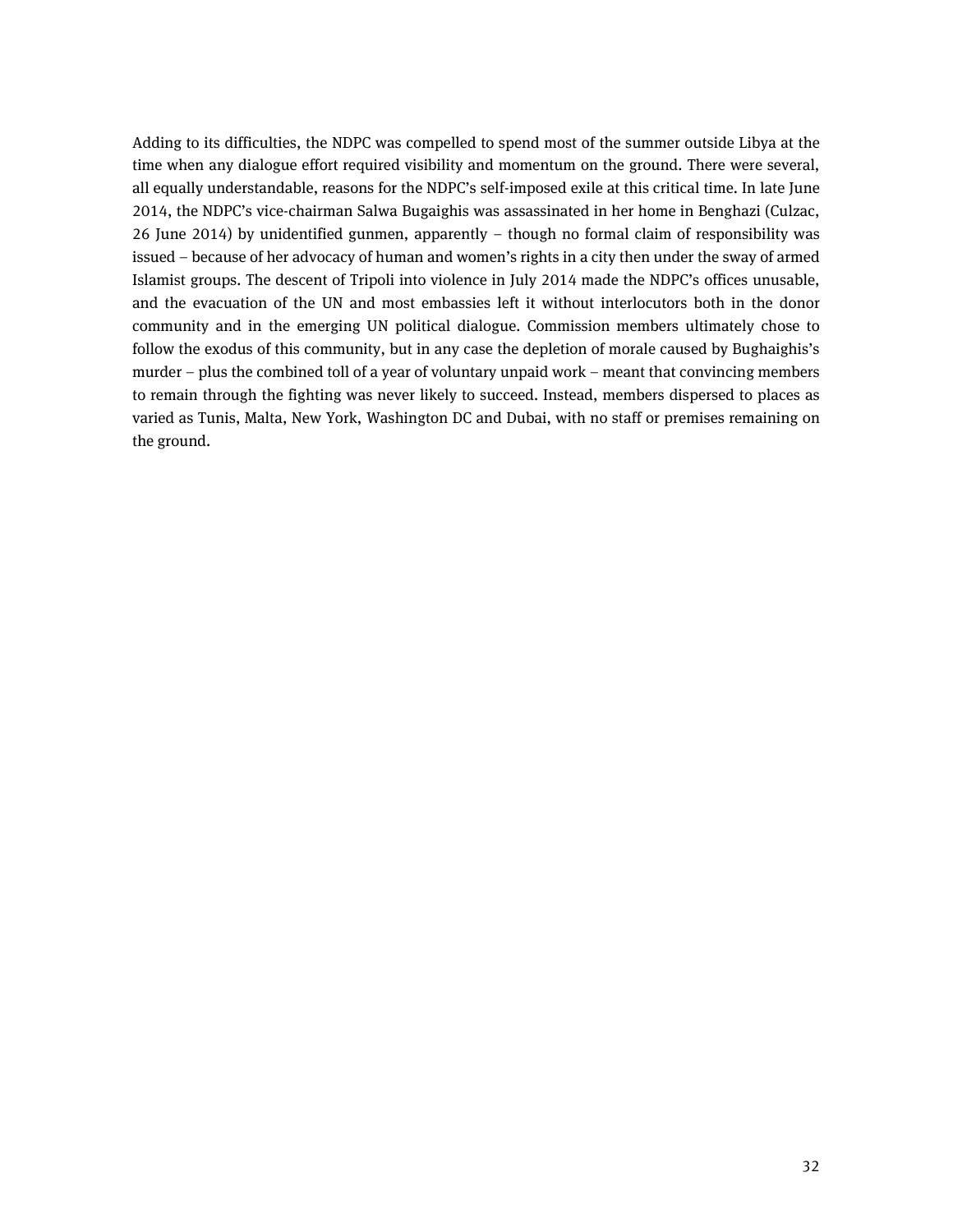Adding to its difficulties, the NDPC was compelled to spend most of the summer outside Libya at the time when any dialogue effort required visibility and momentum on the ground. There were several, all equally understandable, reasons for the NDPC's self-imposed exile at this critical time. In late June 2014, the NDPC's vice-chairman Salwa Bugaighis was assassinated in her home in Benghazi (Culzac, 26 June 2014) by unidentified gunmen, apparently – though no formal claim of responsibility was issued – because of her advocacy of human and women's rights in a city then under the sway of armed Islamist groups. The descent of Tripoli into violence in July 2014 made the NDPC's offices unusable, and the evacuation of the UN and most embassies left it without interlocutors both in the donor community and in the emerging UN political dialogue. Commission members ultimately chose to follow the exodus of this community, but in any case the depletion of morale caused by Bughaighis's murder – plus the combined toll of a year of voluntary unpaid work – meant that convincing members to remain through the fighting was never likely to succeed. Instead, members dispersed to places as varied as Tunis, Malta, New York, Washington DC and Dubai, with no staff or premises remaining on the ground.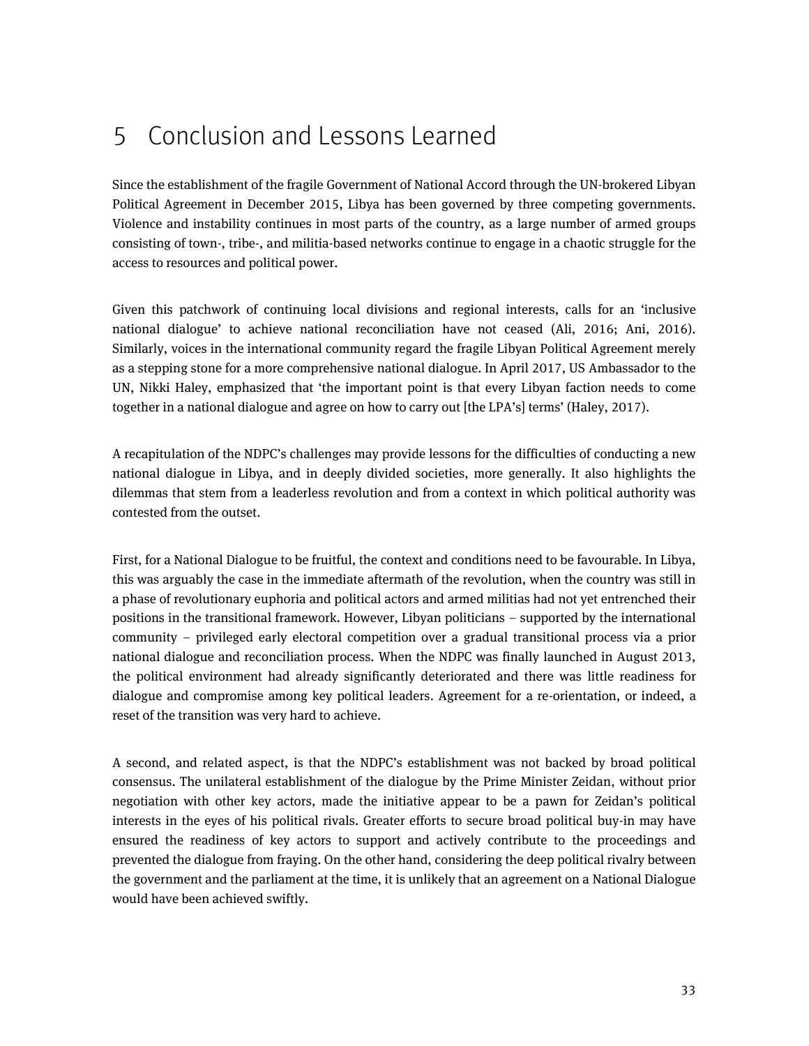# 5 Conclusion and Lessons Learned

Since the establishment of the fragile Government of National Accord through the UN-brokered Libyan Political Agreement in December 2015, Libya has been governed by three competing governments. Violence and instability continues in most parts of the country, as a large number of armed groups consisting of town-, tribe-, and militia-based networks continue to engage in a chaotic struggle for the access to resources and political power.

Given this patchwork of continuing local divisions and regional interests, calls for an 'inclusive national dialogue' to achieve national reconciliation have not ceased (Ali, 2016; Ani, 2016). Similarly, voices in the international community regard the fragile Libyan Political Agreement merely as a stepping stone for a more comprehensive national dialogue. In April 2017, US Ambassador to the UN, Nikki Haley, emphasized that 'the important point is that every Libyan faction needs to come together in a national dialogue and agree on how to carry out [the LPA's] terms' (Haley, 2017).

A recapitulation of the NDPC's challenges may provide lessons for the difficulties of conducting a new national dialogue in Libya, and in deeply divided societies, more generally. It also highlights the dilemmas that stem from a leaderless revolution and from a context in which political authority was contested from the outset.

First, for a National Dialogue to be fruitful, the context and conditions need to be favourable. In Libya, this was arguably the case in the immediate aftermath of the revolution, when the country was still in a phase of revolutionary euphoria and political actors and armed militias had not yet entrenched their positions in the transitional framework. However, Libyan politicians – supported by the international community – privileged early electoral competition over a gradual transitional process via a prior national dialogue and reconciliation process. When the NDPC was finally launched in August 2013, the political environment had already significantly deteriorated and there was little readiness for dialogue and compromise among key political leaders. Agreement for a re-orientation, or indeed, a reset of the transition was very hard to achieve.

A second, and related aspect, is that the NDPC's establishment was not backed by broad political consensus. The unilateral establishment of the dialogue by the Prime Minister Zeidan, without prior negotiation with other key actors, made the initiative appear to be a pawn for Zeidan's political interests in the eyes of his political rivals. Greater efforts to secure broad political buy-in may have ensured the readiness of key actors to support and actively contribute to the proceedings and prevented the dialogue from fraying. On the other hand, considering the deep political rivalry between the government and the parliament at the time, it is unlikely that an agreement on a National Dialogue would have been achieved swiftly.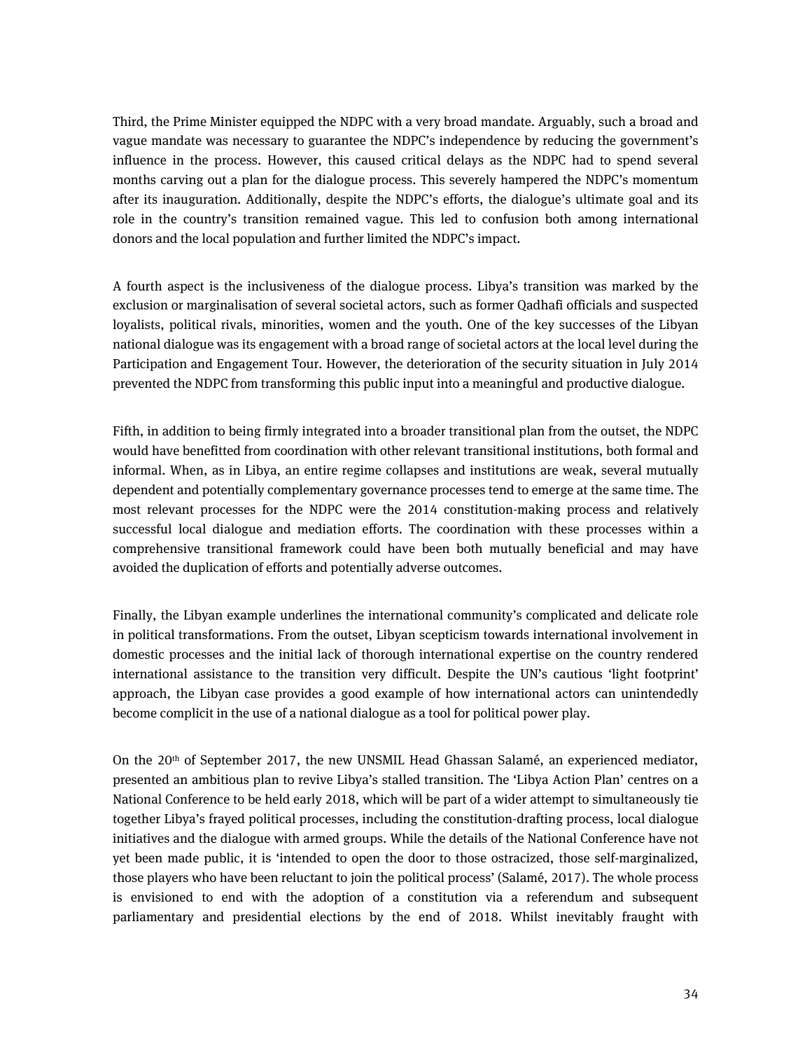Third, the Prime Minister equipped the NDPC with a very broad mandate. Arguably, such a broad and vague mandate was necessary to guarantee the NDPC's independence by reducing the government's influence in the process. However, this caused critical delays as the NDPC had to spend several months carving out a plan for the dialogue process. This severely hampered the NDPC's momentum after its inauguration. Additionally, despite the NDPC's efforts, the dialogue's ultimate goal and its role in the country's transition remained vague. This led to confusion both among international donors and the local population and further limited the NDPC's impact.

A fourth aspect is the inclusiveness of the dialogue process. Libya's transition was marked by the exclusion or marginalisation of several societal actors, such as former Qadhafi officials and suspected loyalists, political rivals, minorities, women and the youth. One of the key successes of the Libyan national dialogue was its engagement with a broad range of societal actors at the local level during the Participation and Engagement Tour. However, the deterioration of the security situation in July 2014 prevented the NDPC from transforming this public input into a meaningful and productive dialogue.

Fifth, in addition to being firmly integrated into a broader transitional plan from the outset, the NDPC would have benefitted from coordination with other relevant transitional institutions, both formal and informal. When, as in Libya, an entire regime collapses and institutions are weak, several mutually dependent and potentially complementary governance processes tend to emerge at the same time. The most relevant processes for the NDPC were the 2014 constitution-making process and relatively successful local dialogue and mediation efforts. The coordination with these processes within a comprehensive transitional framework could have been both mutually beneficial and may have avoided the duplication of efforts and potentially adverse outcomes.

Finally, the Libyan example underlines the international community's complicated and delicate role in political transformations. From the outset, Libyan scepticism towards international involvement in domestic processes and the initial lack of thorough international expertise on the country rendered international assistance to the transition very difficult. Despite the UN's cautious 'light footprint' approach, the Libyan case provides a good example of how international actors can unintendedly become complicit in the use of a national dialogue as a tool for political power play.

On the 20th of September 2017, the new UNSMIL Head Ghassan Salamé, an experienced mediator, presented an ambitious plan to revive Libya's stalled transition. The 'Libya Action Plan' centres on a National Conference to be held early 2018, which will be part of a wider attempt to simultaneously tie together Libya's frayed political processes, including the constitution-drafting process, local dialogue initiatives and the dialogue with armed groups. While the details of the National Conference have not yet been made public, it is 'intended to open the door to those ostracized, those self-marginalized, those players who have been reluctant to join the political process' (Salamé, 2017). The whole process is envisioned to end with the adoption of a constitution via a referendum and subsequent parliamentary and presidential elections by the end of 2018. Whilst inevitably fraught with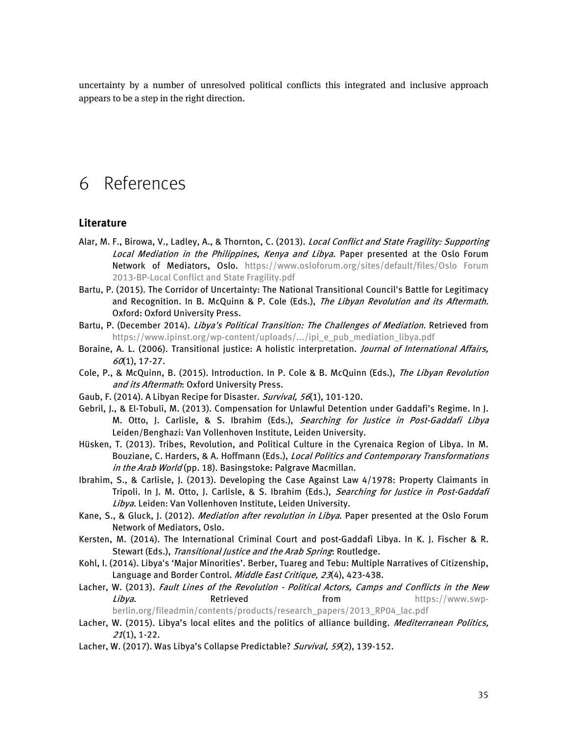uncertainty by a number of unresolved political conflicts this integrated and inclusive approach appears to be a step in the right direction.

# 6 References

## Literature

Alar, M. F., Birowa, V., Ladley, A., & Thornton, C. (2013). *Local Conflict and State Fragility: Supporting Local Mediation in the Philippines, Kenya and Libya*. Paper presented at the Oslo Forum Network of Mediators, Oslo. https://www.osloforum.org/sites/default/files/Oslo Forum 2013-BP-Local Conflict and State Fragility.pdf

Bartu, P. (2015). The Corridor of Uncertainty: The National Transitional Council's Battle for Legitimacy and Recognition. In B. McQuinn & P. Cole (Eds.), *The Libyan Revolution and its Aftermath*. Oxford: Oxford University Press.

Bartu, P. (December 2014). *Libya's Political Transition: The Challenges of Mediation*. Retrieved from https://www.ipinst.org/wp-content/uploads/.../ipi_e_pub_mediation_libya.pdf

Boraine, A. L. (2006). Transitional justice: A holistic interpretation. *Journal of International Affairs, 60*(1), 17-27.

Cole, P., & McQuinn, B. (2015). Introduction. In P. Cole & B. McQuinn (Eds.), *The Libyan Revolution and its Aftermath*: Oxford University Press.

Gaub, F. (2014). A Libyan Recipe for Disaster. *Survival, 56*(1), 101-120.

Gebril, J., & El-Tobuli, M. (2013). Compensation for Unlawful Detention under Gaddafi's Regime. In J. M. Otto, J. Carlisle, & S. Ibrahim (Eds.), *Searching for Justice in Post-Gaddafi Libya* Leiden/Benghazi: Van Vollenhoven Institute, Leiden University.

Hüsken, T. (2013). Tribes, Revolution, and Political Culture in the Cyrenaica Region of Libya. In M. Bouziane, C. Harders, & A. Hoffmann (Eds.), *Local Politics and Contemporary Transformations in the Arab World* (pp. 18). Basingstoke: Palgrave Macmillan.

Ibrahim, S., & Carlisle, J. (2013). Developing the Case Against Law 4/1978: Property Claimants in Tripoli. In J. M. Otto, J. Carlisle, & S. Ibrahim (Eds.), *Searching for Justice in Post-Gaddafi Libya*. Leiden: Van Vollenhoven Institute, Leiden University.

Kane, S., & Gluck, J. (2012). *Mediation after revolution in Libya*. Paper presented at the Oslo Forum Network of Mediators, Oslo.

Kersten, M. (2014). The International Criminal Court and post-Gaddafi Libya. In K. J. Fischer & R. Stewart (Eds.), *Transitional Justice and the Arab Spring*: Routledge.

Kohl, I. (2014). Libya's 'Major Minorities'. Berber, Tuareg and Tebu: Multiple Narratives of Citizenship, Language and Border Control. *Middle East Critique, 23*(4), 423-438.

Lacher, W. (2013). *Fault Lines of the Revolution - Political Actors, Camps and Conflicts in the New Libya*. Retrieved from https://www.swp-berlin.org/fileadmin/contents/products/research_papers/2013_RP04_lac.pdf

Lacher, W. (2015). Libya's local elites and the politics of alliance building. *Mediterranean Politics, 21*(1), 1-22.

Lacher, W. (2017). Was Libya's Collapse Predictable? *Survival, 59*(2), 139-152.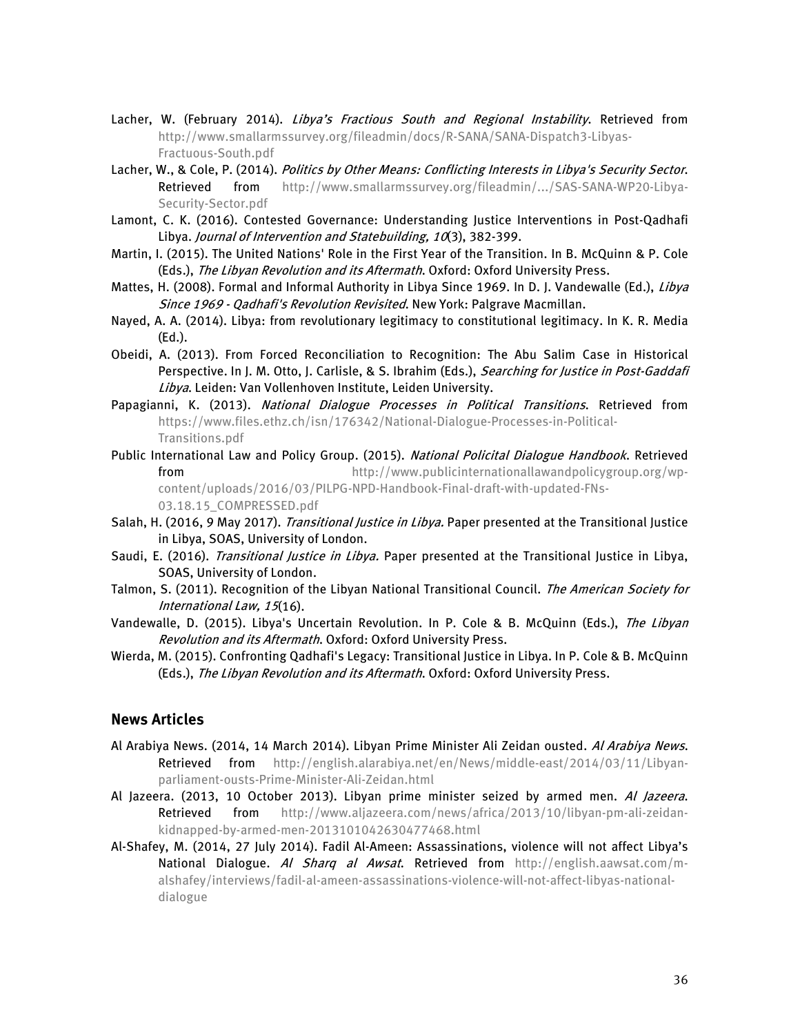Lacher, W. (February 2014). *Libya's Fractious South and Regional Instability*. Retrieved from http://www.smallarmssurvey.org/fileadmin/docs/R-SANA/SANA-Dispatch3-Libyas-Fractuous-South.pdf

Lacher, W., & Cole, P. (2014). *Politics by Other Means: Conflicting Interests in Libya's Security Sector*. Retrieved from http://www.smallarmssurvey.org/fileadmin/.../SAS-SANA-WP20-Libya-Security-Sector.pdf

Lamont, C. K. (2016). Contested Governance: Understanding Justice Interventions in Post-Qadhafi Libya. *Journal of Intervention and Statebuilding, 10*(3), 382-399.

Martin, I. (2015). The United Nations' Role in the First Year of the Transition. In B. McQuinn & P. Cole (Eds.), *The Libyan Revolution and its Aftermath*. Oxford: Oxford University Press.

Mattes, H. (2008). Formal and Informal Authority in Libya Since 1969. In D. J. Vandewalle (Ed.), *Libya Since 1969 - Qadhafi's Revolution Revisited*. New York: Palgrave Macmillan.

Nayed, A. A. (2014). Libya: from revolutionary legitimacy to constitutional legitimacy. In K. R. Media (Ed.).

Obeidi, A. (2013). From Forced Reconciliation to Recognition: The Abu Salim Case in Historical Perspective. In J. M. Otto, J. Carlisle, & S. Ibrahim (Eds.), *Searching for Justice in Post-Gaddafi Libya*. Leiden: Van Vollenhoven Institute, Leiden University.

Papagianni, K. (2013). *National Dialogue Processes in Political Transitions*. Retrieved from https://www.files.ethz.ch/isn/176342/National-Dialogue-Processes-in-Political-Transitions.pdf

Public International Law and Policy Group. (2015). *National Policital Dialogue Handbook*. Retrieved from http://www.publicinternationallawandpolicygroup.org/wp-content/uploads/2016/03/PILPG-NPD-Handbook-Final-draft-with-updated-FNs-03.18.15_COMPRESSED.pdf

Salah, H. (2016, 9 May 2017). *Transitional Justice in Libya.* Paper presented at the Transitional Justice in Libya, SOAS, University of London.

Saudi, E. (2016). *Transitional Justice in Libya.* Paper presented at the Transitional Justice in Libya, SOAS, University of London.

Talmon, S. (2011). Recognition of the Libyan National Transitional Council. *The American Society for International Law, 15*(16).

Vandewalle, D. (2015). Libya's Uncertain Revolution. In P. Cole & B. McQuinn (Eds.), *The Libyan Revolution and its Aftermath*. Oxford: Oxford University Press.

Wierda, M. (2015). Confronting Qadhafi's Legacy: Transitional Justice in Libya. In P. Cole & B. McQuinn (Eds.), *The Libyan Revolution and its Aftermath*. Oxford: Oxford University Press.

## News Articles

Al Arabiya News. (2014, 14 March 2014). Libyan Prime Minister Ali Zeidan ousted. *Al Arabiya News*. Retrieved from http://english.alarabiya.net/en/News/middle-east/2014/03/11/Libyan-parliament-ousts-Prime-Minister-Ali-Zeidan.html

Al Jazeera. (2013, 10 October 2013). Libyan prime minister seized by armed men. *Al Jazeera*. Retrieved from http://www.aljazeera.com/news/africa/2013/10/libyan-pm-ali-zeidan-kidnapped-by-armed-men-2013101042630477468.html

Al-Shafey, M. (2014, 27 July 2014). Fadil Al-Ameen: Assassinations, violence will not affect Libya's National Dialogue. *Al Sharq al Awsat*. Retrieved from http://english.aawsat.com/m-alshafey/interviews/fadil-al-ameen-assassinations-violence-will-not-affect-libyas-national-dialogue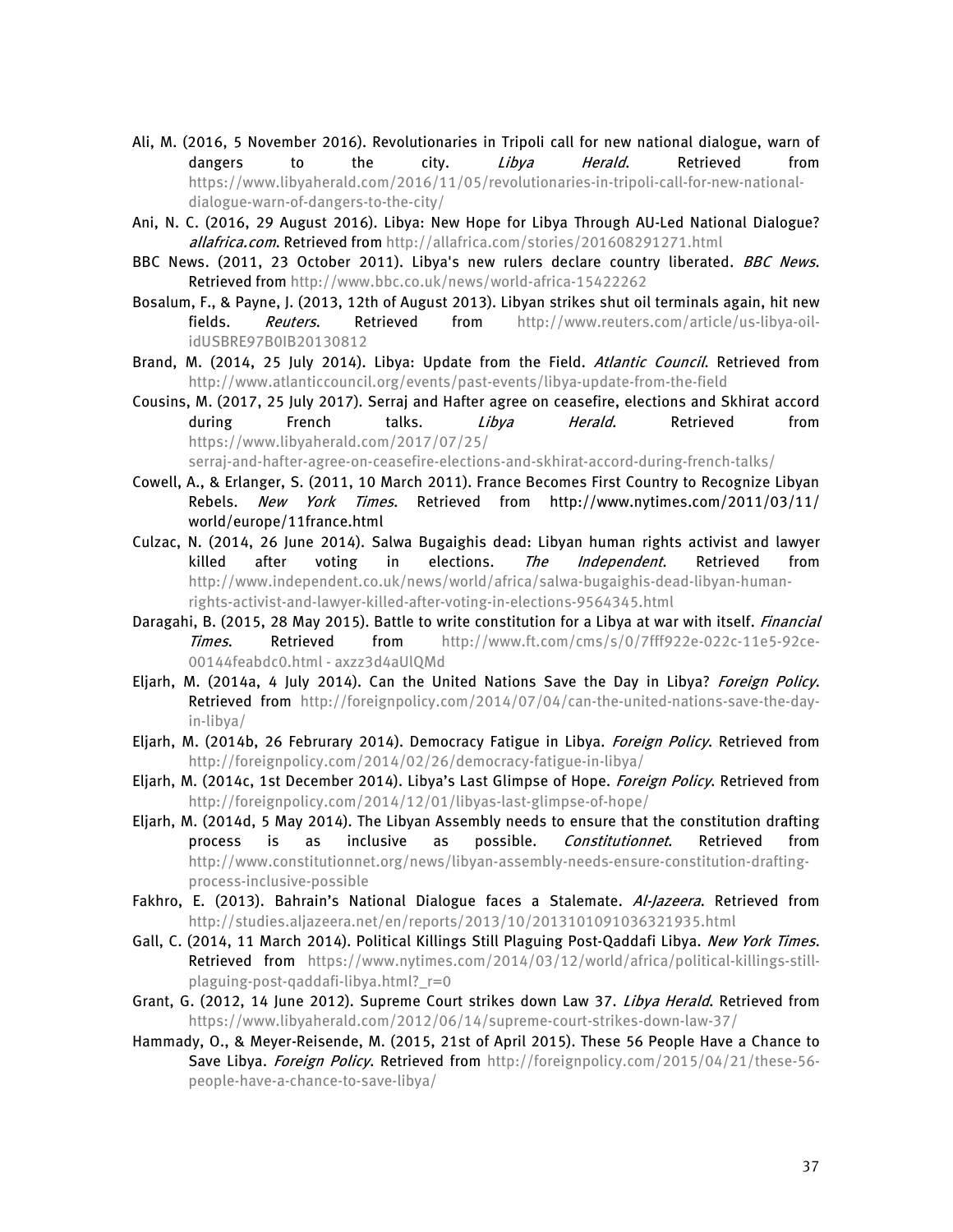Ali, M. (2016, 5 November 2016). Revolutionaries in Tripoli call for new national dialogue, warn of dangers to the city. *Libya Herald*. Retrieved from https://www.libyaherald.com/2016/11/05/revolutionaries-in-tripoli-call-for-new-national-dialogue-warn-of-dangers-to-the-city/

Ani, N. C. (2016, 29 August 2016). Libya: New Hope for Libya Through AU-Led National Dialogue? *allafrica.com*. Retrieved from http://allafrica.com/stories/201608291271.html

BBC News. (2011, 23 October 2011). Libya's new rulers declare country liberated. *BBC News*. Retrieved from http://www.bbc.co.uk/news/world-africa-15422262

Bosalum, F., & Payne, J. (2013, 12th of August 2013). Libyan strikes shut oil terminals again, hit new fields. *Reuters*. Retrieved from http://www.reuters.com/article/us-libya-oil-idUSBRE97B0IB20130812

Brand, M. (2014, 25 July 2014). Libya: Update from the Field. *Atlantic Council*. Retrieved from http://www.atlanticcouncil.org/events/past-events/libya-update-from-the-field

Cousins, M. (2017, 25 July 2017). Serraj and Hafter agree on ceasefire, elections and Skhirat accord during French talks. *Libya Herald*. Retrieved from https://www.libyaherald.com/2017/07/25/serraj-and-hafter-agree-on-ceasefire-elections-and-skhirat-accord-during-french-talks/

Cowell, A., & Erlanger, S. (2011, 10 March 2011). France Becomes First Country to Recognize Libyan Rebels. *New York Times*. Retrieved from http://www.nytimes.com/2011/03/11/world/europe/11france.html

Culzac, N. (2014, 26 June 2014). Salwa Bugaighis dead: Libyan human rights activist and lawyer killed after voting in elections. *The Independent*. Retrieved from http://www.independent.co.uk/news/world/africa/salwa-bugaighis-dead-libyan-human-rights-activist-and-lawyer-killed-after-voting-in-elections-9564345.html

Daragahi, B. (2015, 28 May 2015). Battle to write constitution for a Libya at war with itself. *Financial Times*. Retrieved from http://www.ft.com/cms/s/0/7fff922e-022c-11e5-92ce-00144feabdc0.html - axzz3d4aUlQMd

Eljarh, M. (2014a, 4 July 2014). Can the United Nations Save the Day in Libya? *Foreign Policy*. Retrieved from http://foreignpolicy.com/2014/07/04/can-the-united-nations-save-the-day-in-libya/

Eljarh, M. (2014b, 26 Februrary 2014). Democracy Fatigue in Libya. *Foreign Policy*. Retrieved from http://foreignpolicy.com/2014/02/26/democracy-fatigue-in-libya/

Eljarh, M. (2014c, 1st December 2014). Libya's Last Glimpse of Hope. *Foreign Policy*. Retrieved from http://foreignpolicy.com/2014/12/01/libyas-last-glimpse-of-hope/

Eljarh, M. (2014d, 5 May 2014). The Libyan Assembly needs to ensure that the constitution drafting process is as inclusive as possible. *Constitutionnet*. Retrieved from http://www.constitutionnet.org/news/libyan-assembly-needs-ensure-constitution-drafting-process-inclusive-possible

Fakhro, E. (2013). Bahrain's National Dialogue faces a Stalemate. *Al-Jazeera*. Retrieved from http://studies.aljazeera.net/en/reports/2013/10/2013101091036321935.html

Gall, C. (2014, 11 March 2014). Political Killings Still Plaguing Post-Qaddafi Libya. *New York Times*. Retrieved from https://www.nytimes.com/2014/03/12/world/africa/political-killings-still-plaguing-post-qaddafi-libya.html?_r=0

Grant, G. (2012, 14 June 2012). Supreme Court strikes down Law 37. *Libya Herald*. Retrieved from https://www.libyaherald.com/2012/06/14/supreme-court-strikes-down-law-37/

Hammady, O., & Meyer-Reisende, M. (2015, 21st of April 2015). These 56 People Have a Chance to Save Libya. *Foreign Policy*. Retrieved from http://foreignpolicy.com/2015/04/21/these-56-people-have-a-chance-to-save-libya/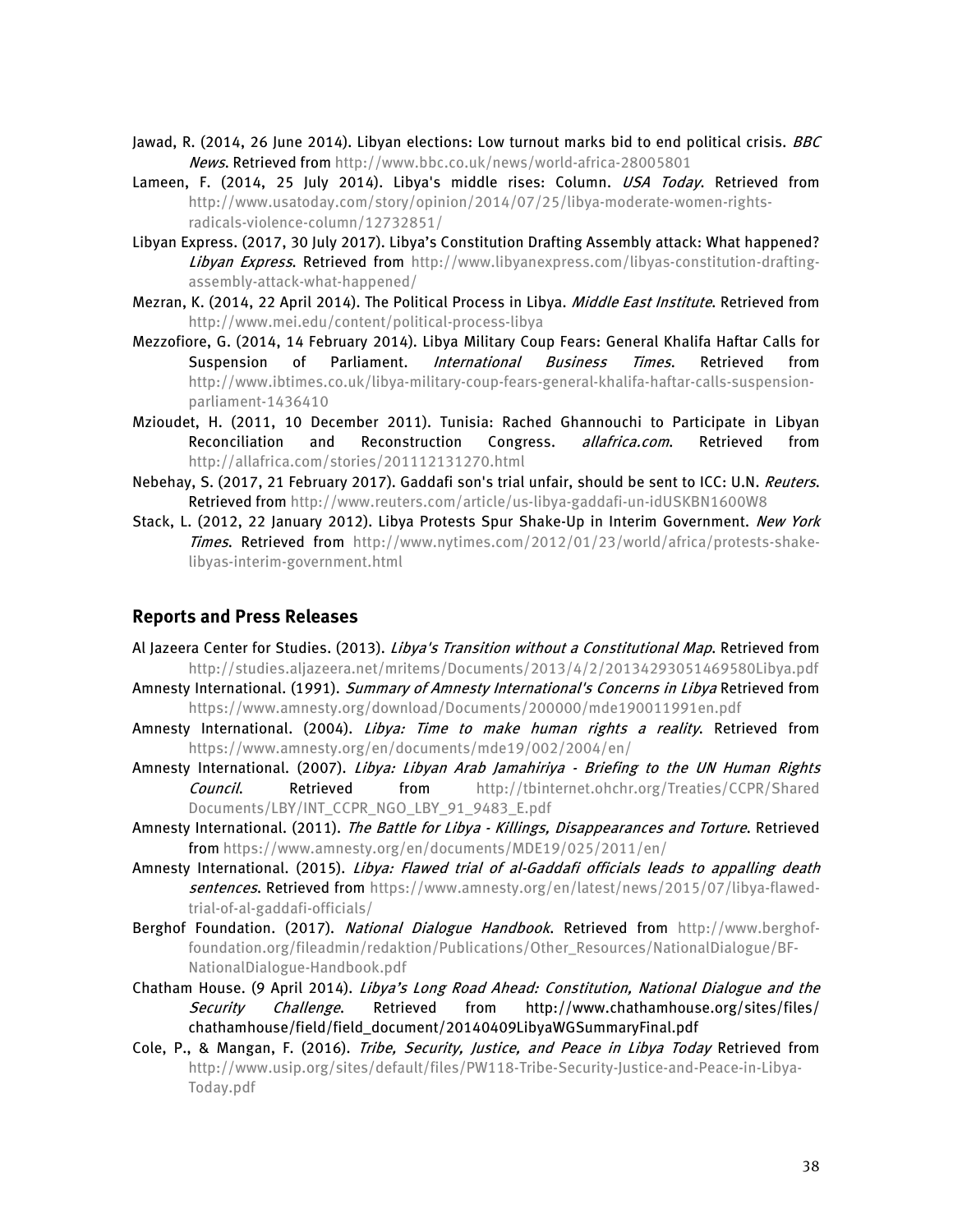Jawad, R. (2014, 26 June 2014). Libyan elections: Low turnout marks bid to end political crisis. *BBC News*. Retrieved from http://www.bbc.co.uk/news/world-africa-28005801

Lameen, F. (2014, 25 July 2014). Libya's middle rises: Column. *USA Today*. Retrieved from http://www.usatoday.com/story/opinion/2014/07/25/libya-moderate-women-rights-radicals-violence-column/12732851/

Libyan Express. (2017, 30 July 2017). Libya's Constitution Drafting Assembly attack: What happened? *Libyan Express*. Retrieved from http://www.libyanexpress.com/libyas-constitution-drafting-assembly-attack-what-happened/

Mezran, K. (2014, 22 April 2014). The Political Process in Libya. *Middle East Institute*. Retrieved from http://www.mei.edu/content/political-process-libya

Mezzofiore, G. (2014, 14 February 2014). Libya Military Coup Fears: General Khalifa Haftar Calls for Suspension of Parliament. *International Business Times*. Retrieved from http://www.ibtimes.co.uk/libya-military-coup-fears-general-khalifa-haftar-calls-suspension-parliament-1436410

Mzioudet, H. (2011, 10 December 2011). Tunisia: Rached Ghannouchi to Participate in Libyan Reconciliation and Reconstruction Congress. *allafrica.com*. Retrieved from http://allafrica.com/stories/201112131270.html

Nebehay, S. (2017, 21 February 2017). Gaddafi son's trial unfair, should be sent to ICC: U.N. *Reuters*. Retrieved from http://www.reuters.com/article/us-libya-gaddafi-un-idUSKBN1600W8

Stack, L. (2012, 22 January 2012). Libya Protests Spur Shake-Up in Interim Government. *New York Times*. Retrieved from http://www.nytimes.com/2012/01/23/world/africa/protests-shake-libyas-interim-government.html

## Reports and Press Releases

Al Jazeera Center for Studies. (2013). *Libya's Transition without a Constitutional Map*. Retrieved from http://studies.aljazeera.net/mritems/Documents/2013/4/2/20134293051469580Libya.pdf

Amnesty International. (1991). *Summary of Amnesty International's Concerns in Libya* Retrieved from https://www.amnesty.org/download/Documents/200000/mde190011991en.pdf

Amnesty International. (2004). *Libya: Time to make human rights a reality*. Retrieved from https://www.amnesty.org/en/documents/mde19/002/2004/en/

Amnesty International. (2007). *Libya: Libyan Arab Jamahiriya - Briefing to the UN Human Rights Council*. Retrieved from http://tbinternet.ohchr.org/Treaties/CCPR/Shared Documents/LBY/INT_CCPR_NGO_LBY_91_9483_E.pdf

Amnesty International. (2011). *The Battle for Libya - Killings, Disappearances and Torture*. Retrieved from https://www.amnesty.org/en/documents/MDE19/025/2011/en/

Amnesty International. (2015). *Libya: Flawed trial of al-Gaddafi officials leads to appalling death sentences*. Retrieved from https://www.amnesty.org/en/latest/news/2015/07/libya-flawed-trial-of-al-gaddafi-officials/

Berghof Foundation. (2017). *National Dialogue Handbook*. Retrieved from http://www.berghof-foundation.org/fileadmin/redaktion/Publications/Other_Resources/NationalDialogue/BF-NationalDialogue-Handbook.pdf

Chatham House. (9 April 2014). *Libya's Long Road Ahead: Constitution, National Dialogue and the Security Challenge*. Retrieved from http://www.chathamhouse.org/sites/files/chathamhouse/field/field_document/20140409LibyaWGSummaryFinal.pdf

Cole, P., & Mangan, F. (2016). *Tribe, Security, Justice, and Peace in Libya Today* Retrieved from http://www.usip.org/sites/default/files/PW118-Tribe-Security-Justice-and-Peace-in-Libya-Today.pdf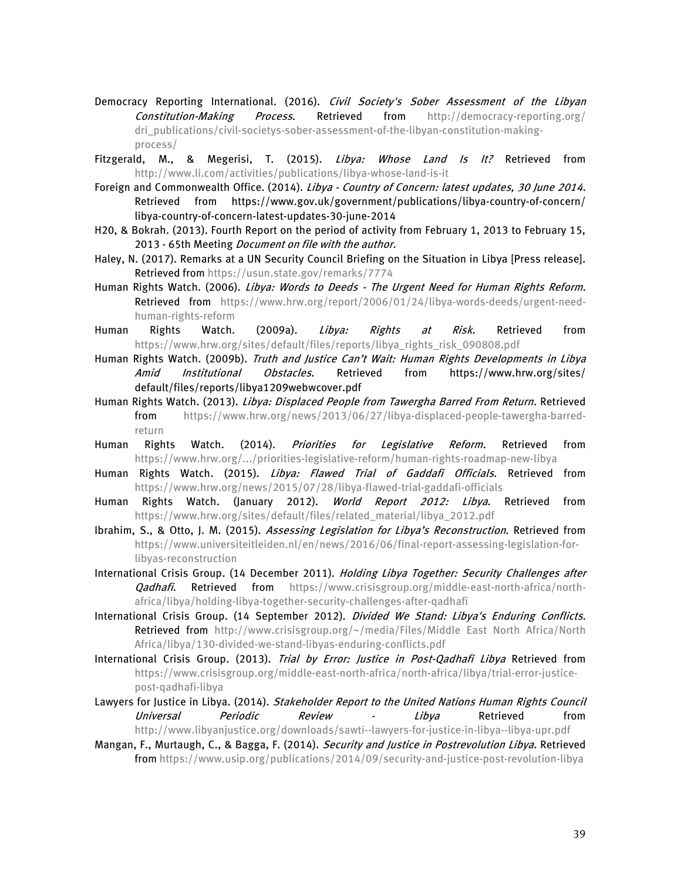Democracy Reporting International. (2016). *Civil Society's Sober Assessment of the Libyan Constitution-Making Process*. Retrieved from http://democracy-reporting.org/dri_publications/civil-societys-sober-assessment-of-the-libyan-constitution-making-process/

Fitzgerald, M., & Megerisi, T. (2015). *Libya: Whose Land Is It?* Retrieved from http://www.li.com/activities/publications/libya-whose-land-is-it

Foreign and Commonwealth Office. (2014). *Libya - Country of Concern: latest updates, 30 June 2014*. Retrieved from https://www.gov.uk/government/publications/libya-country-of-concern/libya-country-of-concern-latest-updates-30-june-2014

H20, & Bokrah. (2013). Fourth Report on the period of activity from February 1, 2013 to February 15, 2013 - 65th Meeting *Document on file with the author.*

Haley, N. (2017). Remarks at a UN Security Council Briefing on the Situation in Libya [Press release]. Retrieved from https://usun.state.gov/remarks/7774

Human Rights Watch. (2006). *Libya: Words to Deeds - The Urgent Need for Human Rights Reform*. Retrieved from https://www.hrw.org/report/2006/01/24/libya-words-deeds/urgent-need-human-rights-reform

Human Rights Watch. (2009a). *Libya: Rights at Risk*. Retrieved from https://www.hrw.org/sites/default/files/reports/libya_rights_risk_090808.pdf

Human Rights Watch. (2009b). *Truth and Justice Can't Wait: Human Rights Developments in Libya Amid Institutional Obstacles*. Retrieved from https://www.hrw.org/sites/default/files/reports/libya1209webwcover.pdf

Human Rights Watch. (2013). *Libya: Displaced People from Tawergha Barred From Return*. Retrieved from https://www.hrw.org/news/2013/06/27/libya-displaced-people-tawergha-barred-return

Human Rights Watch. (2014). *Priorities for Legislative Reform*. Retrieved from https://www.hrw.org/.../priorities-legislative-reform/human-rights-roadmap-new-libya

Human Rights Watch. (2015). *Libya: Flawed Trial of Gaddafi Officials*. Retrieved from https://www.hrw.org/news/2015/07/28/libya-flawed-trial-gaddafi-officials

Human Rights Watch. (January 2012). *World Report 2012: Libya*. Retrieved from https://www.hrw.org/sites/default/files/related_material/libya_2012.pdf

Ibrahim, S., & Otto, J. M. (2015). *Assessing Legislation for Libya's Reconstruction*. Retrieved from https://www.universiteitleiden.nl/en/news/2016/06/final-report-assessing-legislation-for-libyas-reconstruction

International Crisis Group. (14 December 2011). *Holding Libya Together: Security Challenges after Qadhafi*. Retrieved from https://www.crisisgroup.org/middle-east-north-africa/north-africa/libya/holding-libya-together-security-challenges-after-qadhafi

International Crisis Group. (14 September 2012). *Divided We Stand: Libya's Enduring Conflicts*. Retrieved from http://www.crisisgroup.org/~/media/Files/Middle East North Africa/North Africa/libya/130-divided-we-stand-libyas-enduring-conflicts.pdf

International Crisis Group. (2013). *Trial by Error: Justice in Post-Qadhafi Libya* Retrieved from https://www.crisisgroup.org/middle-east-north-africa/north-africa/libya/trial-error-justice-post-qadhafi-libya

Lawyers for Justice in Libya. (2014). *Stakeholder Report to the United Nations Human Rights Council Universal Periodic Review - Libya* Retrieved from http://www.libyanjustice.org/downloads/sawti--lawyers-for-justice-in-libya--libya-upr.pdf

Mangan, F., Murtaugh, C., & Bagga, F. (2014). *Security and Justice in Postrevolution Libya*. Retrieved from https://www.usip.org/publications/2014/09/security-and-justice-post-revolution-libya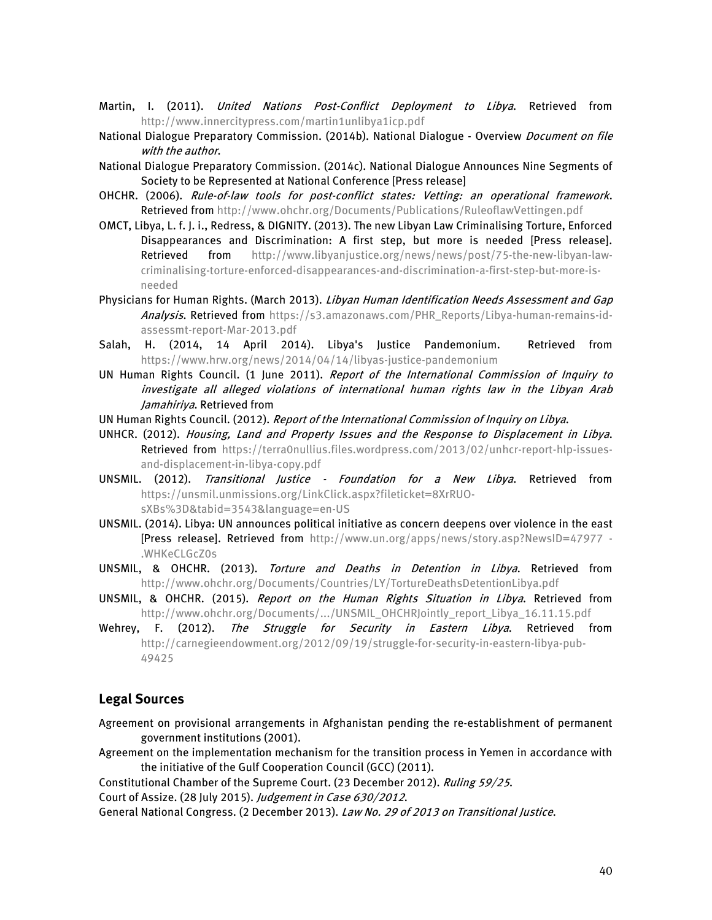Martin, I. (2011). *United Nations Post-Conflict Deployment to Libya*. Retrieved from http://www.innercitypress.com/martin1unlibya1icp.pdf

National Dialogue Preparatory Commission. (2014b). National Dialogue - Overview *Document on file with the author*.

National Dialogue Preparatory Commission. (2014c). National Dialogue Announces Nine Segments of Society to be Represented at National Conference [Press release]

OHCHR. (2006). *Rule-of-law tools for post-conflict states: Vetting: an operational framework*. Retrieved from http://www.ohchr.org/Documents/Publications/RuleoflawVettingen.pdf

OMCT, Libya, L. f. J. i., Redress, & DIGNITY. (2013). The new Libyan Law Criminalising Torture, Enforced Disappearances and Discrimination: A first step, but more is needed [Press release]. Retrieved from http://www.libyanjustice.org/news/news/post/75-the-new-libyan-law-criminalising-torture-enforced-disappearances-and-discrimination-a-first-step-but-more-is-needed

Physicians for Human Rights. (March 2013). *Libyan Human Identification Needs Assessment and Gap Analysis*. Retrieved from https://s3.amazonaws.com/PHR_Reports/Libya-human-remains-id-assessmt-report-Mar-2013.pdf

Salah, H. (2014, 14 April 2014). Libya's Justice Pandemonium. Retrieved from https://www.hrw.org/news/2014/04/14/libyas-justice-pandemonium

UN Human Rights Council. (1 June 2011). *Report of the International Commission of Inquiry to investigate all alleged violations of international human rights law in the Libyan Arab Jamahiriya*. Retrieved from

UN Human Rights Council. (2012). *Report of the International Commission of Inquiry on Libya*.

UNHCR. (2012). *Housing, Land and Property Issues and the Response to Displacement in Libya*. Retrieved from https://terra0nullius.files.wordpress.com/2013/02/unhcr-report-hlp-issues-and-displacement-in-libya-copy.pdf

UNSMIL. (2012). *Transitional Justice - Foundation for a New Libya*. Retrieved from https://unsmil.unmissions.org/LinkClick.aspx?fileticket=8XrRUO-sXBs%3D&tabid=3543&language=en-US

UNSMIL. (2014). Libya: UN announces political initiative as concern deepens over violence in the east [Press release]. Retrieved from http://www.un.org/apps/news/story.asp?NewsID=47977 - .WHKeCLGcZ0s

UNSMIL, & OHCHR. (2013). *Torture and Deaths in Detention in Libya*. Retrieved from http://www.ohchr.org/Documents/Countries/LY/TortureDeathsDetentionLibya.pdf

UNSMIL, & OHCHR. (2015). *Report on the Human Rights Situation in Libya*. Retrieved from http://www.ohchr.org/Documents/.../UNSMIL_OHCHRJointly_report_Libya_16.11.15.pdf

Wehrey, F. (2012). *The Struggle for Security in Eastern Libya*. Retrieved from http://carnegieendowment.org/2012/09/19/struggle-for-security-in-eastern-libya-pub-49425

## Legal Sources

Agreement on provisional arrangements in Afghanistan pending the re-establishment of permanent government institutions (2001).

Agreement on the implementation mechanism for the transition process in Yemen in accordance with the initiative of the Gulf Cooperation Council (GCC) (2011).

Constitutional Chamber of the Supreme Court. (23 December 2012). *Ruling 59/25*.

Court of Assize. (28 July 2015). *Judgement in Case 630/2012*.

General National Congress. (2 December 2013). *Law No. 29 of 2013 on Transitional Justice*.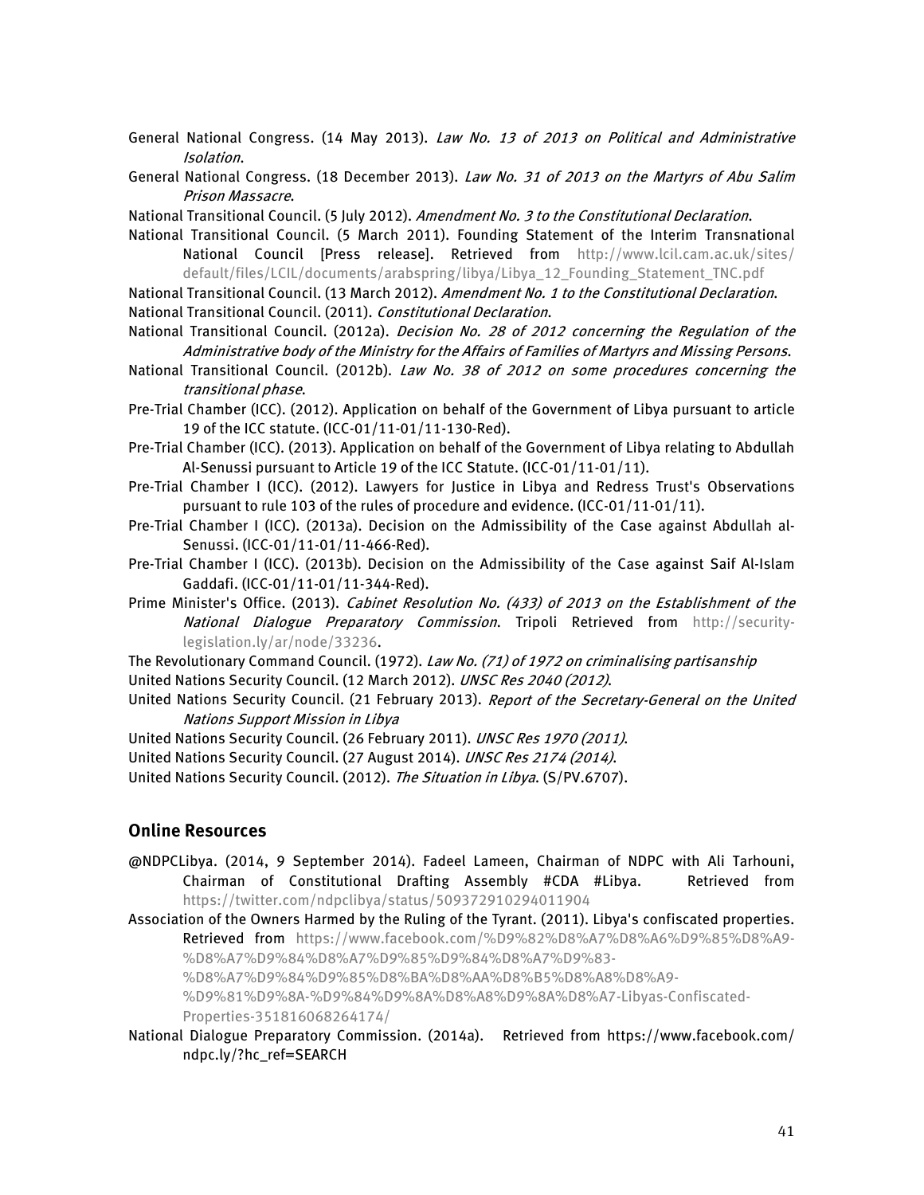General National Congress. (14 May 2013). *Law No. 13 of 2013 on Political and Administrative Isolation*.

General National Congress. (18 December 2013). *Law No. 31 of 2013 on the Martyrs of Abu Salim Prison Massacre*.

National Transitional Council. (5 July 2012). *Amendment No. 3 to the Constitutional Declaration*.

National Transitional Council. (5 March 2011). Founding Statement of the Interim Transnational National Council [Press release]. Retrieved from http://www.lcil.cam.ac.uk/sites/default/files/LCIL/documents/arabspring/libya/Libya_12_Founding_Statement_TNC.pdf

National Transitional Council. (13 March 2012). *Amendment No. 1 to the Constitutional Declaration*.

National Transitional Council. (2011). *Constitutional Declaration*.

National Transitional Council. (2012a). *Decision No. 28 of 2012 concerning the Regulation of the Administrative body of the Ministry for the Affairs of Families of Martyrs and Missing Persons*.

National Transitional Council. (2012b). *Law No. 38 of 2012 on some procedures concerning the transitional phase*.

Pre-Trial Chamber (ICC). (2012). Application on behalf of the Government of Libya pursuant to article 19 of the ICC statute. (ICC-01/11-01/11-130-Red).

Pre-Trial Chamber (ICC). (2013). Application on behalf of the Government of Libya relating to Abdullah Al-Senussi pursuant to Article 19 of the ICC Statute. (ICC-01/11-01/11).

Pre-Trial Chamber I (ICC). (2012). Lawyers for Justice in Libya and Redress Trust's Observations pursuant to rule 103 of the rules of procedure and evidence. (ICC-01/11-01/11).

Pre-Trial Chamber I (ICC). (2013a). Decision on the Admissibility of the Case against Abdullah al-Senussi. (ICC-01/11-01/11-466-Red).

Pre-Trial Chamber I (ICC). (2013b). Decision on the Admissibility of the Case against Saif Al-Islam Gaddafi. (ICC-01/11-01/11-344-Red).

Prime Minister's Office. (2013). *Cabinet Resolution No. (433) of 2013 on the Establishment of the National Dialogue Preparatory Commission*. Tripoli Retrieved from http://security-legislation.ly/ar/node/33236.

The Revolutionary Command Council. (1972). *Law No. (71) of 1972 on criminalising partisanship*

United Nations Security Council. (12 March 2012). *UNSC Res 2040 (2012)*.

United Nations Security Council. (21 February 2013). *Report of the Secretary-General on the United Nations Support Mission in Libya*

United Nations Security Council. (26 February 2011). *UNSC Res 1970 (2011)*.

United Nations Security Council. (27 August 2014). *UNSC Res 2174 (2014)*.

United Nations Security Council. (2012). *The Situation in Libya*. (S/PV.6707).

## Online Resources

@NDPCLibya. (2014, 9 September 2014). Fadeel Lameen, Chairman of NDPC with Ali Tarhouni, Chairman of Constitutional Drafting Assembly #CDA #Libya. Retrieved from https://twitter.com/ndpclibya/status/509372910294011904

Association of the Owners Harmed by the Ruling of the Tyrant. (2011). Libya's confiscated properties. Retrieved from https://www.facebook.com/%D9%82%D8%A7%D8%A6%D9%85%D8%A9-%D8%A7%D9%84%D8%A7%D9%85%D9%84%D8%A7%D9%83-%D8%A7%D9%84%D9%85%D8%BA%D8%AA%D8%B5%D8%A8%D8%A9-%D9%81%D9%8A-%D9%84%D9%8A%D8%A8%D9%8A%D8%A7-Libyas-Confiscated-Properties-351816068264174/

National Dialogue Preparatory Commission. (2014a). Retrieved from https://www.facebook.com/ndpc.ly/?hc_ref=SEARCH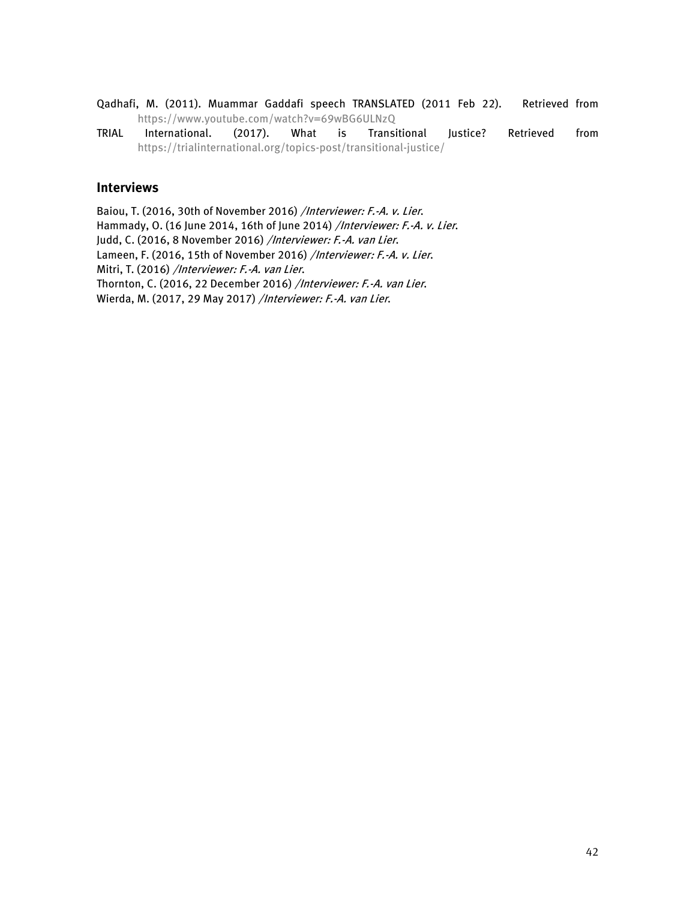Qadhafi, M. (2011). Muammar Gaddafi speech TRANSLATED (2011 Feb 22). Retrieved from https://www.youtube.com/watch?v=69wBG6ULNzQ

TRIAL International. (2017). What is Transitional Justice? Retrieved from https://trialinternational.org/topics-post/transitional-justice/

## Interviews

Baiou, T. (2016, 30th of November 2016) */Interviewer: F.-A. v. Lier*.

Hammady, O. (16 June 2014, 16th of June 2014) */Interviewer: F.-A. v. Lier*.

Judd, C. (2016, 8 November 2016) */Interviewer: F.-A. van Lier*.

Lameen, F. (2016, 15th of November 2016) */Interviewer: F.-A. v. Lier*.

Mitri, T. (2016) */Interviewer: F.-A. van Lier*.

Thornton, C. (2016, 22 December 2016) */Interviewer: F.-A. van Lier*.

Wierda, M. (2017, 29 May 2017) */Interviewer: F.-A. van Lier*.